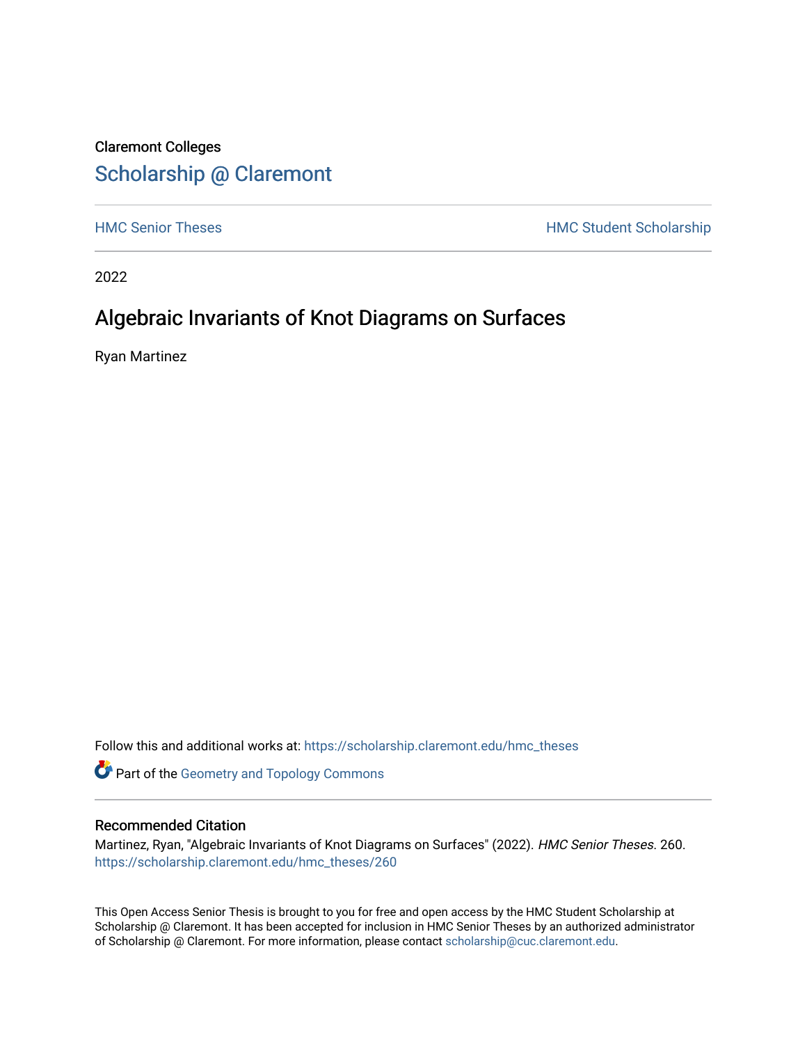Claremont Colleges

# Scholarship @ Claremont

HMC Senior Theses

HMC Student Scholarship

2022

## Algebraic Invariants of Knot Diagrams on Surfaces

Ryan Martinez

Follow this and additional works at: https://scholarship.claremont.edu/hmc_theses

Part of the Geometry and Topology Commons

### Recommended Citation

Martinez, Ryan, "Algebraic Invariants of Knot Diagrams on Surfaces" (2022). *HMC Senior Theses*. 260.
https://scholarship.claremont.edu/hmc_theses/260

This Open Access Senior Thesis is brought to you for free and open access by the HMC Student Scholarship at Scholarship @ Claremont. It has been accepted for inclusion in HMC Senior Theses by an authorized administrator of Scholarship @ Claremont. For more information, please contact scholarship@cuc.claremont.edu.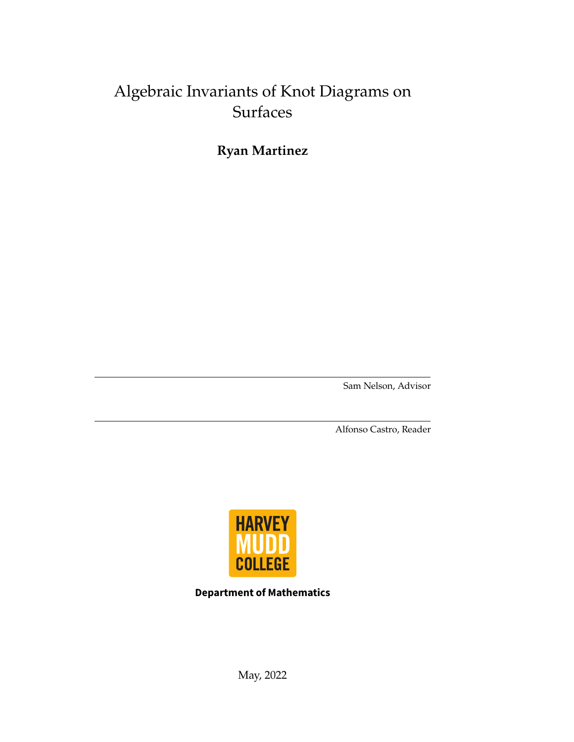# Algebraic Invariants of Knot Diagrams on Surfaces

**Ryan Martinez**

---

Sam Nelson, Advisor

---

Alfonso Castro, Reader

HARVEY MUDD COLLEGE

**Department of Mathematics**

May, 2022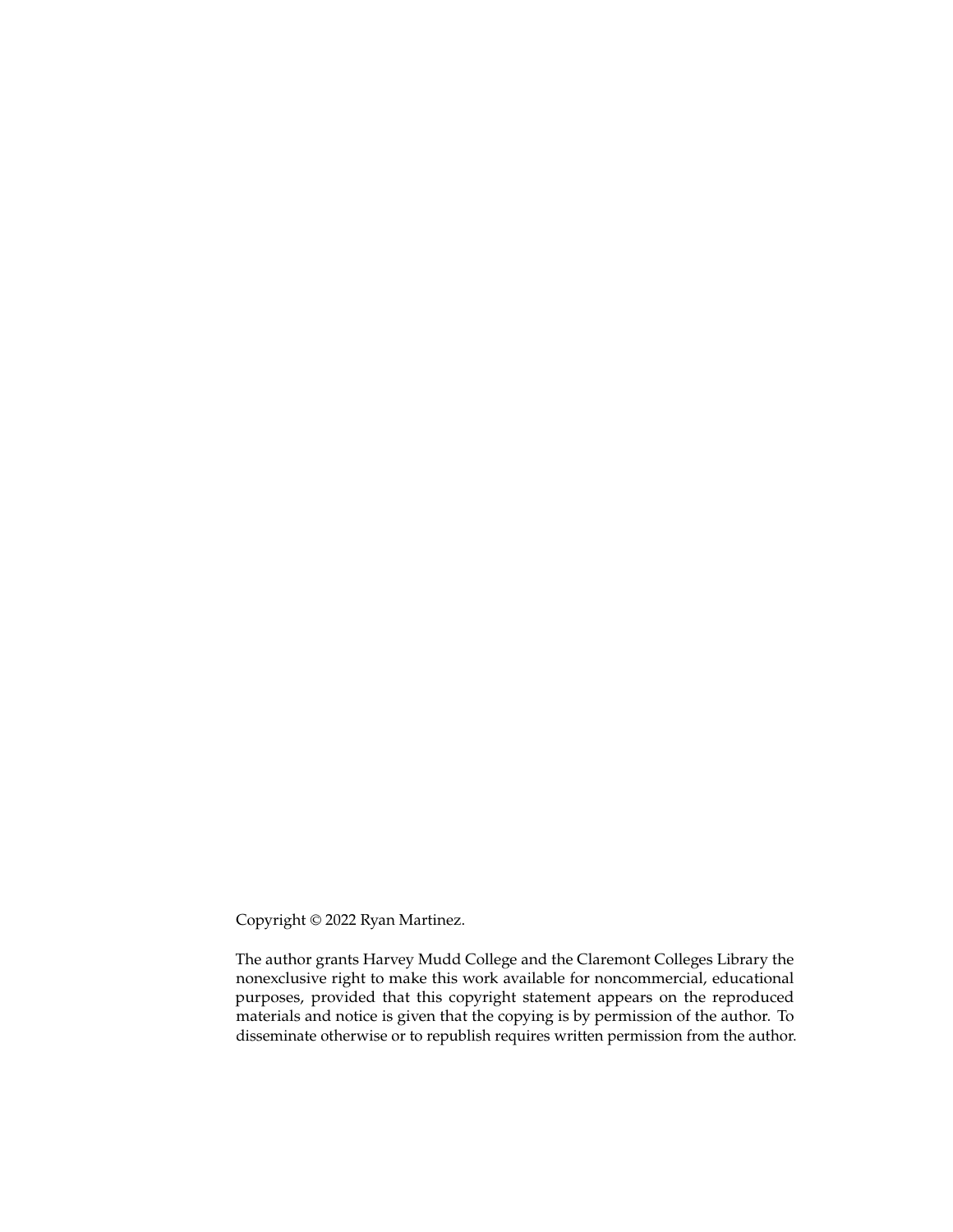Copyright © 2022 Ryan Martinez.

The author grants Harvey Mudd College and the Claremont Colleges Library the nonexclusive right to make this work available for noncommercial, educational purposes, provided that this copyright statement appears on the reproduced materials and notice is given that the copying is by permission of the author. To disseminate otherwise or to republish requires written permission from the author.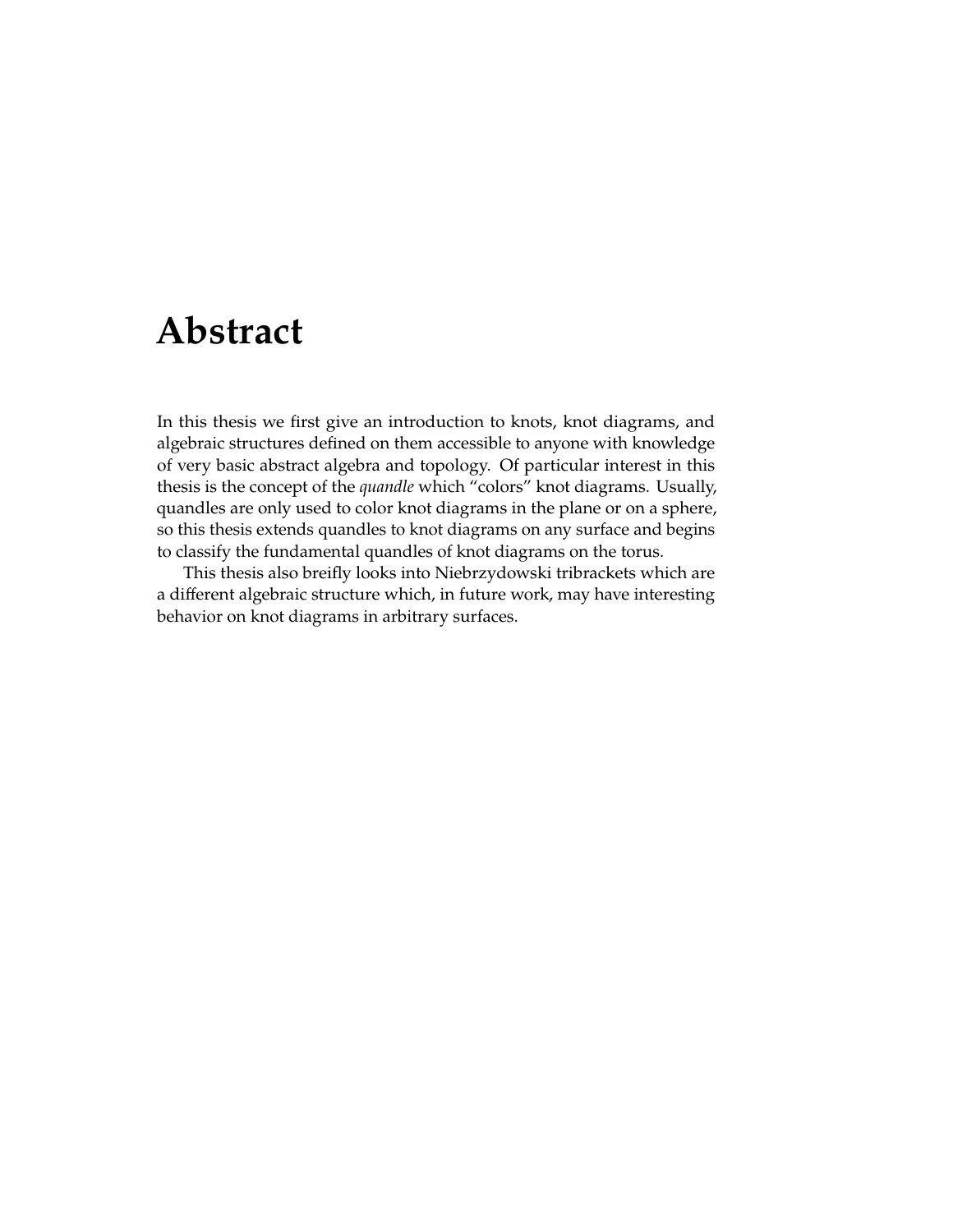# Abstract

In this thesis we first give an introduction to knots, knot diagrams, and algebraic structures defined on them accessible to anyone with knowledge of very basic abstract algebra and topology. Of particular interest in this thesis is the concept of the *quandle* which "colors" knot diagrams. Usually, quandles are only used to color knot diagrams in the plane or on a sphere, so this thesis extends quandles to knot diagrams on any surface and begins to classify the fundamental quandles of knot diagrams on the torus.

This thesis also breifly looks into Niebrzydowski tribrackets which are a different algebraic structure which, in future work, may have interesting behavior on knot diagrams in arbitrary surfaces.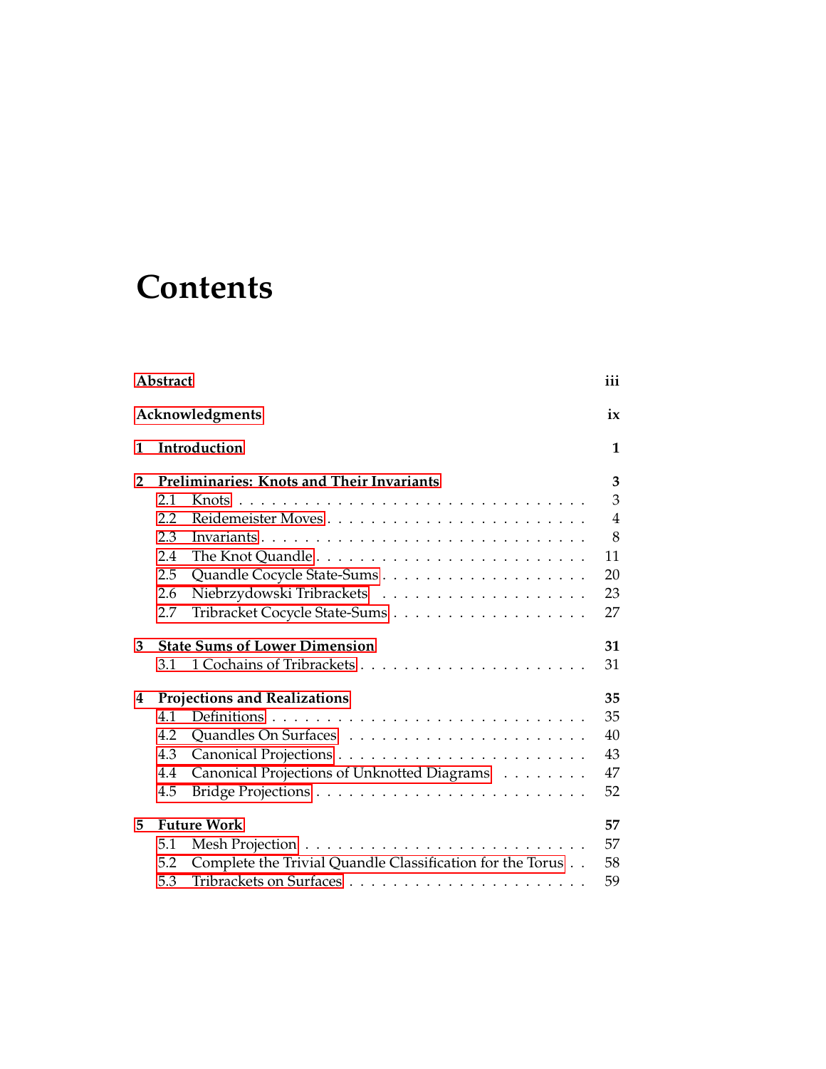# Contents

| | | |
|---|---|---|
| **Abstract** | | **iii** |
| **Acknowledgments** | | **ix** |
| **1** | **Introduction** | **1** |
| **2** | **Preliminaries: Knots and Their Invariants** | **3** |
| 2.1 | Knots | 3 |
| 2.2 | Reidemeister Moves | 4 |
| 2.3 | Invariants | 8 |
| 2.4 | The Knot Quandle | 11 |
| 2.5 | Quandle Cocycle State-Sums | 20 |
| 2.6 | Niebrzydowski Tribrackets | 23 |
| 2.7 | Tribracket Cocycle State-Sums | 27 |
| **3** | **State Sums of Lower Dimension** | **31** |
| 3.1 | 1 Cochains of Tribrackets | 31 |
| **4** | **Projections and Realizations** | **35** |
| 4.1 | Definitions | 35 |
| 4.2 | Quandles On Surfaces | 40 |
| 4.3 | Canonical Projections | 43 |
| 4.4 | Canonical Projections of Unknotted Diagrams | 47 |
| 4.5 | Bridge Projections | 52 |
| **5** | **Future Work** | **57** |
| 5.1 | Mesh Projection | 57 |
| 5.2 | Complete the Trivial Quandle Classification for the Torus | 58 |
| 5.3 | Tribrackets on Surfaces | 59 |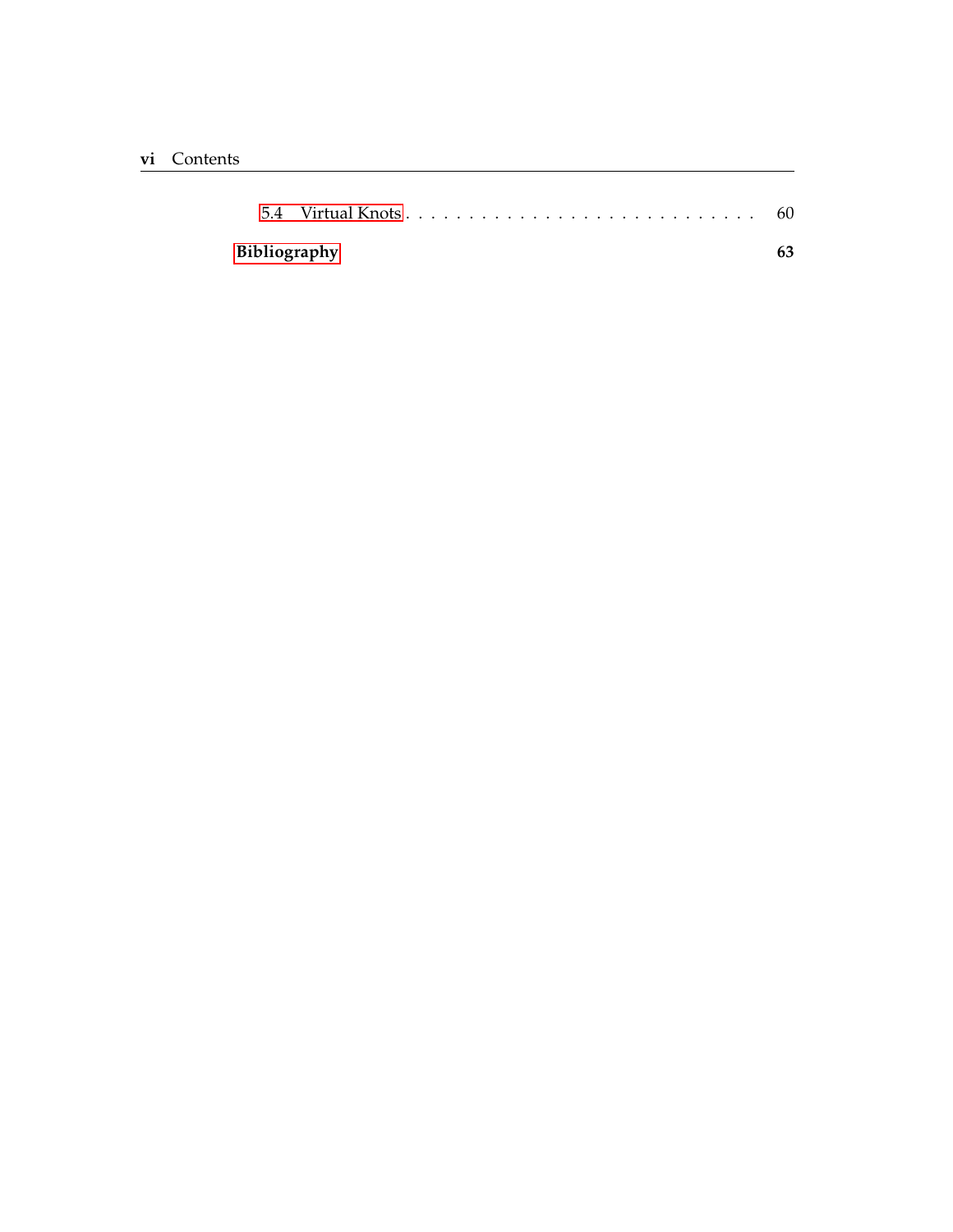5.4 Virtual Knots . . . . . . . . . . . . . . . . . . . . . . . . . . . . 60

**Bibliography** **63**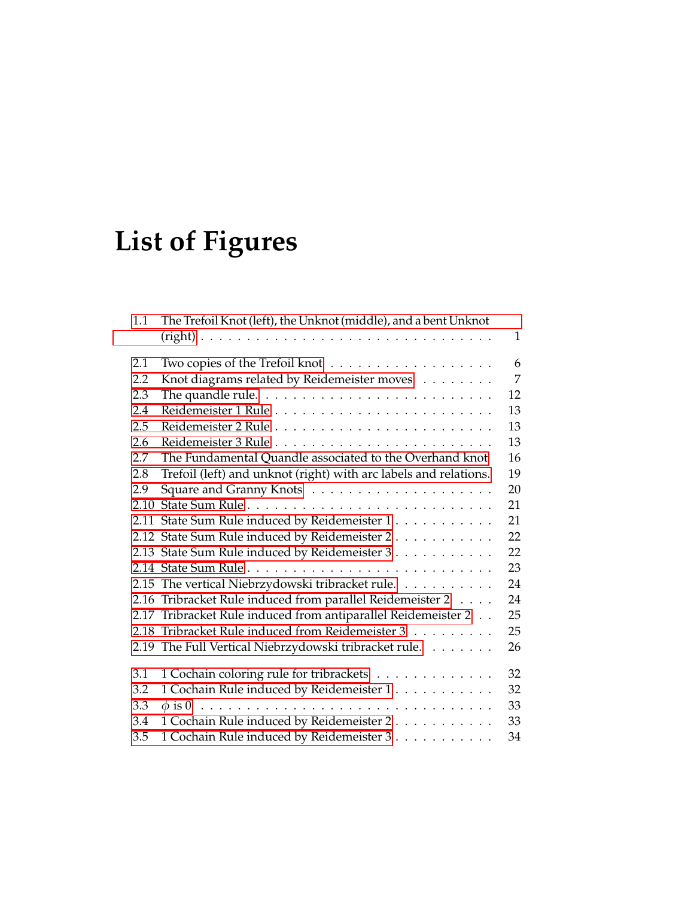# List of Figures

- 1.1 The Trefoil Knot (left), the Unknot (middle), and a bent Unknot (right) . . . . . 1

- 2.1 Two copies of the Trefoil knot . . . . . 6
- 2.2 Knot diagrams related by Reidemeister moves . . . . . 7
- 2.3 The quandle rule. . . . . 12
- 2.4 Reidemeister 1 Rule . . . . . 13
- 2.5 Reidemeister 2 Rule . . . . . 13
- 2.6 Reidemeister 3 Rule . . . . . 13
- 2.7 The Fundamental Quandle associated to the Overhand knot . . . . . 16
- 2.8 Trefoil (left) and unknot (right) with arc labels and relations. . . . . . 19
- 2.9 Square and Granny Knots . . . . . 20
- 2.10 State Sum Rule . . . . . 21
- 2.11 State Sum Rule induced by Reidemeister 1 . . . . . 21
- 2.12 State Sum Rule induced by Reidemeister 2 . . . . . 22
- 2.13 State Sum Rule induced by Reidemeister 3 . . . . . 22
- 2.14 State Sum Rule . . . . . 23
- 2.15 The vertical Niebrzydowski tribracket rule. . . . . . 24
- 2.16 Tribracket Rule induced from parallel Reidemeister 2 . . . . . 24
- 2.17 Tribracket Rule induced from antiparallel Reidemeister 2 . . . . . 25
- 2.18 Tribracket Rule induced from Reidemeister 3 . . . . . 25
- 2.19 The Full Vertical Niebrzydowski tribracket rule. . . . . . 26

- 3.1 1 Cochain coloring rule for tribrackets . . . . . 32
- 3.2 1 Cochain Rule induced by Reidemeister 1 . . . . . 32
- 3.3 $\phi$ is 0 . . . . . 33
- 3.4 1 Cochain Rule induced by Reidemeister 2 . . . . . 33
- 3.5 1 Cochain Rule induced by Reidemeister 3 . . . . . 34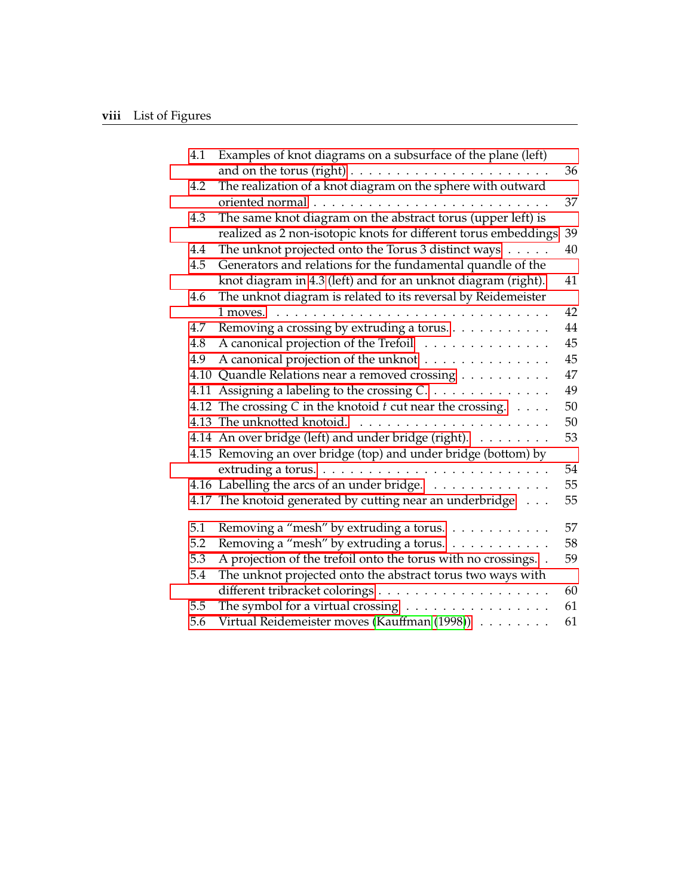| | | |
|---|---|---|
| 4.1 | Examples of knot diagrams on a subsurface of the plane (left) and on the torus (right) | 36 |
| 4.2 | The realization of a knot diagram on the sphere with outward oriented normal | 37 |
| 4.3 | The same knot diagram on the abstract torus (upper left) is realized as 2 non-isotopic knots for different torus embeddings | 39 |
| 4.4 | The unknot projected onto the Torus 3 distinct ways | 40 |
| 4.5 | Generators and relations for the fundamental quandle of the knot diagram in 4.3 (left) and for an unknot diagram (right). | 41 |
| 4.6 | The unknot diagram is related to its reversal by Reidemeister 1 moves. | 42 |
| 4.7 | Removing a crossing by extruding a torus. | 44 |
| 4.8 | A canonical projection of the Trefoil | 45 |
| 4.9 | A canonical projection of the unknot | 45 |
| 4.10 | Quandle Relations near a removed crossing | 47 |
| 4.11 | Assigning a labeling to the crossing $C$. | 49 |
| 4.12 | The crossing $C$ in the knotoid $t$ cut near the crossing. | 50 |
| 4.13 | The unknotted knotoid. | 50 |
| 4.14 | An over bridge (left) and under bridge (right). | 53 |
| 4.15 | Removing an over bridge (top) and under bridge (bottom) by extruding a torus. | 54 |
| 4.16 | Labelling the arcs of an under bridge. | 55 |
| 4.17 | The knotoid generated by cutting near an underbridge | 55 |
| 5.1 | Removing a "mesh" by extruding a torus. | 57 |
| 5.2 | Removing a "mesh" by extruding a torus. | 58 |
| 5.3 | A projection of the trefoil onto the torus with no crossings. | 59 |
| 5.4 | The unknot projected onto the abstract torus two ways with different tribracket colorings | 60 |
| 5.5 | The symbol for a virtual crossing | 61 |
| 5.6 | Virtual Reidemeister moves (Kauffman (1998)) | 61 |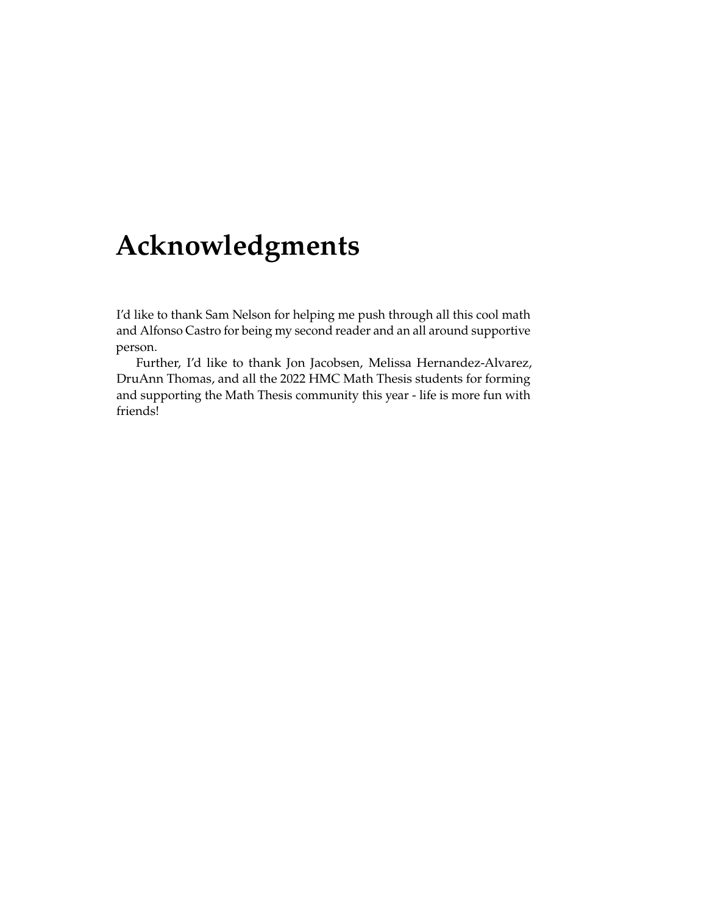# Acknowledgments

I'd like to thank Sam Nelson for helping me push through all this cool math and Alfonso Castro for being my second reader and an all around supportive person.

Further, I'd like to thank Jon Jacobsen, Melissa Hernandez-Alvarez, DruAnn Thomas, and all the 2022 HMC Math Thesis students for forming and supporting the Math Thesis community this year - life is more fun with friends!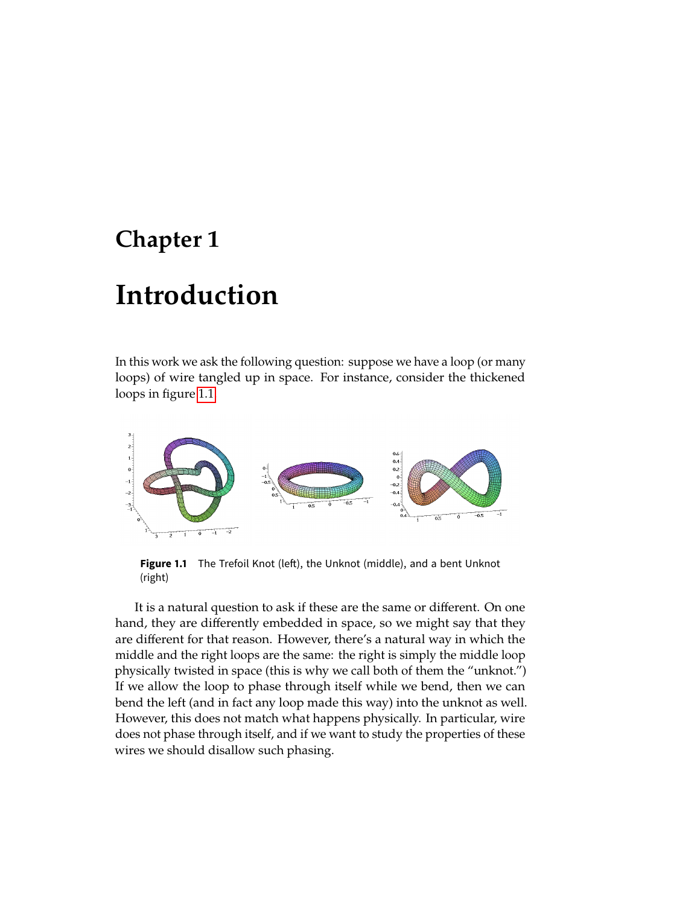# Chapter 1

# Introduction

In this work we ask the following question: suppose we have a loop (or many loops) of wire tangled up in space. For instance, consider the thickened loops in figure 1.1

**Figure 1.1** The Trefoil Knot (left), the Unknot (middle), and a bent Unknot (right)

It is a natural question to ask if these are the same or different. On one hand, they are differently embedded in space, so we might say that they are different for that reason. However, there's a natural way in which the middle and the right loops are the same: the right is simply the middle loop physically twisted in space (this is why we call both of them the "unknot.") If we allow the loop to phase through itself while we bend, then we can bend the left (and in fact any loop made this way) into the unknot as well. However, this does not match what happens physically. In particular, wire does not phase through itself, and if we want to study the properties of these wires we should disallow such phasing.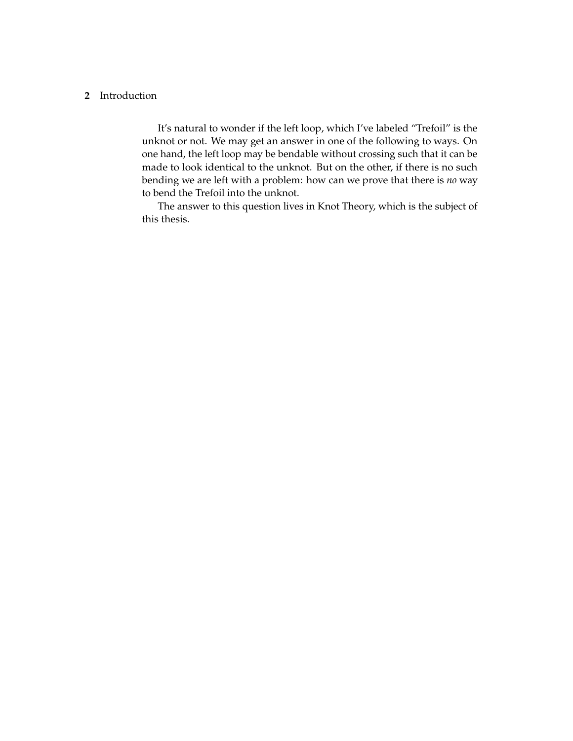It's natural to wonder if the left loop, which I've labeled "Trefoil" is the unknot or not. We may get an answer in one of the following to ways. On one hand, the left loop may be bendable without crossing such that it can be made to look identical to the unknot. But on the other, if there is no such bending we are left with a problem: how can we prove that there is *no* way to bend the Trefoil into the unknot.

The answer to this question lives in Knot Theory, which is the subject of this thesis.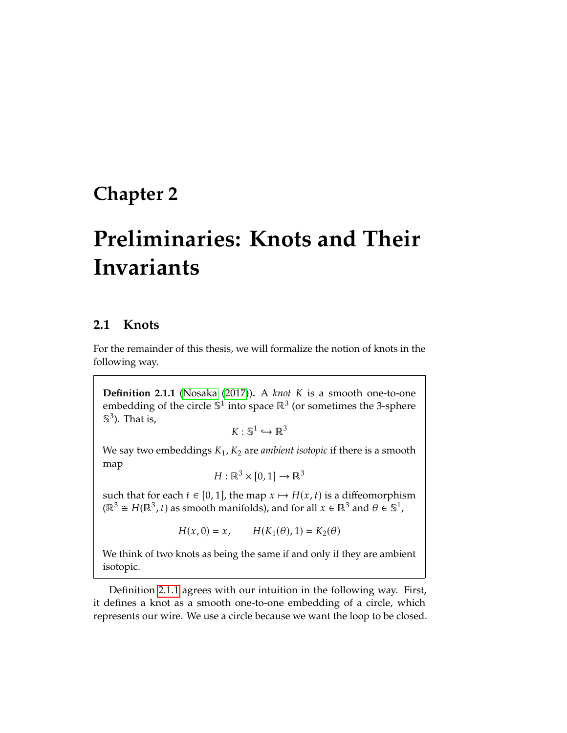# Chapter 2

# Preliminaries: Knots and Their Invariants

## 2.1 Knots

For the remainder of this thesis, we will formalize the notion of knots in the following way.

> **Definition 2.1.1** (Nosaka (2017))**.** A *knot* $K$ is a smooth one-to-one embedding of the circle $\mathbb{S}^1$ into space $\mathbb{R}^3$ (or sometimes the 3-sphere $\mathbb{S}^3$). That is,
>
> $$K : \mathbb{S}^1 \hookrightarrow \mathbb{R}^3$$
>
> We say two embeddings $K_1, K_2$ are *ambient isotopic* if there is a smooth map
>
> $$H : \mathbb{R}^3 \times [0, 1] \to \mathbb{R}^3$$
>
> such that for each $t \in [0, 1]$, the map $x \mapsto H(x, t)$ is a diffeomorphism ($\mathbb{R}^3 \cong H(\mathbb{R}^3, t)$ as smooth manifolds), and for all $x \in \mathbb{R}^3$ and $\theta \in \mathbb{S}^1$,
>
> $$H(x, 0) = x, \qquad H(K_1(\theta), 1) = K_2(\theta)$$
>
> We think of two knots as being the same if and only if they are ambient isotopic.

Definition 2.1.1 agrees with our intuition in the following way. First, it defines a knot as a smooth one-to-one embedding of a circle, which represents our wire. We use a circle because we want the loop to be closed.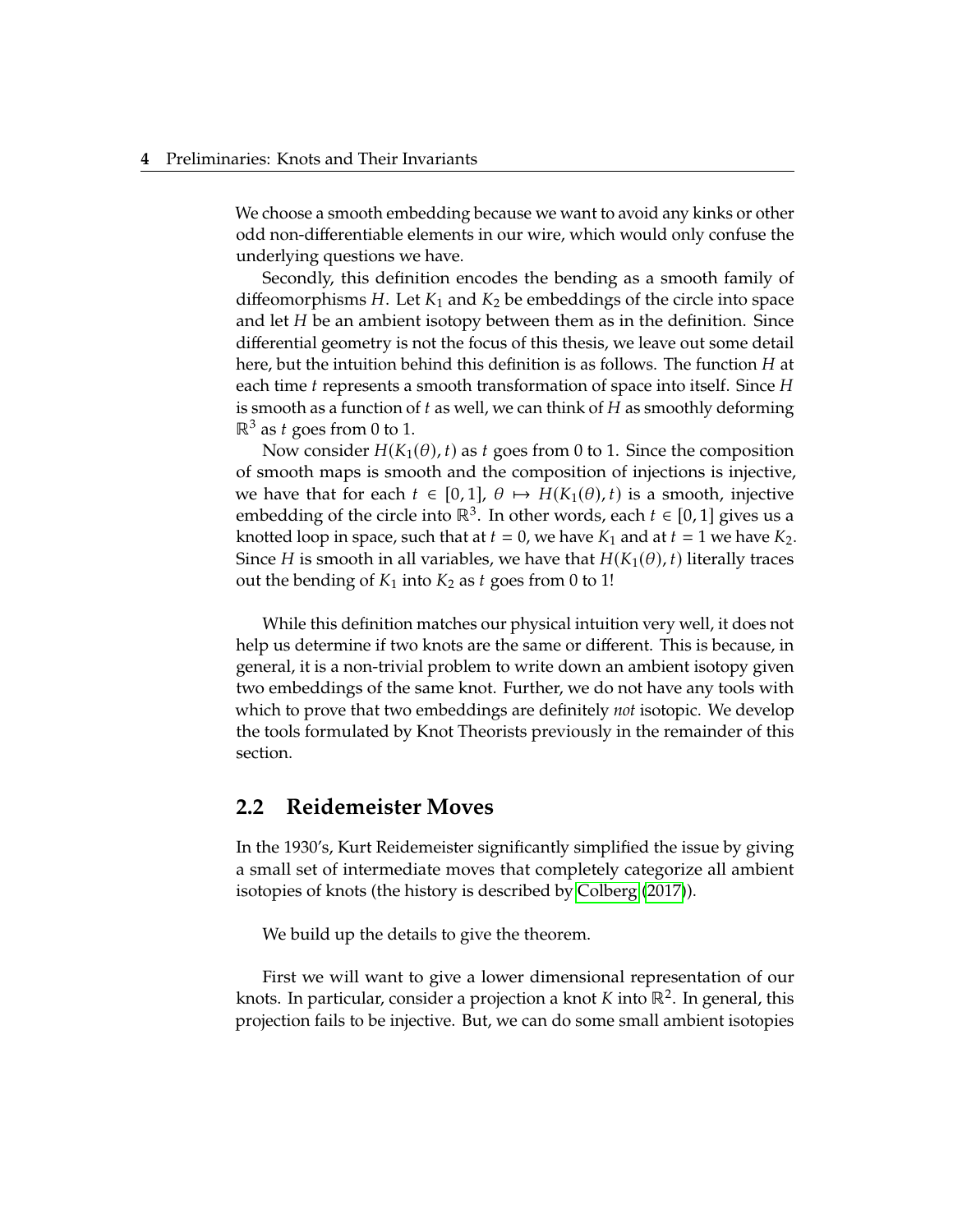We choose a smooth embedding because we want to avoid any kinks or other odd non-differentiable elements in our wire, which would only confuse the underlying questions we have.

Secondly, this definition encodes the bending as a smooth family of diffeomorphisms $H$. Let $K_1$ and $K_2$ be embeddings of the circle into space and let $H$ be an ambient isotopy between them as in the definition. Since differential geometry is not the focus of this thesis, we leave out some detail here, but the intuition behind this definition is as follows. The function $H$ at each time $t$ represents a smooth transformation of space into itself. Since $H$ is smooth as a function of $t$ as well, we can think of $H$ as smoothly deforming $\mathbb{R}^3$ as $t$ goes from 0 to 1.

Now consider $H(K_1(\theta), t)$ as $t$ goes from 0 to 1. Since the composition of smooth maps is smooth and the composition of injections is injective, we have that for each $t \in [0, 1]$, $\theta \mapsto H(K_1(\theta), t)$ is a smooth, injective embedding of the circle into $\mathbb{R}^3$. In other words, each $t \in [0, 1]$ gives us a knotted loop in space, such that at $t = 0$, we have $K_1$ and at $t = 1$ we have $K_2$. Since $H$ is smooth in all variables, we have that $H(K_1(\theta), t)$ literally traces out the bending of $K_1$ into $K_2$ as $t$ goes from 0 to 1!

While this definition matches our physical intuition very well, it does not help us determine if two knots are the same or different. This is because, in general, it is a non-trivial problem to write down an ambient isotopy given two embeddings of the same knot. Further, we do not have any tools with which to prove that two embeddings are definitely *not* isotopic. We develop the tools formulated by Knot Theorists previously in the remainder of this section.

## 2.2 Reidemeister Moves

In the 1930's, Kurt Reidemeister significantly simplified the issue by giving a small set of intermediate moves that completely categorize all ambient isotopies of knots (the history is described by Colberg (2017)).

We build up the details to give the theorem.

First we will want to give a lower dimensional representation of our knots. In particular, consider a projection a knot $K$ into $\mathbb{R}^2$. In general, this projection fails to be injective. But, we can do some small ambient isotopies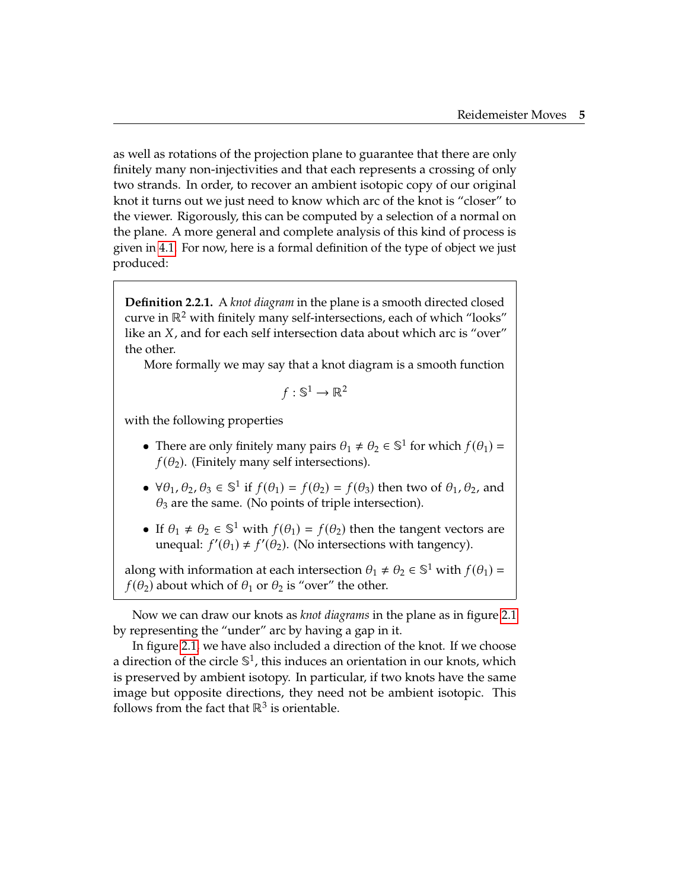as well as rotations of the projection plane to guarantee that there are only finitely many non-injectivities and that each represents a crossing of only two strands. In order, to recover an ambient isotopic copy of our original knot it turns out we just need to know which arc of the knot is "closer" to the viewer. Rigorously, this can be computed by a selection of a normal on the plane. A more general and complete analysis of this kind of process is given in 4.1. For now, here is a formal definition of the type of object we just produced:

> **Definition 2.2.1.** A *knot diagram* in the plane is a smooth directed closed curve in $\mathbb{R}^2$ with finitely many self-intersections, each of which "looks" like an $X$, and for each self intersection data about which arc is "over" the other.
>
> More formally we may say that a knot diagram is a smooth function
>
> $$f : \mathbb{S}^1 \to \mathbb{R}^2$$
>
> with the following properties
>
> - There are only finitely many pairs $\theta_1 \neq \theta_2 \in \mathbb{S}^1$ for which $f(\theta_1) = f(\theta_2)$. (Finitely many self intersections).
> - $\forall \theta_1, \theta_2, \theta_3 \in \mathbb{S}^1$ if $f(\theta_1) = f(\theta_2) = f(\theta_3)$ then two of $\theta_1, \theta_2$, and $\theta_3$ are the same. (No points of triple intersection).
> - If $\theta_1 \neq \theta_2 \in \mathbb{S}^1$ with $f(\theta_1) = f(\theta_2)$ then the tangent vectors are unequal: $f'(\theta_1) \neq f'(\theta_2)$. (No intersections with tangency).
>
> along with information at each intersection $\theta_1 \neq \theta_2 \in \mathbb{S}^1$ with $f(\theta_1) = f(\theta_2)$ about which of $\theta_1$ or $\theta_2$ is "over" the other.

Now we can draw our knots as *knot diagrams* in the plane as in figure 2.1 by representing the "under" arc by having a gap in it.

In figure 2.1, we have also included a direction of the knot. If we choose a direction of the circle $\mathbb{S}^1$, this induces an orientation in our knots, which is preserved by ambient isotopy. In particular, if two knots have the same image but opposite directions, they need not be ambient isotopic. This follows from the fact that $\mathbb{R}^3$ is orientable.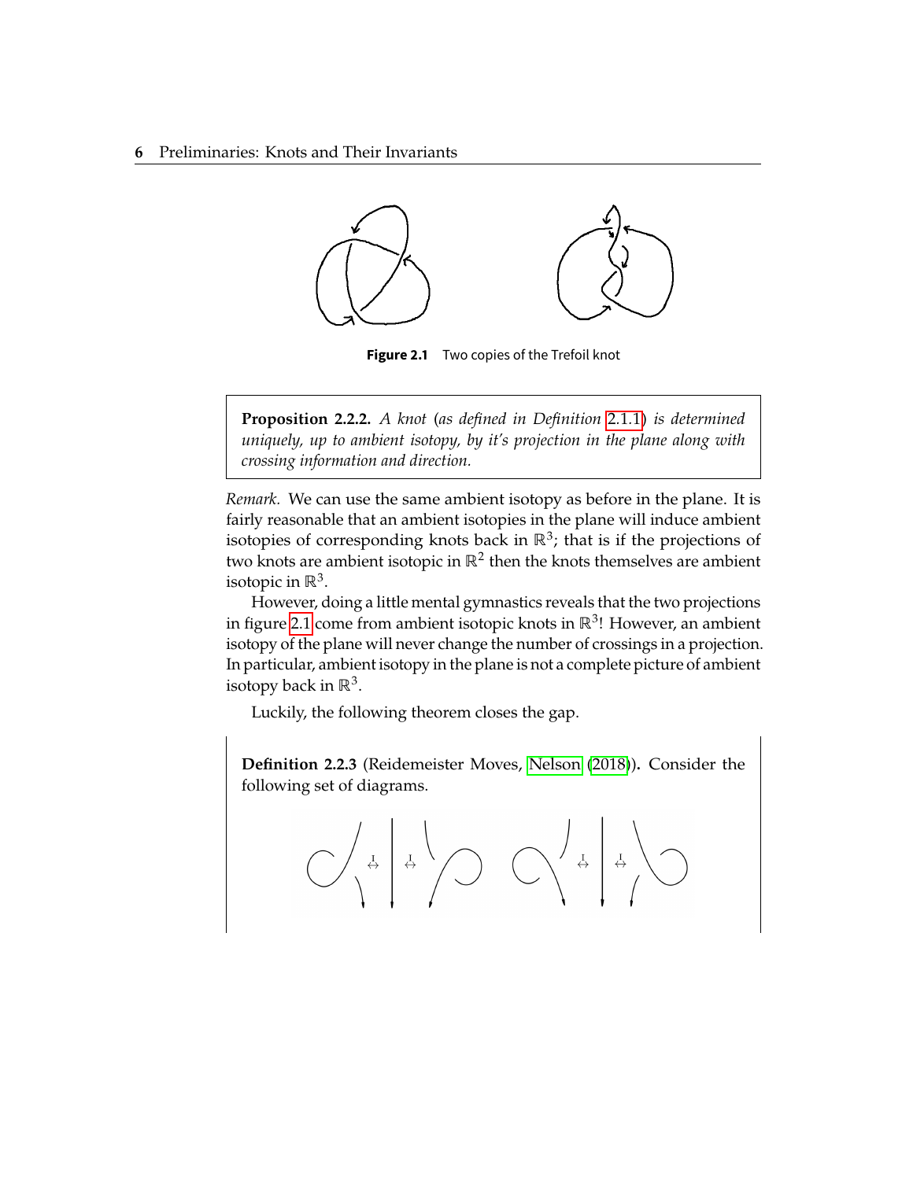**Figure 2.1** Two copies of the Trefoil knot

> **Proposition 2.2.2.** *A knot (as defined in Definition 2.1.1) is determined uniquely, up to ambient isotopy, by it's projection in the plane along with crossing information and direction.*

*Remark.* We can use the same ambient isotopy as before in the plane. It is fairly reasonable that an ambient isotopies in the plane will induce ambient isotopies of corresponding knots back in $\mathbb{R}^3$; that is if the projections of two knots are ambient isotopic in $\mathbb{R}^2$ then the knots themselves are ambient isotopic in $\mathbb{R}^3$.

However, doing a little mental gymnastics reveals that the two projections in figure 2.1 come from ambient isotopic knots in $\mathbb{R}^3$! However, an ambient isotopy of the plane will never change the number of crossings in a projection. In particular, ambient isotopy in the plane is not a complete picture of ambient isotopy back in $\mathbb{R}^3$.

Luckily, the following theorem closes the gap.

**Definition 2.2.3** (Reidemeister Moves, Nelson (2018))**.** Consider the following set of diagrams.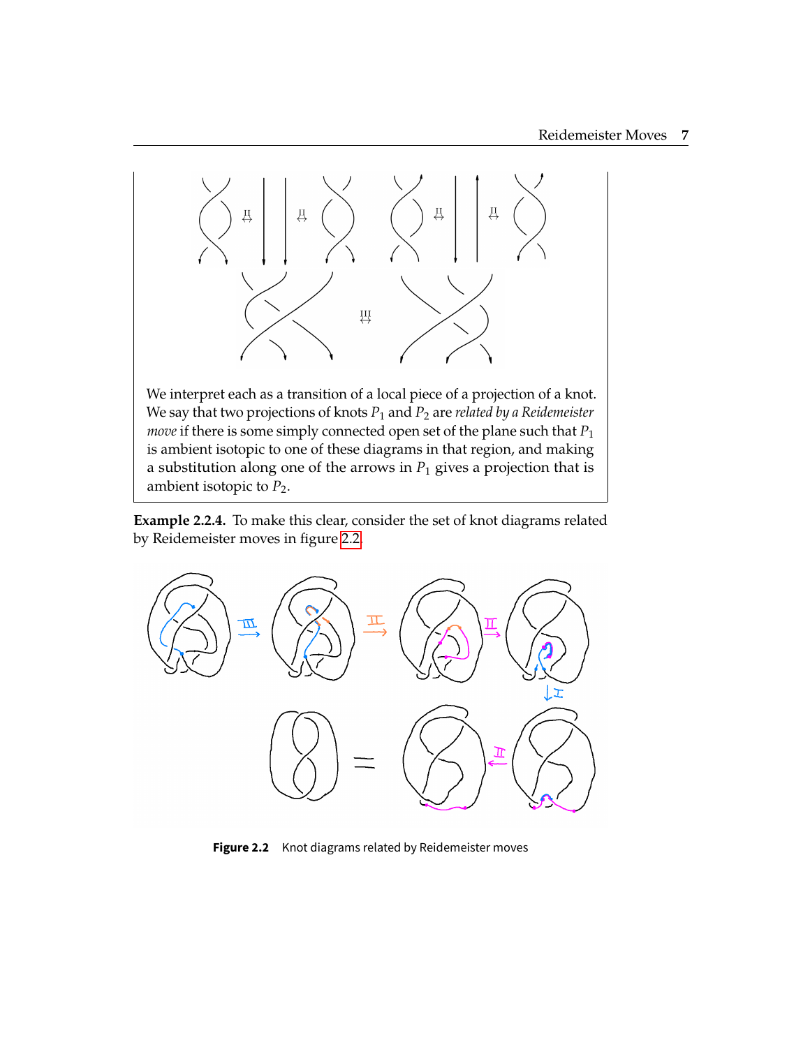We interpret each as a transition of a local piece of a projection of a knot. We say that two projections of knots $P_1$ and $P_2$ are *related by a Reidemeister move* if there is some simply connected open set of the plane such that $P_1$ is ambient isotopic to one of these diagrams in that region, and making a substitution along one of the arrows in $P_1$ gives a projection that is ambient isotopic to $P_2$.

**Example 2.2.4.** To make this clear, consider the set of knot diagrams related by Reidemeister moves in figure 2.2.

**Figure 2.2** Knot diagrams related by Reidemeister moves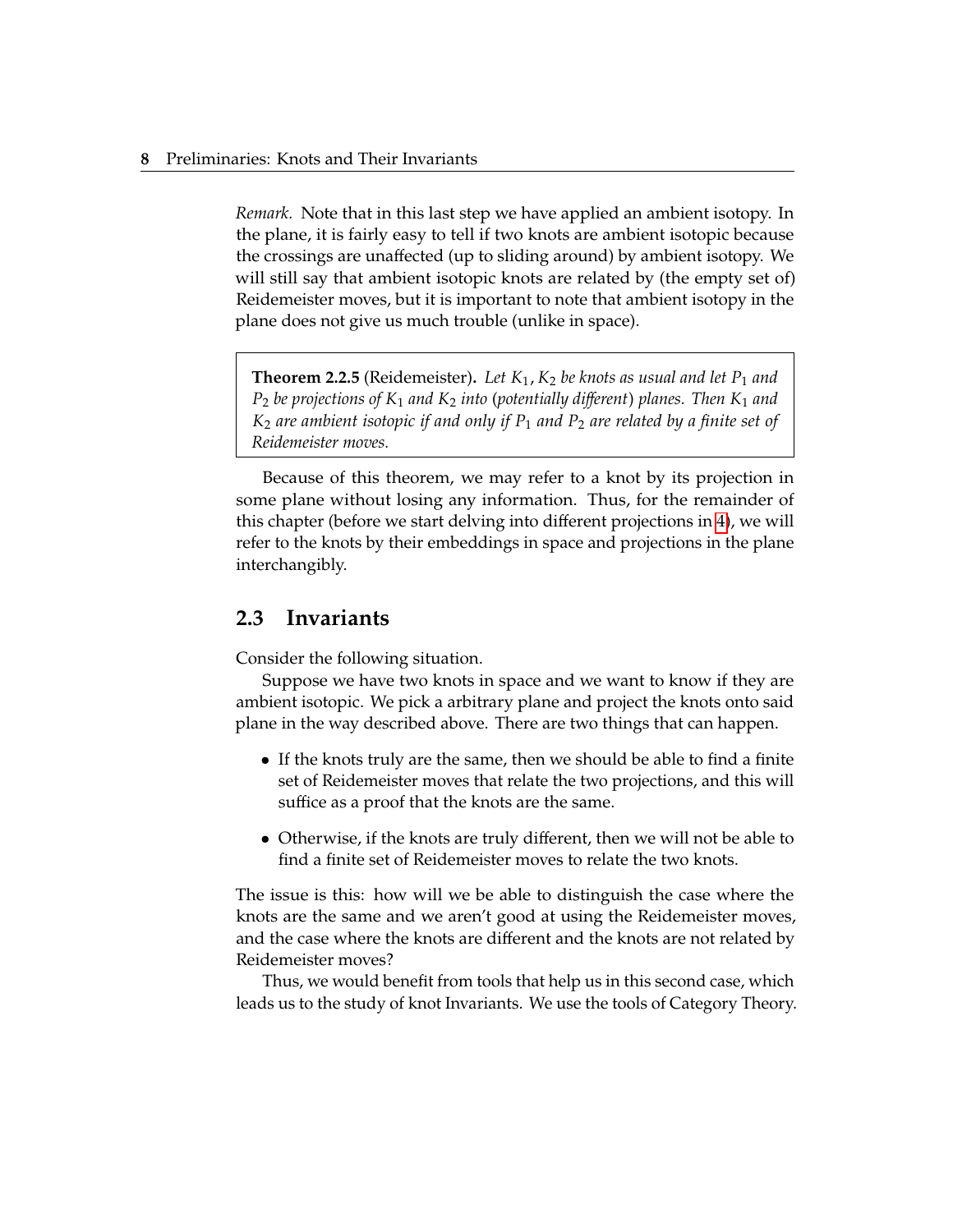*Remark.* Note that in this last step we have applied an ambient isotopy. In the plane, it is fairly easy to tell if two knots are ambient isotopic because the crossings are unaffected (up to sliding around) by ambient isotopy. We will still say that ambient isotopic knots are related by (the empty set of) Reidemeister moves, but it is important to note that ambient isotopy in the plane does not give us much trouble (unlike in space).

**Theorem 2.2.5** (Reidemeister)**.** *Let $K_1, K_2$ be knots as usual and let $P_1$ and $P_2$ be projections of $K_1$ and $K_2$ into (potentially different) planes. Then $K_1$ and $K_2$ are ambient isotopic if and only if $P_1$ and $P_2$ are related by a finite set of Reidemeister moves.*

Because of this theorem, we may refer to a knot by its projection in some plane without losing any information. Thus, for the remainder of this chapter (before we start delving into different projections in 4), we will refer to the knots by their embeddings in space and projections in the plane interchangibly.

## 2.3 Invariants

Consider the following situation.

Suppose we have two knots in space and we want to know if they are ambient isotopic. We pick a arbitrary plane and project the knots onto said plane in the way described above. There are two things that can happen.

- If the knots truly are the same, then we should be able to find a finite set of Reidemeister moves that relate the two projections, and this will suffice as a proof that the knots are the same.
- Otherwise, if the knots are truly different, then we will not be able to find a finite set of Reidemeister moves to relate the two knots.

The issue is this: how will we be able to distinguish the case where the knots are the same and we aren't good at using the Reidemeister moves, and the case where the knots are different and the knots are not related by Reidemeister moves?

Thus, we would benefit from tools that help us in this second case, which leads us to the study of knot Invariants. We use the tools of Category Theory.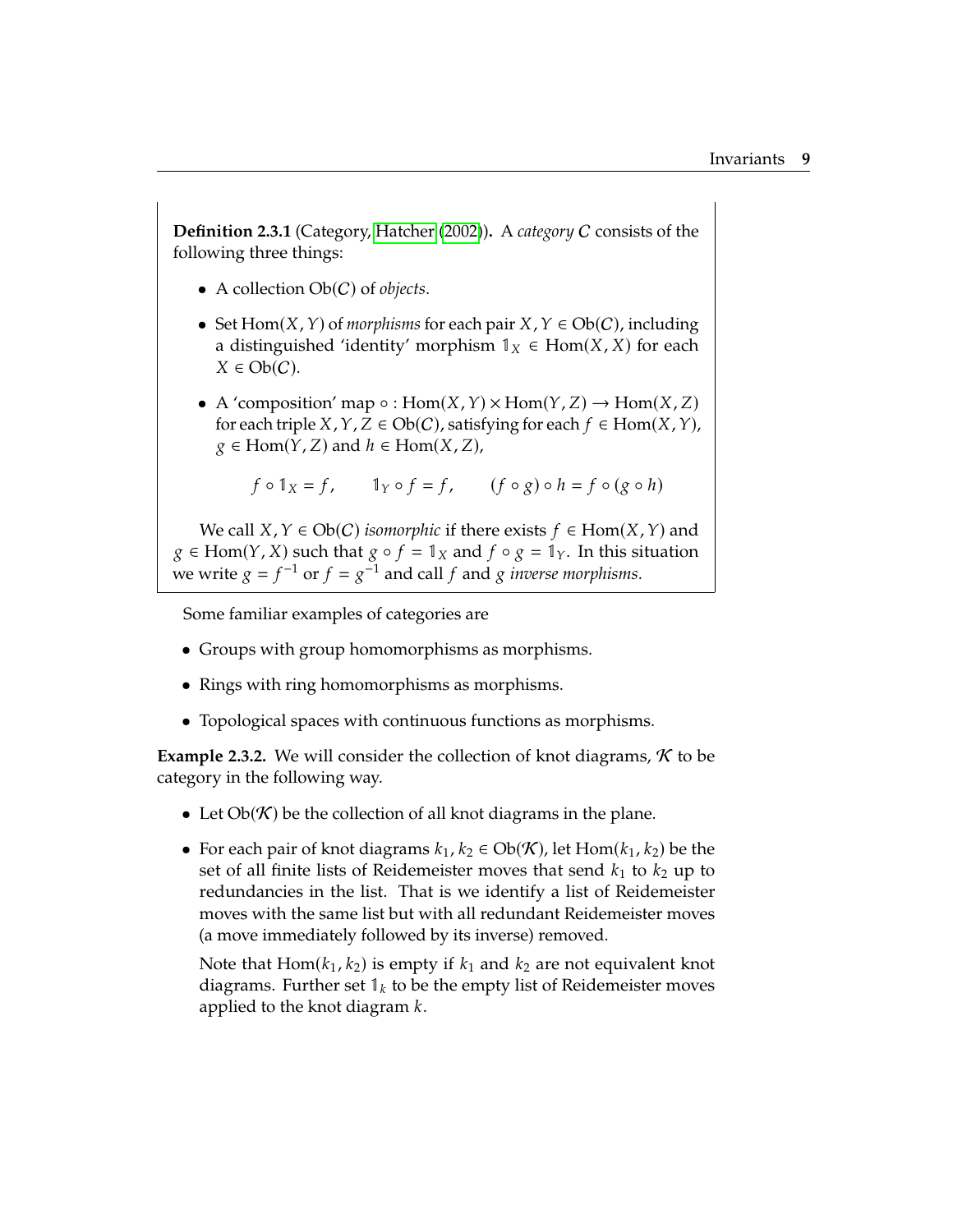**Definition 2.3.1** (Category, Hatcher (2002))**.** A *category* $\mathcal{C}$ consists of the following three things:

- A collection $\text{Ob}(\mathcal{C})$ of *objects*.
- Set $\text{Hom}(X, Y)$ of *morphisms* for each pair $X, Y \in \text{Ob}(\mathcal{C})$, including a distinguished 'identity' morphism $\mathbb{1}_X \in \text{Hom}(X, X)$ for each $X \in \text{Ob}(\mathcal{C})$.
- A 'composition' map $\circ : \text{Hom}(X, Y) \times \text{Hom}(Y, Z) \to \text{Hom}(X, Z)$ for each triple $X, Y, Z \in \text{Ob}(\mathcal{C})$, satisfying for each $f \in \text{Hom}(X, Y)$, $g \in \text{Hom}(Y, Z)$ and $h \in \text{Hom}(X, Z)$,

$$f \circ \mathbb{1}_X = f, \qquad \mathbb{1}_Y \circ f = f, \qquad (f \circ g) \circ h = f \circ (g \circ h)$$

We call $X, Y \in \text{Ob}(\mathcal{C})$ *isomorphic* if there exists $f \in \text{Hom}(X, Y)$ and $g \in \text{Hom}(Y, X)$ such that $g \circ f = \mathbb{1}_X$ and $f \circ g = \mathbb{1}_Y$. In this situation we write $g = f^{-1}$ or $f = g^{-1}$ and call $f$ and $g$ *inverse morphisms*.

Some familiar examples of categories are

- Groups with group homomorphisms as morphisms.
- Rings with ring homomorphisms as morphisms.
- Topological spaces with continuous functions as morphisms.

**Example 2.3.2.** We will consider the collection of knot diagrams, $\mathcal{K}$ to be category in the following way.

- Let $\text{Ob}(\mathcal{K})$ be the collection of all knot diagrams in the plane.
- For each pair of knot diagrams $k_1, k_2 \in \text{Ob}(\mathcal{K})$, let $\text{Hom}(k_1, k_2)$ be the set of all finite lists of Reidemeister moves that send $k_1$ to $k_2$ up to redundancies in the list. That is we identify a list of Reidemeister moves with the same list but with all redundant Reidemeister moves (a move immediately followed by its inverse) removed.

  Note that $\text{Hom}(k_1, k_2)$ is empty if $k_1$ and $k_2$ are not equivalent knot diagrams. Further set $\mathbb{1}_k$ to be the empty list of Reidemeister moves applied to the knot diagram $k$.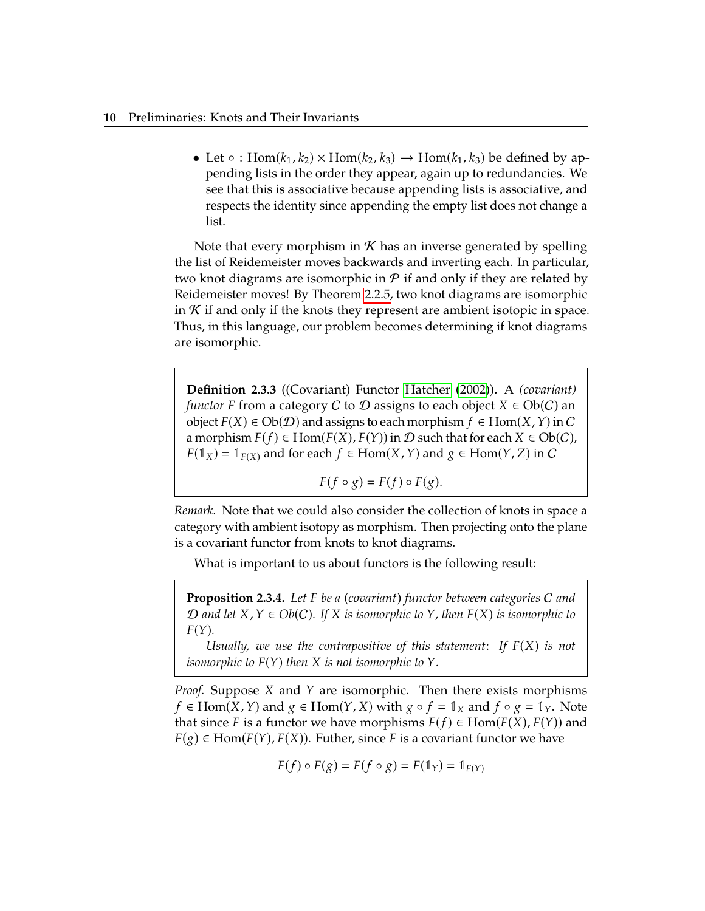- Let $\circ : \text{Hom}(k_1, k_2) \times \text{Hom}(k_2, k_3) \to \text{Hom}(k_1, k_3)$ be defined by appending lists in the order they appear, again up to redundancies. We see that this is associative because appending lists is associative, and respects the identity since appending the empty list does not change a list.

Note that every morphism in $\mathcal{K}$ has an inverse generated by spelling the list of Reidemeister moves backwards and inverting each. In particular, two knot diagrams are isomorphic in $\mathcal{P}$ if and only if they are related by Reidemeister moves! By Theorem 2.2.5, two knot diagrams are isomorphic in $\mathcal{K}$ if and only if the knots they represent are ambient isotopic in space. Thus, in this language, our problem becomes determining if knot diagrams are isomorphic.

**Definition 2.3.3** ((Covariant) Functor Hatcher (2002)). A *(covariant) functor $F$* from a category $C$ to $\mathcal{D}$ assigns to each object $X \in \text{Ob}(C)$ an object $F(X) \in \text{Ob}(\mathcal{D})$ and assigns to each morphism $f \in \text{Hom}(X, Y)$ in $C$ a morphism $F(f) \in \text{Hom}(F(X), F(Y))$ in $\mathcal{D}$ such that for each $X \in \text{Ob}(C)$, $F(\mathbb{1}_X) = \mathbb{1}_{F(X)}$ and for each $f \in \text{Hom}(X, Y)$ and $g \in \text{Hom}(Y, Z)$ in $C$

$$F(f \circ g) = F(f) \circ F(g).$$

*Remark.* Note that we could also consider the collection of knots in space a category with ambient isotopy as morphism. Then projecting onto the plane is a covariant functor from knots to knot diagrams.

What is important to us about functors is the following result:

**Proposition 2.3.4.** *Let $F$ be a (covariant) functor between categories $C$ and $\mathcal{D}$ and let $X, Y \in Ob(C)$. If $X$ is isomorphic to $Y$, then $F(X)$ is isomorphic to $F(Y)$.*

*Usually, we use the contrapositive of this statement: If $F(X)$ is not isomorphic to $F(Y)$ then $X$ is not isomorphic to $Y$.*

*Proof.* Suppose $X$ and $Y$ are isomorphic. Then there exists morphisms $f \in \text{Hom}(X, Y)$ and $g \in \text{Hom}(Y, X)$ with $g \circ f = \mathbb{1}_X$ and $f \circ g = \mathbb{1}_Y$. Note that since $F$ is a functor we have morphisms $F(f) \in \text{Hom}(F(X), F(Y))$ and $F(g) \in \text{Hom}(F(Y), F(X))$. Futher, since $F$ is a covariant functor we have

$$F(f) \circ F(g) = F(f \circ g) = F(\mathbb{1}_Y) = \mathbb{1}_{F(Y)}$$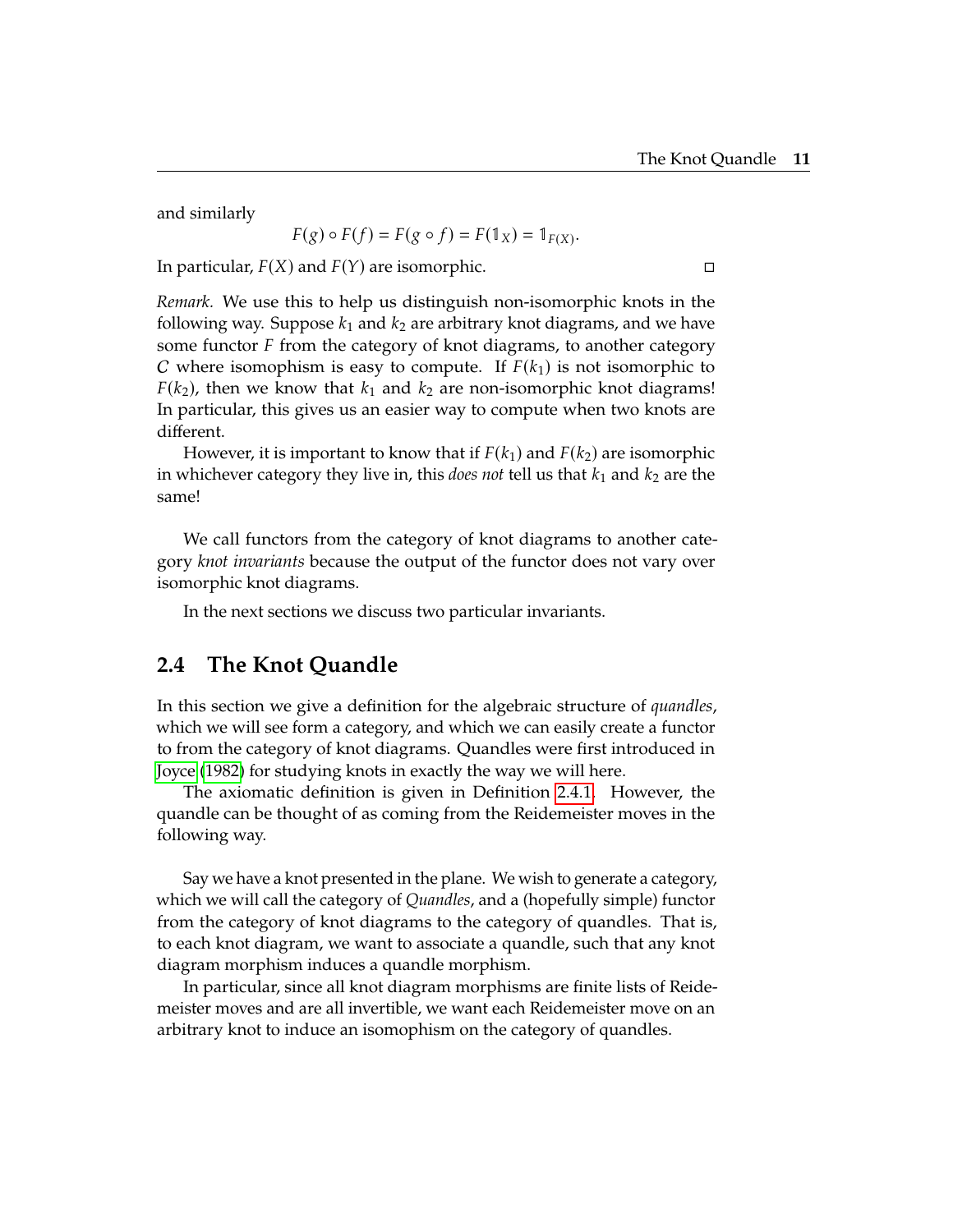and similarly

$$F(g) \circ F(f) = F(g \circ f) = F(\mathbb{1}_X) = \mathbb{1}_{F(X)}.$$

In particular, $F(X)$ and $F(Y)$ are isomorphic. □

*Remark.* We use this to help us distinguish non-isomorphic knots in the following way. Suppose $k_1$ and $k_2$ are arbitrary knot diagrams, and we have some functor $F$ from the category of knot diagrams, to another category $\mathcal{C}$ where isomophism is easy to compute. If $F(k_1)$ is not isomorphic to $F(k_2)$, then we know that $k_1$ and $k_2$ are non-isomorphic knot diagrams! In particular, this gives us an easier way to compute when two knots are different.

However, it is important to know that if $F(k_1)$ and $F(k_2)$ are isomorphic in whichever category they live in, this *does not* tell us that $k_1$ and $k_2$ are the same!

We call functors from the category of knot diagrams to another category *knot invariants* because the output of the functor does not vary over isomorphic knot diagrams.

In the next sections we discuss two particular invariants.

## 2.4 The Knot Quandle

In this section we give a definition for the algebraic structure of *quandles*, which we will see form a category, and which we can easily create a functor to from the category of knot diagrams. Quandles were first introduced in Joyce (1982) for studying knots in exactly the way we will here.

The axiomatic definition is given in Definition 2.4.1. However, the quandle can be thought of as coming from the Reidemeister moves in the following way.

Say we have a knot presented in the plane. We wish to generate a category, which we will call the category of *Quandles*, and a (hopefully simple) functor from the category of knot diagrams to the category of quandles. That is, to each knot diagram, we want to associate a quandle, such that any knot diagram morphism induces a quandle morphism.

In particular, since all knot diagram morphisms are finite lists of Reidemeister moves and are all invertible, we want each Reidemeister move on an arbitrary knot to induce an isomorphism on the category of quandles.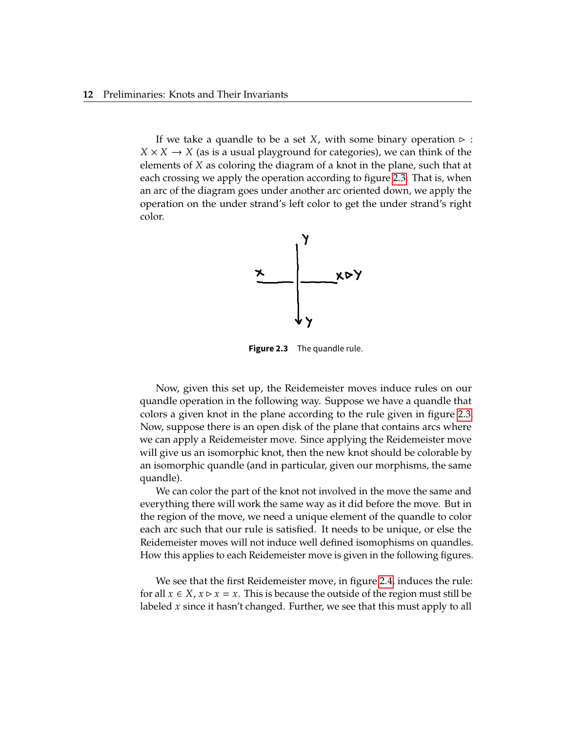If we take a quandle to be a set $X$, with some binary operation $\triangleright : X \times X \to X$ (as is a usual playground for categories), we can think of the elements of $X$ as coloring the diagram of a knot in the plane, such that at each crossing we apply the operation according to figure 2.3. That is, when an arc of the diagram goes under another arc oriented down, we apply the operation on the under strand's left color to get the under strand's right color.

**Figure 2.3** The quandle rule.

Now, given this set up, the Reidemeister moves induce rules on our quandle operation in the following way. Suppose we have a quandle that colors a given knot in the plane according to the rule given in figure 2.3. Now, suppose there is an open disk of the plane that contains arcs where we can apply a Reidemeister move. Since applying the Reidemeister move will give us an isomorphic knot, then the new knot should be colorable by an isomorphic quandle (and in particular, given our morphisms, the same quandle).

We can color the part of the knot not involved in the move the same and everything there will work the same way as it did before the move. But in the region of the move, we need a unique element of the quandle to color each arc such that our rule is satisfied. It needs to be unique, or else the Reidemeister moves will not induce well defined isomophisms on quandles. How this applies to each Reidemeister move is given in the following figures.

We see that the first Reidemeister move, in figure 2.4, induces the rule: for all $x \in X$, $x \triangleright x = x$. This is because the outside of the region must still be labeled $x$ since it hasn't changed. Further, we see that this must apply to all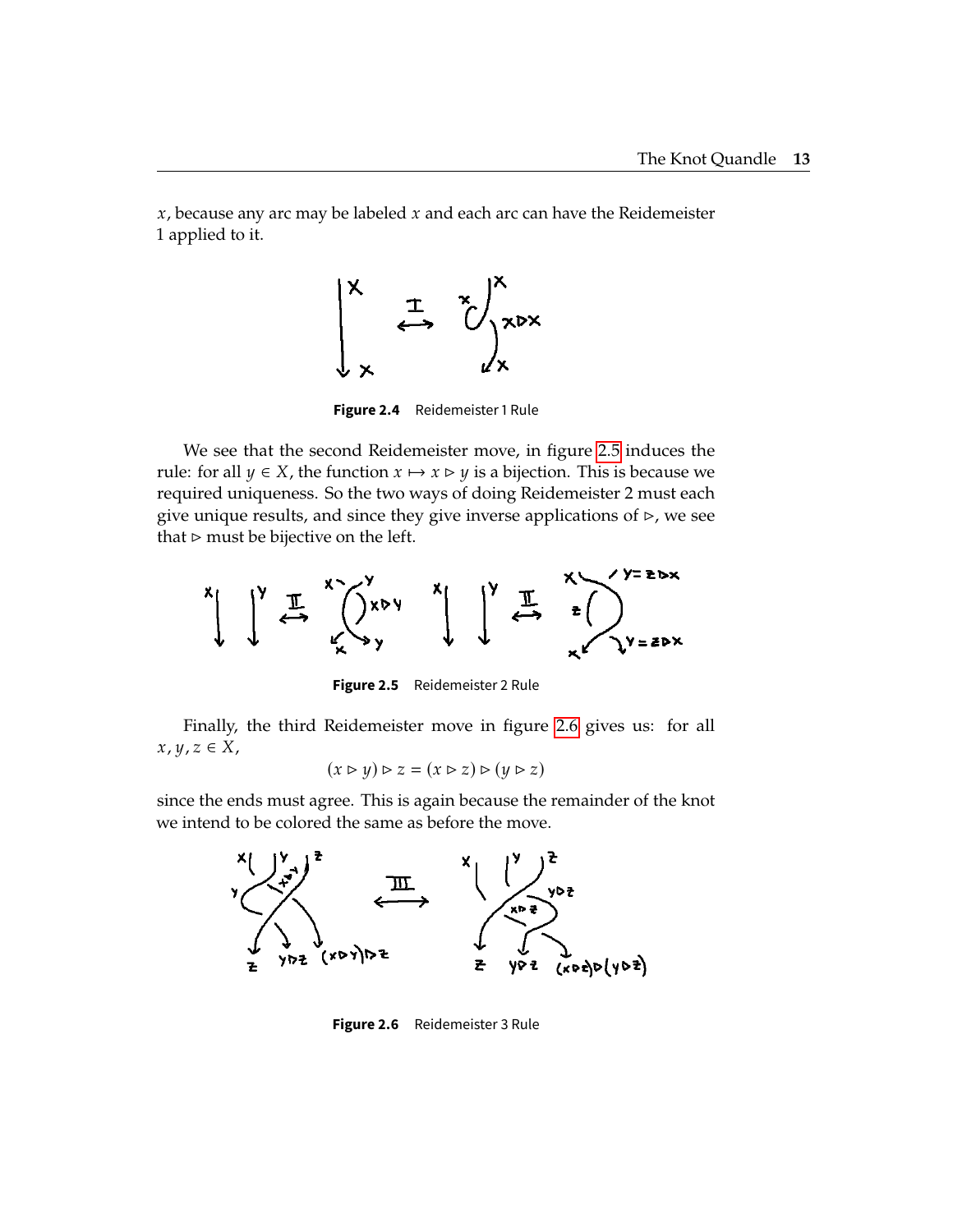$x$, because any arc may be labeled $x$ and each arc can have the Reidemeister 1 applied to it.

**Figure 2.4** Reidemeister 1 Rule

We see that the second Reidemeister move, in figure 2.5 induces the rule: for all $y \in X$, the function $x \mapsto x \triangleright y$ is a bijection. This is because we required uniqueness. So the two ways of doing Reidemeister 2 must each give unique results, and since they give inverse applications of $\triangleright$, we see that $\triangleright$ must be bijective on the left.

**Figure 2.5** Reidemeister 2 Rule

Finally, the third Reidemeister move in figure 2.6 gives us: for all $x, y, z \in X$,

$$(x \triangleright y) \triangleright z = (x \triangleright z) \triangleright (y \triangleright z)$$

since the ends must agree. This is again because the remainder of the knot we intend to be colored the same as before the move.

**Figure 2.6** Reidemeister 3 Rule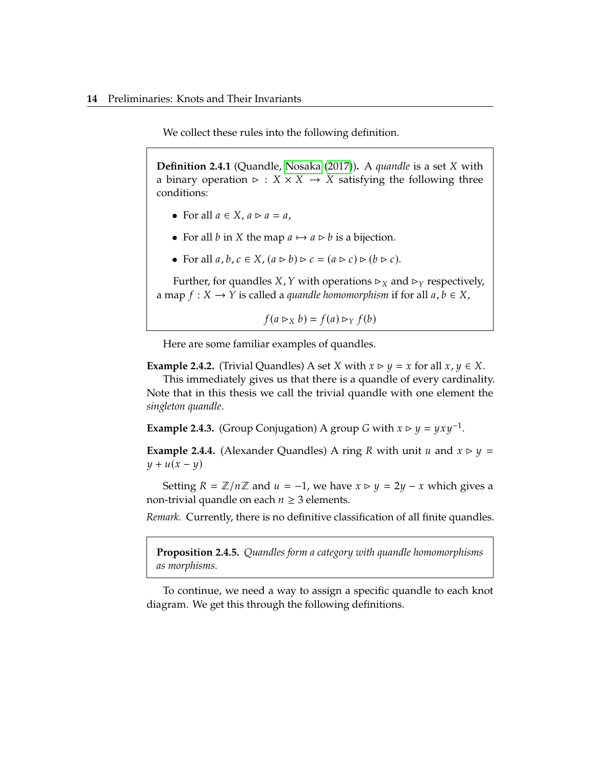We collect these rules into the following definition.

**Definition 2.4.1** (Quandle, Nosaka (2017))**.** A *quandle* is a set $X$ with a binary operation $\triangleright : X \times X \to X$ satisfying the following three conditions:

- For all $a \in X$, $a \triangleright a = a$,
- For all $b$ in $X$ the map $a \mapsto a \triangleright b$ is a bijection.
- For all $a, b, c \in X$, $(a \triangleright b) \triangleright c = (a \triangleright c) \triangleright (b \triangleright c)$.

Further, for quandles $X, Y$ with operations $\triangleright_X$ and $\triangleright_Y$ respectively, a map $f : X \to Y$ is called a *quandle homomorphism* if for all $a, b \in X$,

$$f(a \triangleright_X b) = f(a) \triangleright_Y f(b)$$

Here are some familiar examples of quandles.

**Example 2.4.2.** (Trivial Quandles) A set $X$ with $x \triangleright y = x$ for all $x, y \in X$.

This immediately gives us that there is a quandle of every cardinality. Note that in this thesis we call the trivial quandle with one element the *singleton quandle*.

**Example 2.4.3.** (Group Conjugation) A group $G$ with $x \triangleright y = yxy^{-1}$.

**Example 2.4.4.** (Alexander Quandles) A ring $R$ with unit $u$ and $x \triangleright y = y + u(x - y)$

Setting $R = \mathbb{Z}/n\mathbb{Z}$ and $u = -1$, we have $x \triangleright y = 2y - x$ which gives a non-trivial quandle on each $n \geq 3$ elements.

*Remark.* Currently, there is no definitive classification of all finite quandles.

**Proposition 2.4.5.** *Quandles form a category with quandle homomorphisms as morphisms.*

To continue, we need a way to assign a specific quandle to each knot diagram. We get this through the following definitions.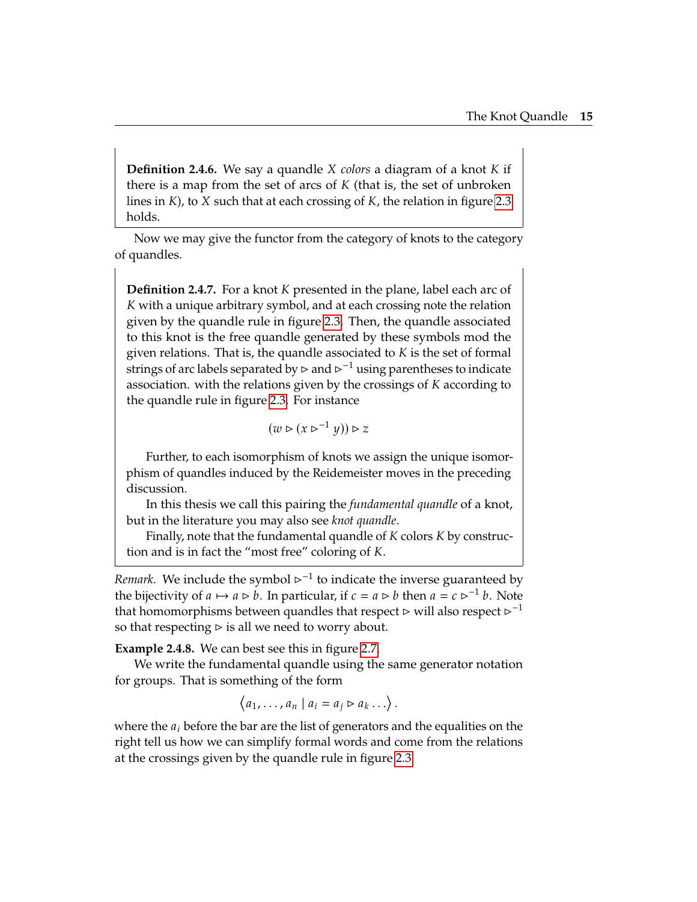**Definition 2.4.6.** We say a quandle $X$ *colors* a diagram of a knot $K$ if there is a map from the set of arcs of $K$ (that is, the set of unbroken lines in $K$), to $X$ such that at each crossing of $K$, the relation in figure 2.3 holds.

Now we may give the functor from the category of knots to the category of quandles.

**Definition 2.4.7.** For a knot $K$ presented in the plane, label each arc of $K$ with a unique arbitrary symbol, and at each crossing note the relation given by the quandle rule in figure 2.3. Then, the quandle associated to this knot is the free quandle generated by these symbols mod the given relations. That is, the quandle associated to $K$ is the set of formal strings of arc labels separated by $\triangleright$ and $\triangleright^{-1}$ using parentheses to indicate association. with the relations given by the crossings of $K$ according to the quandle rule in figure 2.3. For instance

$$(w \triangleright (x \triangleright^{-1} y)) \triangleright z$$

Further, to each isomorphism of knots we assign the unique isomorphism of quandles induced by the Reidemeister moves in the preceding discussion.

In this thesis we call this pairing the *fundamental quandle* of a knot, but in the literature you may also see *knot quandle*.

Finally, note that the fundamental quandle of $K$ colors $K$ by construction and is in fact the "most free" coloring of $K$.

*Remark.* We include the symbol $\triangleright^{-1}$ to indicate the inverse guaranteed by the bijectivity of $a \mapsto a \triangleright b$. In particular, if $c = a \triangleright b$ then $a = c \triangleright^{-1} b$. Note that homomorphisms between quandles that respect $\triangleright$ will also respect $\triangleright^{-1}$ so that respecting $\triangleright$ is all we need to worry about.

**Example 2.4.8.** We can best see this in figure 2.7.

We write the fundamental quandle using the same generator notation for groups. That is something of the form

$$\left\langle a_1, \ldots, a_n \mid a_i = a_j \triangleright a_k \ldots \right\rangle .$$

where the $a_i$ before the bar are the list of generators and the equalities on the right tell us how we can simplify formal words and come from the relations at the crossings given by the quandle rule in figure 2.3.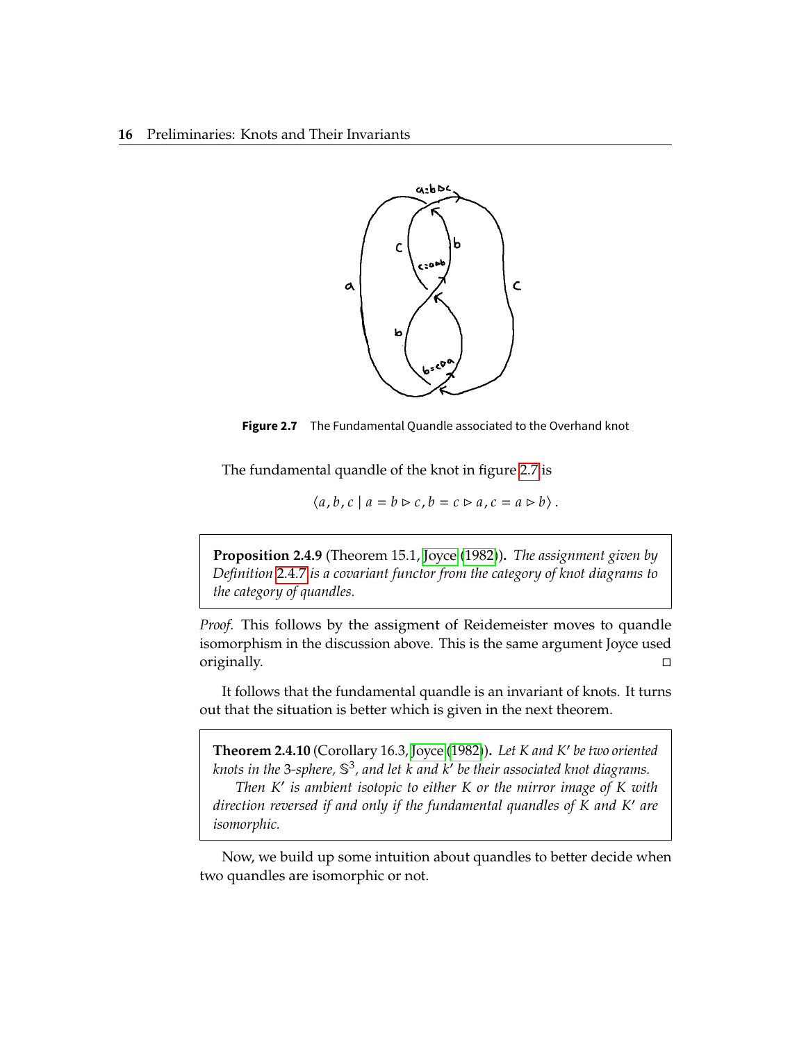**Figure 2.7** The Fundamental Quandle associated to the Overhand knot

The fundamental quandle of the knot in figure 2.7 is

$$\langle a, b, c \mid a = b \triangleright c, b = c \triangleright a, c = a \triangleright b \rangle .$$

**Proposition 2.4.9** (Theorem 15.1, Joyce (1982)). *The assignment given by Definition 2.4.7 is a covariant functor from the category of knot diagrams to the category of quandles.*

*Proof.* This follows by the assigment of Reidemeister moves to quandle isomorphism in the discussion above. This is the same argument Joyce used originally. □

It follows that the fundamental quandle is an invariant of knots. It turns out that the situation is better which is given in the next theorem.

**Theorem 2.4.10** (Corollary 16.3, Joyce (1982)). *Let $K$ and $K'$ be two oriented knots in the 3-sphere, $\mathbb{S}^3$, and let $k$ and $k'$ be their associated knot diagrams.*

*Then $K'$ is ambient isotopic to either $K$ or the mirror image of $K$ with direction reversed if and only if the fundamental quandles of $K$ and $K'$ are isomorphic.*

Now, we build up some intuition about quandles to better decide when two quandles are isomorphic or not.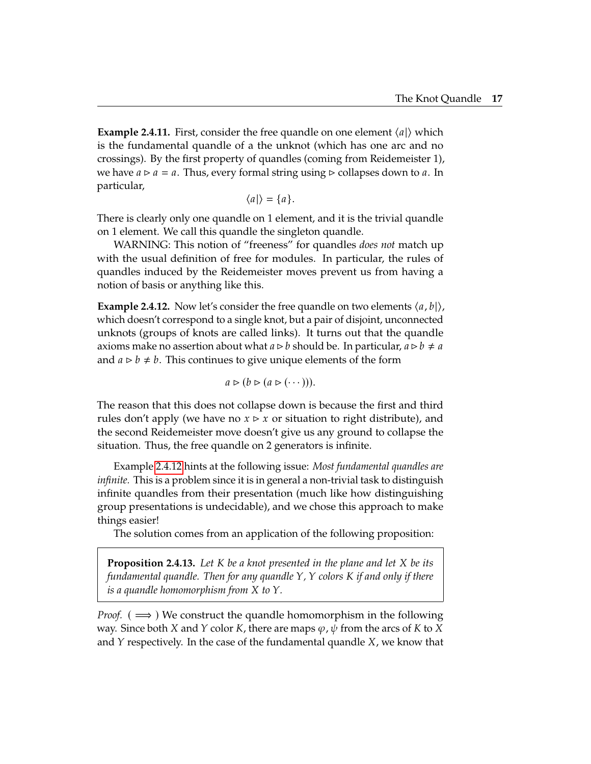**Example 2.4.11.** First, consider the free quandle on one element $\langle a|\rangle$ which is the fundamental quandle of a the unknot (which has one arc and no crossings). By the first property of quandles (coming from Reidemeister 1), we have $a \triangleright a = a$. Thus, every formal string using $\triangleright$ collapses down to $a$. In particular,

$$\langle a|\rangle = \{a\}.$$

There is clearly only one quandle on 1 element, and it is the trivial quandle on 1 element. We call this quandle the singleton quandle.

WARNING: This notion of "freeness" for quandles *does not* match up with the usual definition of free for modules. In particular, the rules of quandles induced by the Reidemeister moves prevent us from having a notion of basis or anything like this.

**Example 2.4.12.** Now let's consider the free quandle on two elements $\langle a, b|\rangle$, which doesn't correspond to a single knot, but a pair of disjoint, unconnected unknots (groups of knots are called links). It turns out that the quandle axioms make no assertion about what $a \triangleright b$ should be. In particular, $a \triangleright b \neq a$ and $a \triangleright b \neq b$. This continues to give unique elements of the form

$$a \triangleright (b \triangleright (a \triangleright (\cdots))).$$

The reason that this does not collapse down is because the first and third rules don't apply (we have no $x \triangleright x$ or situation to right distribute), and the second Reidemeister move doesn't give us any ground to collapse the situation. Thus, the free quandle on 2 generators is infinite.

Example 2.4.12 hints at the following issue: *Most fundamental quandles are infinite.* This is a problem since it is in general a non-trivial task to distinguish infinite quandles from their presentation (much like how distinguishing group presentations is undecidable), and we chose this approach to make things easier!

The solution comes from an application of the following proposition:

> **Proposition 2.4.13.** *Let $K$ be a knot presented in the plane and let $X$ be its fundamental quandle. Then for any quandle $Y$, $Y$ colors $K$ if and only if there is a quandle homomorphism from $X$ to $Y$.*

*Proof.* ($\implies$) We construct the quandle homomorphism in the following way. Since both $X$ and $Y$ color $K$, there are maps $\varphi, \psi$ from the arcs of $K$ to $X$ and $Y$ respectively. In the case of the fundamental quandle $X$, we know that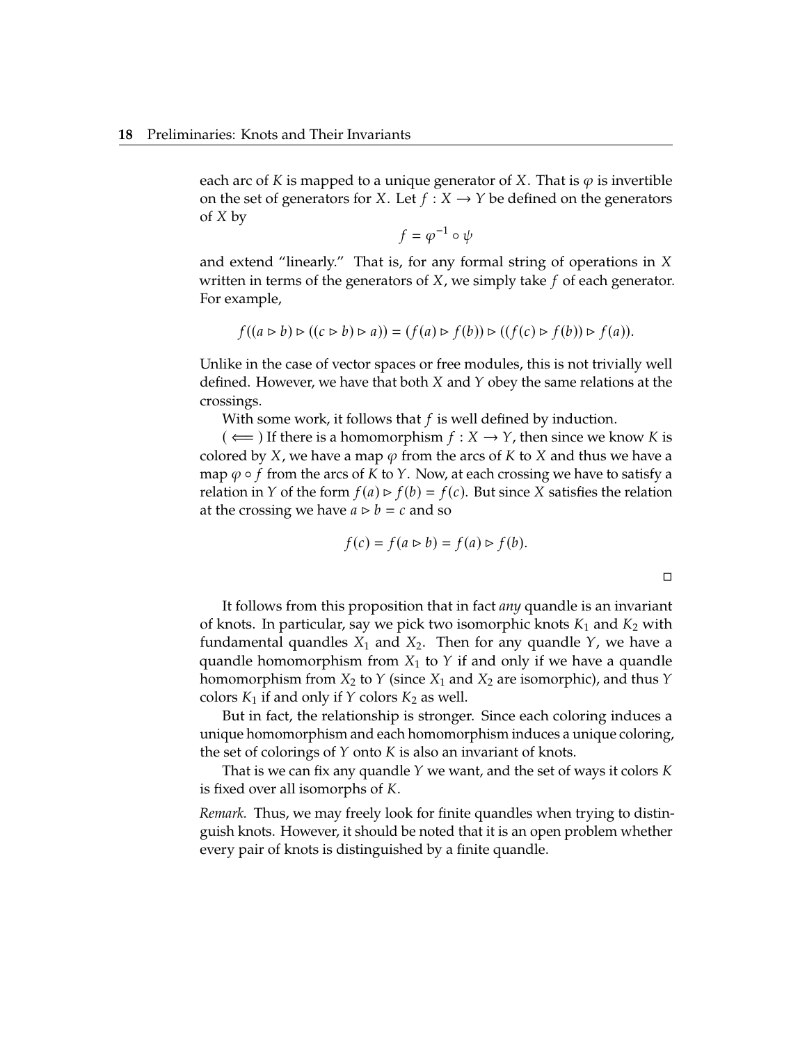each arc of $K$ is mapped to a unique generator of $X$. That is $\varphi$ is invertible on the set of generators for $X$. Let $f : X \to Y$ be defined on the generators of $X$ by

$$f = \varphi^{-1} \circ \psi$$

and extend "linearly." That is, for any formal string of operations in $X$ written in terms of the generators of $X$, we simply take $f$ of each generator. For example,

$$f((a \triangleright b) \triangleright ((c \triangleright b) \triangleright a)) = (f(a) \triangleright f(b)) \triangleright ((f(c) \triangleright f(b)) \triangleright f(a)).$$

Unlike in the case of vector spaces or free modules, this is not trivially well defined. However, we have that both $X$ and $Y$ obey the same relations at the crossings.

With some work, it follows that $f$ is well defined by induction.

( $\Longleftarrow$ ) If there is a homomorphism $f : X \to Y$, then since we know $K$ is colored by $X$, we have a map $\varphi$ from the arcs of $K$ to $X$ and thus we have a map $\varphi \circ f$ from the arcs of $K$ to $Y$. Now, at each crossing we have to satisfy a relation in $Y$ of the form $f(a) \triangleright f(b) = f(c)$. But since $X$ satisfies the relation at the crossing we have $a \triangleright b = c$ and so

$$f(c) = f(a \triangleright b) = f(a) \triangleright f(b).$$

$\square$

It follows from this proposition that in fact *any* quandle is an invariant of knots. In particular, say we pick two isomorphic knots $K_1$ and $K_2$ with fundamental quandles $X_1$ and $X_2$. Then for any quandle $Y$, we have a quandle homomorphism from $X_1$ to $Y$ if and only if we have a quandle homomorphism from $X_2$ to $Y$ (since $X_1$ and $X_2$ are isomorphic), and thus $Y$ colors $K_1$ if and only if $Y$ colors $K_2$ as well.

But in fact, the relationship is stronger. Since each coloring induces a unique homomorphism and each homomorphism induces a unique coloring, the set of colorings of $Y$ onto $K$ is also an invariant of knots.

That is we can fix any quandle $Y$ we want, and the set of ways it colors $K$ is fixed over all isomorphs of $K$.

*Remark.* Thus, we may freely look for finite quandles when trying to distinguish knots. However, it should be noted that it is an open problem whether every pair of knots is distinguished by a finite quandle.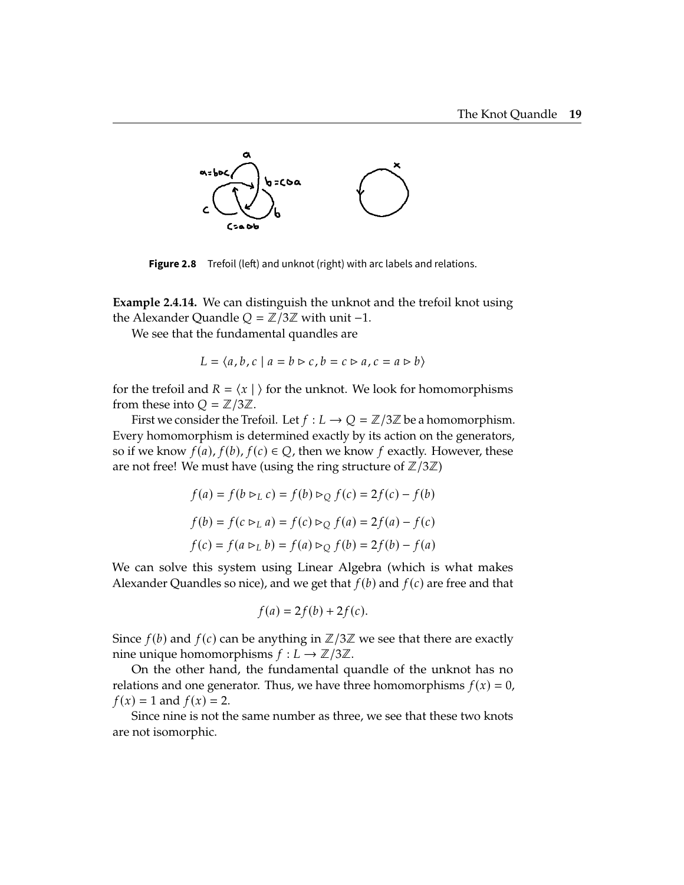Figure 2.8 Trefoil (left) and unknot (right) with arc labels and relations.

**Example 2.4.14.** We can distinguish the unknot and the trefoil knot using the Alexander Quandle $Q = \mathbb{Z}/3\mathbb{Z}$ with unit $-1$.

We see that the fundamental quandles are

$$L = \langle a, b, c \mid a = b \triangleright c, b = c \triangleright a, c = a \triangleright b \rangle$$

for the trefoil and $R = \langle x \mid \rangle$ for the unknot. We look for homomorphisms from these into $Q = \mathbb{Z}/3\mathbb{Z}$.

First we consider the Trefoil. Let $f : L \to Q = \mathbb{Z}/3\mathbb{Z}$ be a homomorphism. Every homomorphism is determined exactly by its action on the generators, so if we know $f(a), f(b), f(c) \in Q$, then we know $f$ exactly. However, these are not free! We must have (using the ring structure of $\mathbb{Z}/3\mathbb{Z}$)

$$f(a) = f(b \triangleright_L c) = f(b) \triangleright_Q f(c) = 2f(c) - f(b)$$

$$f(b) = f(c \triangleright_L a) = f(c) \triangleright_Q f(a) = 2f(a) - f(c)$$

$$f(c) = f(a \triangleright_L b) = f(a) \triangleright_Q f(b) = 2f(b) - f(a)$$

We can solve this system using Linear Algebra (which is what makes Alexander Quandles so nice), and we get that $f(b)$ and $f(c)$ are free and that

$$f(a) = 2f(b) + 2f(c).$$

Since $f(b)$ and $f(c)$ can be anything in $\mathbb{Z}/3\mathbb{Z}$ we see that there are exactly nine unique homomorphisms $f : L \to \mathbb{Z}/3\mathbb{Z}$.

On the other hand, the fundamental quandle of the unknot has no relations and one generator. Thus, we have three homomorphisms $f(x) = 0$, $f(x) = 1$ and $f(x) = 2$.

Since nine is not the same number as three, we see that these two knots are not isomorphic.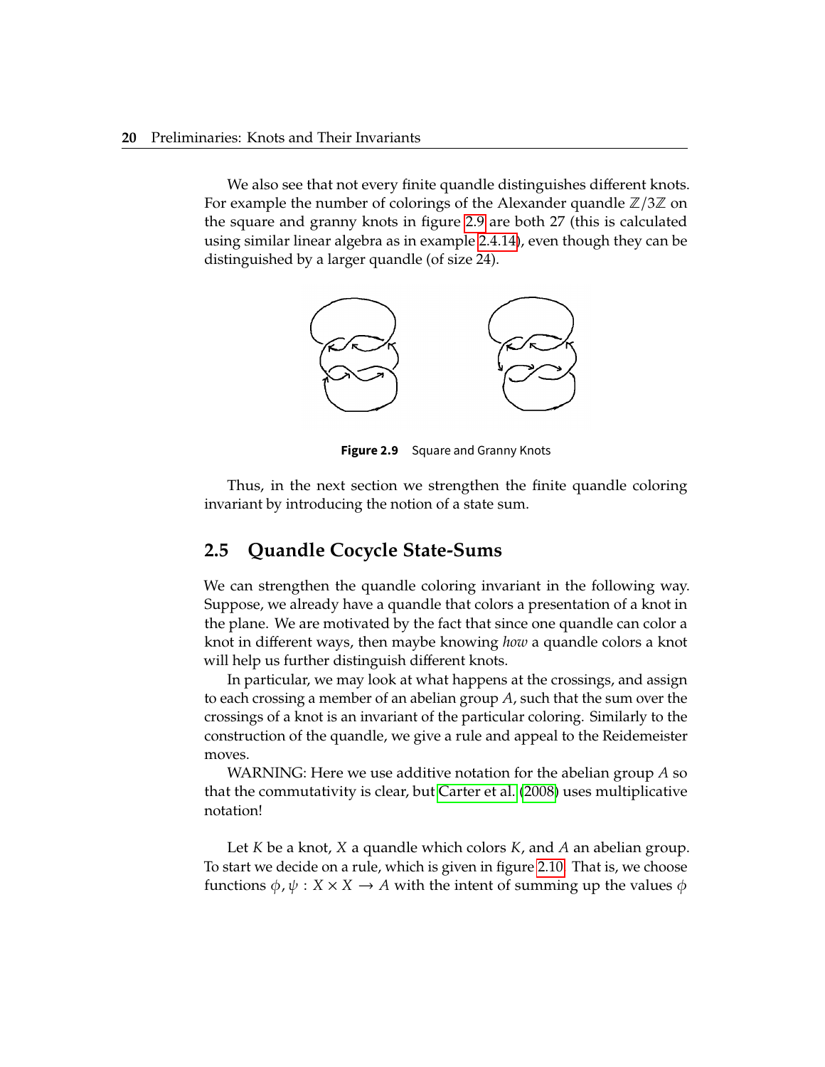We also see that not every finite quandle distinguishes different knots. For example the number of colorings of the Alexander quandle $\mathbb{Z}/3\mathbb{Z}$ on the square and granny knots in figure 2.9 are both 27 (this is calculated using similar linear algebra as in example 2.4.14), even though they can be distinguished by a larger quandle (of size 24).

**Figure 2.9** Square and Granny Knots

Thus, in the next section we strengthen the finite quandle coloring invariant by introducing the notion of a state sum.

## 2.5 Quandle Cocycle State-Sums

We can strengthen the quandle coloring invariant in the following way. Suppose, we already have a quandle that colors a presentation of a knot in the plane. We are motivated by the fact that since one quandle can color a knot in different ways, then maybe knowing *how* a quandle colors a knot will help us further distinguish different knots.

In particular, we may look at what happens at the crossings, and assign to each crossing a member of an abelian group $A$, such that the sum over the crossings of a knot is an invariant of the particular coloring. Similarly to the construction of the quandle, we give a rule and appeal to the Reidemeister moves.

WARNING: Here we use additive notation for the abelian group $A$ so that the commutativity is clear, but Carter et al. (2008) uses multiplicative notation!

Let $K$ be a knot, $X$ a quandle which colors $K$, and $A$ an abelian group. To start we decide on a rule, which is given in figure 2.10. That is, we choose functions $\phi, \psi : X \times X \to A$ with the intent of summing up the values $\phi$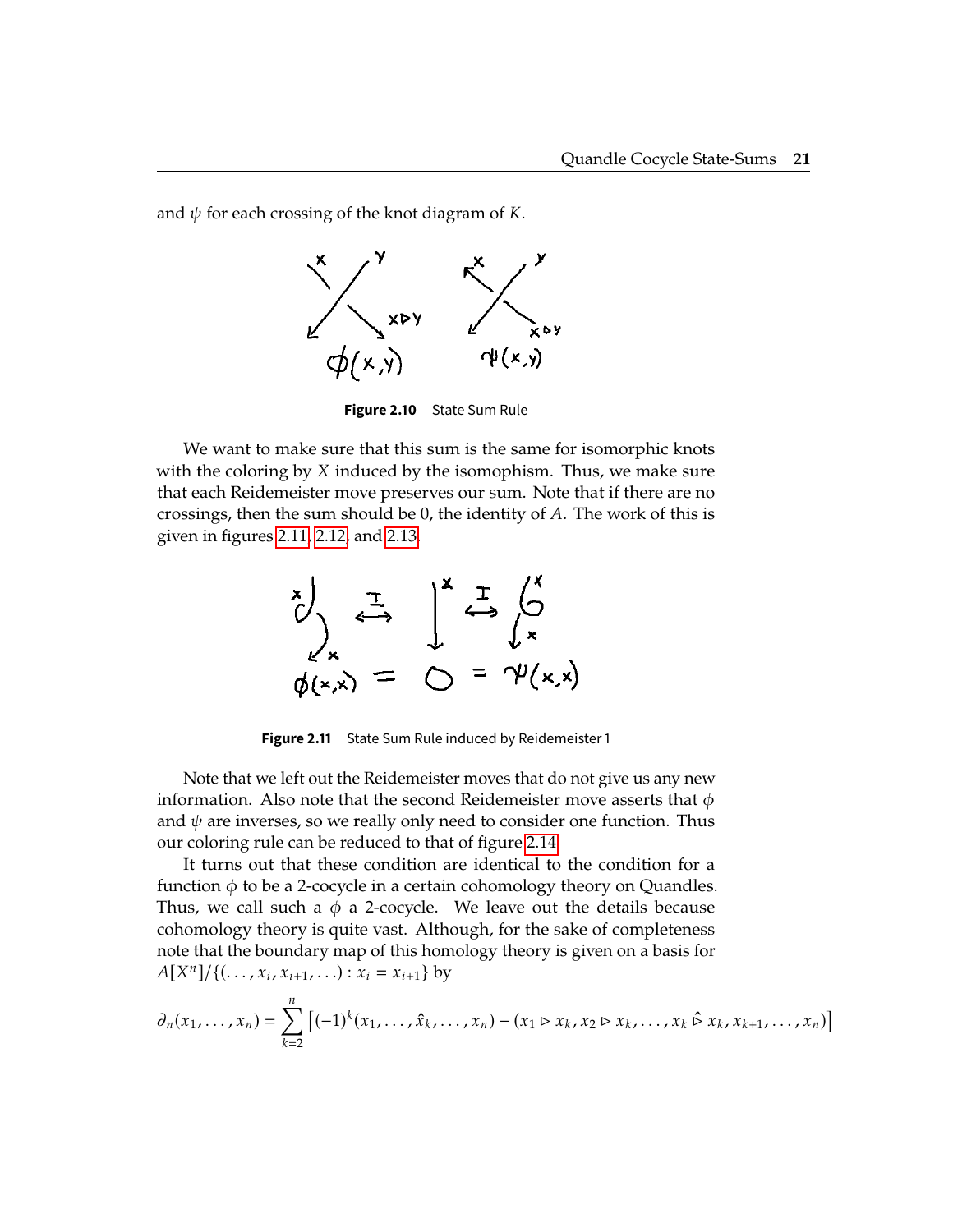and $\psi$ for each crossing of the knot diagram of $K$.

**Figure 2.10** State Sum Rule

We want to make sure that this sum is the same for isomorphic knots with the coloring by $X$ induced by the isomophism. Thus, we make sure that each Reidemeister move preserves our sum. Note that if there are no crossings, then the sum should be 0, the identity of $A$. The work of this is given in figures 2.11, 2.12, and 2.13.

**Figure 2.11** State Sum Rule induced by Reidemeister 1

Note that we left out the Reidemeister moves that do not give us any new information. Also note that the second Reidemeister move asserts that $\phi$ and $\psi$ are inverses, so we really only need to consider one function. Thus our coloring rule can be reduced to that of figure 2.14.

It turns out that these condition are identical to the condition for a function $\phi$ to be a 2-cocycle in a certain cohomology theory on Quandles. Thus, we call such a $\phi$ a 2-cocycle. We leave out the details because cohomology theory is quite vast. Although, for the sake of completeness note that the boundary map of this homology theory is given on a basis for $A[X^n]/\{(\ldots, x_i, x_{i+1}, \ldots) : x_i = x_{i+1}\}$ by

$$\partial_n(x_1, \ldots, x_n) = \sum_{k=2}^{n} \left[ (-1)^k (x_1, \ldots, \hat{x}_k, \ldots, x_n) - (x_1 \triangleright x_k, x_2 \triangleright x_k, \ldots, x_k \mathbin{\hat{\triangleright}} x_k, x_{k+1}, \ldots, x_n) \right]$$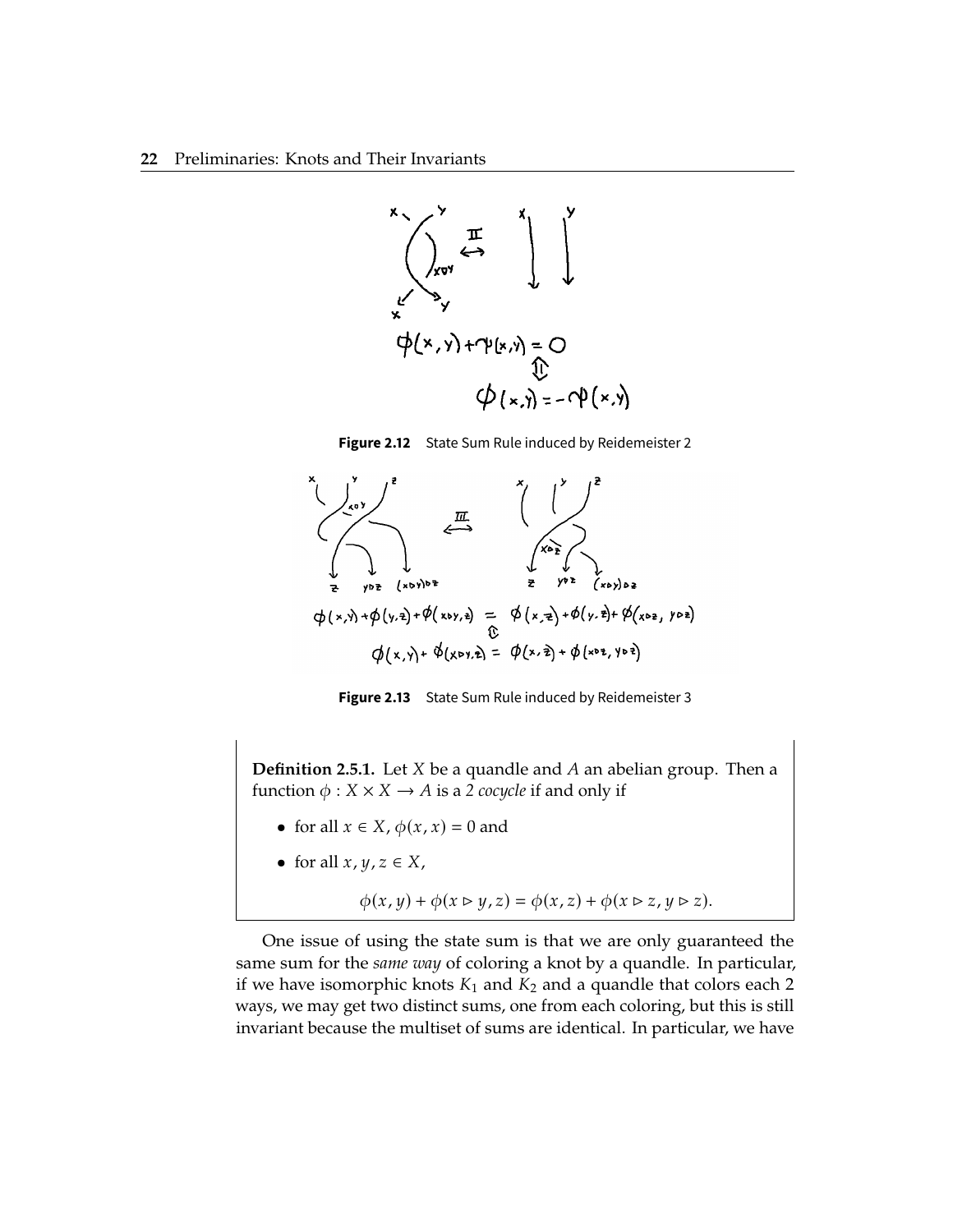$$\phi(x,y) + \phi(x,y) = 0$$
$$\Updownarrow$$
$$\phi(x,y) = -\phi(x,y)$$

**Figure 2.12** State Sum Rule induced by Reidemeister 2

$$\phi(x,y) + \phi(y,z) + \phi(x \triangleright y, z) = \phi(x,z) + \phi(y,z) + \phi(x \triangleright z, y \triangleright z)$$
$$\Updownarrow$$
$$\phi(x,y) + \phi(x \triangleright y, z) = \phi(x,z) + \phi(x \triangleright z, y \triangleright z)$$

**Figure 2.13** State Sum Rule induced by Reidemeister 3

**Definition 2.5.1.** Let $X$ be a quandle and $A$ an abelian group. Then a function $\phi : X \times X \to A$ is a *2 cocycle* if and only if

- for all $x \in X$, $\phi(x,x) = 0$ and
- for all $x, y, z \in X$,

$$\phi(x,y) + \phi(x \triangleright y, z) = \phi(x,z) + \phi(x \triangleright z, y \triangleright z).$$

One issue of using the state sum is that we are only guaranteed the same sum for the *same way* of coloring a knot by a quandle. In particular, if we have isomorphic knots $K_1$ and $K_2$ and a quandle that colors each 2 ways, we may get two distinct sums, one from each coloring, but this is still invariant because the multiset of sums are identical. In particular, we have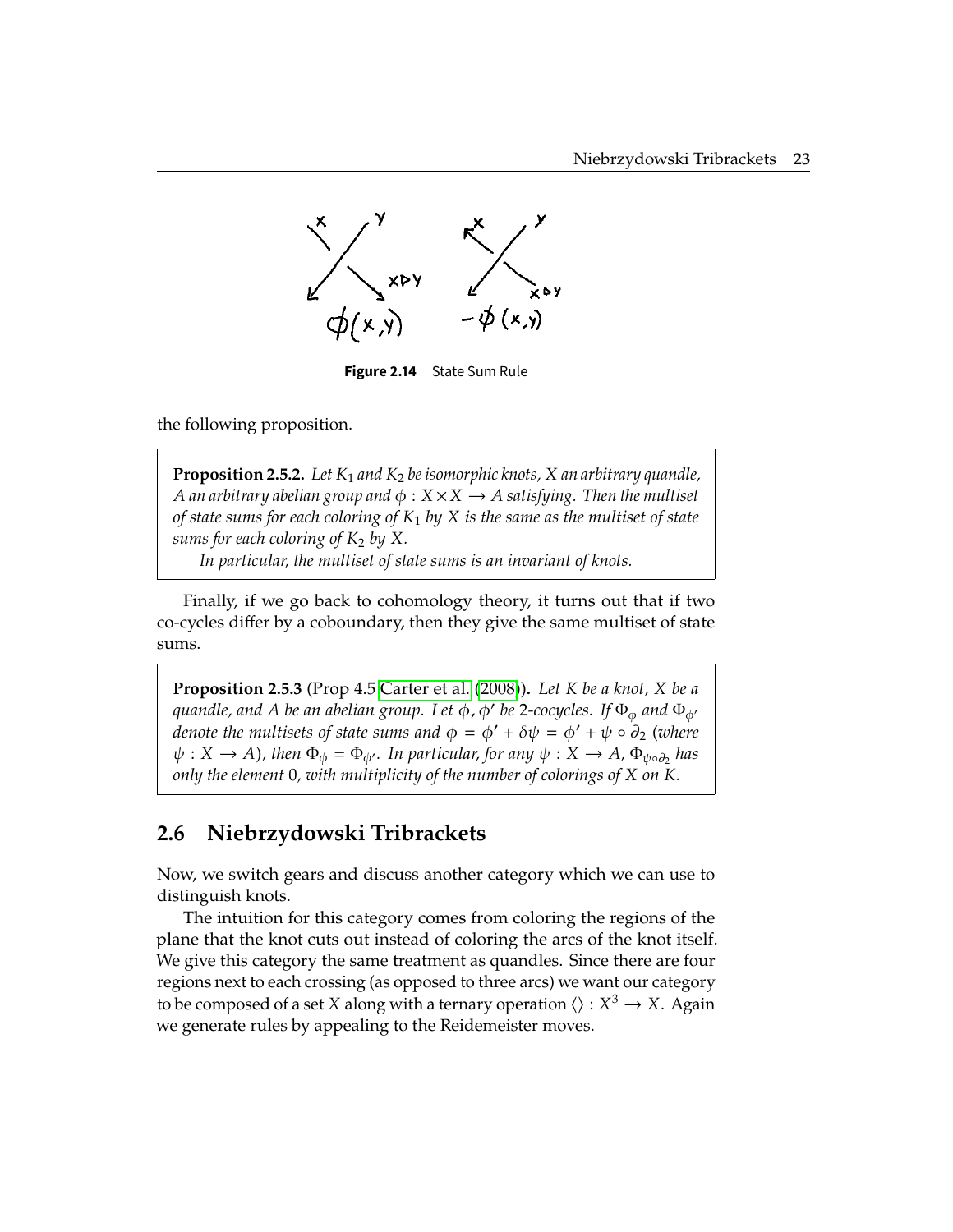Figure 2.14 State Sum Rule

the following proposition.

**Proposition 2.5.2.** *Let $K_1$ and $K_2$ be isomorphic knots, X an arbitrary quandle, A an arbitrary abelian group and $\phi : X \times X \to A$ satisfying. Then the multiset of state sums for each coloring of $K_1$ by X is the same as the multiset of state sums for each coloring of $K_2$ by X.*

*In particular, the multiset of state sums is an invariant of knots.*

Finally, if we go back to cohomology theory, it turns out that if two co-cycles differ by a coboundary, then they give the same multiset of state sums.

**Proposition 2.5.3** (Prop 4.5 Carter et al. (2008))**.** *Let K be a knot, X be a quandle, and A be an abelian group. Let $\phi$, $\phi'$ be 2-cocycles. If $\Phi_\phi$ and $\Phi_{\phi'}$ denote the multisets of state sums and $\phi = \phi' + \delta\psi = \phi' + \psi \circ \partial_2$ (where $\psi : X \to A$), then $\Phi_\phi = \Phi_{\phi'}$. In particular, for any $\psi : X \to A$, $\Phi_{\psi \circ \partial_2}$ has only the element 0, with multiplicity of the number of colorings of X on K.*

## 2.6 Niebrzydowski Tribrackets

Now, we switch gears and discuss another category which we can use to distinguish knots.

The intuition for this category comes from coloring the regions of the plane that the knot cuts out instead of coloring the arcs of the knot itself. We give this category the same treatment as quandles. Since there are four regions next to each crossing (as opposed to three arcs) we want our category to be composed of a set $X$ along with a ternary operation $\langle\rangle : X^3 \to X$. Again we generate rules by appealing to the Reidemeister moves.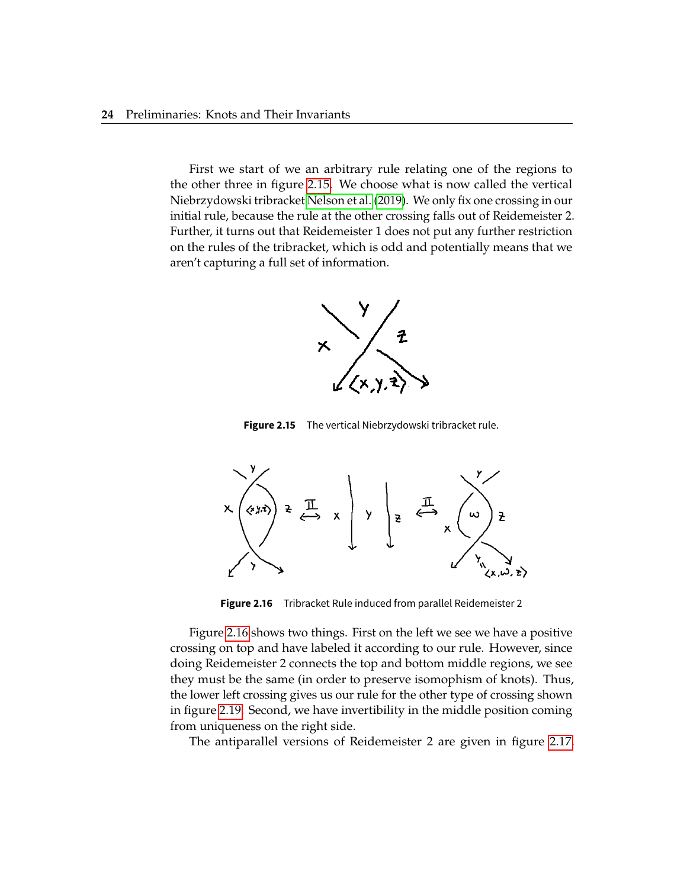First we start of we an arbitrary rule relating one of the regions to the other three in figure 2.15. We choose what is now called the vertical Niebrzydowski tribracket Nelson et al. (2019). We only fix one crossing in our initial rule, because the rule at the other crossing falls out of Reidemeister 2. Further, it turns out that Reidemeister 1 does not put any further restriction on the rules of the tribracket, which is odd and potentially means that we aren't capturing a full set of information.

**Figure 2.15** The vertical Niebrzydowski tribracket rule.

**Figure 2.16** Tribracket Rule induced from parallel Reidemeister 2

Figure 2.16 shows two things. First on the left we see we have a positive crossing on top and have labeled it according to our rule. However, since doing Reidemeister 2 connects the top and bottom middle regions, we see they must be the same (in order to preserve isomophism of knots). Thus, the lower left crossing gives us our rule for the other type of crossing shown in figure 2.19. Second, we have invertibility in the middle position coming from uniqueness on the right side.

The antiparallel versions of Reidemeister 2 are given in figure 2.17.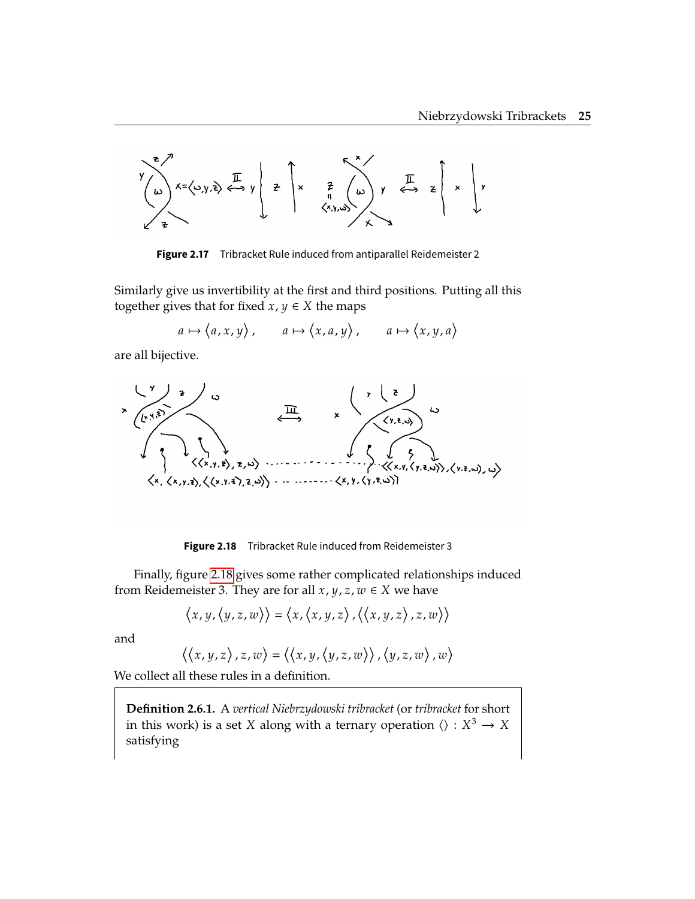Figure 2.17 Tribracket Rule induced from antiparallel Reidemeister 2

Similarly give us invertibility at the first and third positions. Putting all this together gives that for fixed $x, y \in X$ the maps

$$a \mapsto \langle a, x, y \rangle, \qquad a \mapsto \langle x, a, y \rangle, \qquad a \mapsto \langle x, y, a \rangle$$

are all bijective.

Figure 2.18 Tribracket Rule induced from Reidemeister 3

Finally, figure 2.18 gives some rather complicated relationships induced from Reidemeister 3. They are for all $x, y, z, w \in X$ we have

$$\langle x, y, \langle y, z, w \rangle \rangle = \langle x, \langle x, y, z \rangle, \langle \langle x, y, z \rangle, z, w \rangle \rangle$$

and

$$\langle \langle x, y, z \rangle, z, w \rangle = \langle \langle x, y, \langle y, z, w \rangle \rangle, \langle y, z, w \rangle, w \rangle$$

We collect all these rules in a definition.

**Definition 2.6.1.** A *vertical Niebrzydowski tribracket* (or *tribracket* for short in this work) is a set $X$ along with a ternary operation $\langle\rangle : X^3 \to X$ satisfying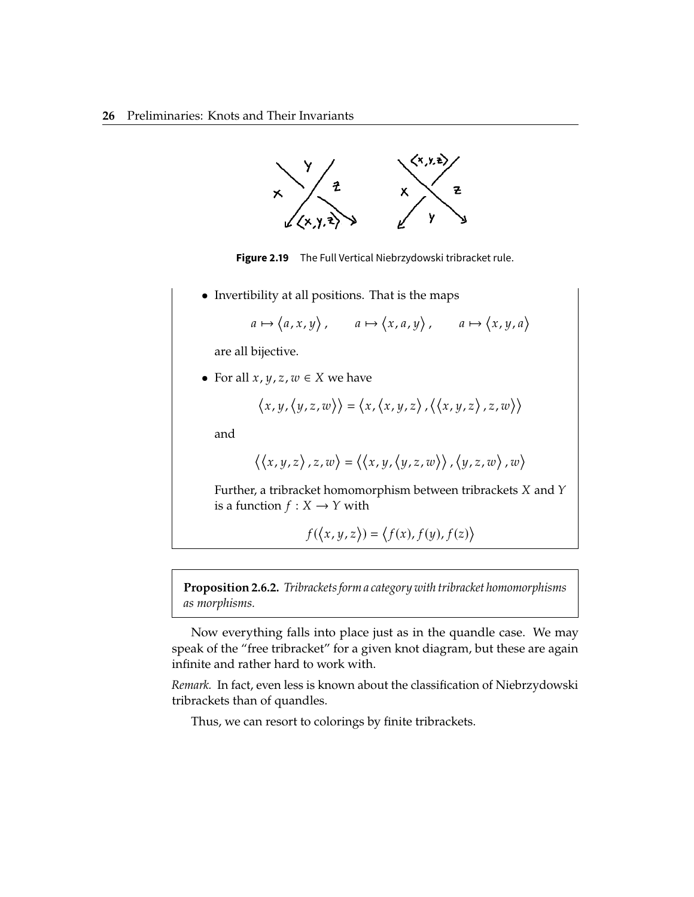Figure 2.19 The Full Vertical Niebrzydowski tribracket rule.

- Invertibility at all positions. That is the maps

$$a \mapsto \langle a, x, y \rangle, \qquad a \mapsto \langle x, a, y \rangle, \qquad a \mapsto \langle x, y, a \rangle$$

are all bijective.

- For all $x, y, z, w \in X$ we have

$$\langle x, y, \langle y, z, w \rangle \rangle = \langle x, \langle x, y, z \rangle, \langle \langle x, y, z \rangle, z, w \rangle \rangle$$

and

$$\langle \langle x, y, z \rangle, z, w \rangle = \langle \langle x, y, \langle y, z, w \rangle \rangle, \langle y, z, w \rangle, w \rangle$$

Further, a tribracket homomorphism between tribrackets $X$ and $Y$ is a function $f : X \to Y$ with

$$f(\langle x, y, z \rangle) = \langle f(x), f(y), f(z) \rangle$$

**Proposition 2.6.2.** *Tribrackets form a category with tribracket homomorphisms as morphisms.*

Now everything falls into place just as in the quandle case. We may speak of the "free tribracket" for a given knot diagram, but these are again infinite and rather hard to work with.

*Remark.* In fact, even less is known about the classification of Niebrzydowski tribrackets than of quandles.

Thus, we can resort to colorings by finite tribrackets.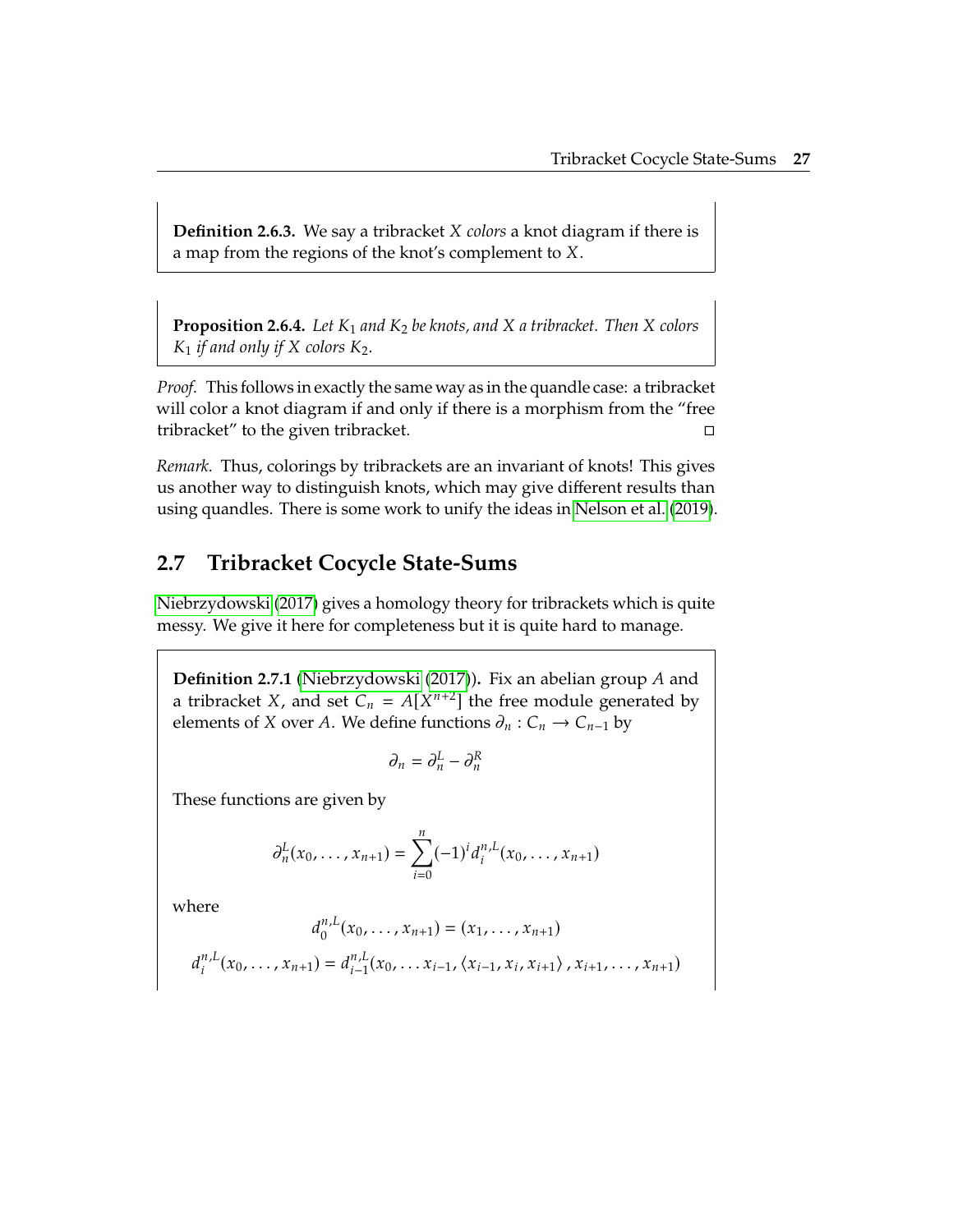**Definition 2.6.3.** We say a tribracket $X$ *colors* a knot diagram if there is a map from the regions of the knot's complement to $X$.

**Proposition 2.6.4.** *Let $K_1$ and $K_2$ be knots, and $X$ a tribracket. Then $X$ colors $K_1$ if and only if $X$ colors $K_2$.*

*Proof.* This follows in exactly the same way as in the quandle case: a tribracket will color a knot diagram if and only if there is a morphism from the "free tribracket" to the given tribracket. □

*Remark.* Thus, colorings by tribrackets are an invariant of knots! This gives us another way to distinguish knots, which may give different results than using quandles. There is some work to unify the ideas in Nelson et al. (2019).

## 2.7 Tribracket Cocycle State-Sums

Niebrzydowski (2017) gives a homology theory for tribrackets which is quite messy. We give it here for completeness but it is quite hard to manage.

**Definition 2.7.1** (Niebrzydowski (2017))**.** Fix an abelian group $A$ and a tribracket $X$, and set $C_n = A[X^{n+2}]$ the free module generated by elements of $X$ over $A$. We define functions $\partial_n : C_n \to C_{n-1}$ by

$$\partial_n = \partial_n^L - \partial_n^R$$

These functions are given by

$$\partial_n^L(x_0, \ldots, x_{n+1}) = \sum_{i=0}^{n} (-1)^i d_i^{n,L}(x_0, \ldots, x_{n+1})$$

where

$$d_0^{n,L}(x_0, \ldots, x_{n+1}) = (x_1, \ldots, x_{n+1})$$

$$d_i^{n,L}(x_0, \ldots, x_{n+1}) = d_{i-1}^{n,L}(x_0, \ldots x_{i-1}, \langle x_{i-1}, x_i, x_{i+1} \rangle, x_{i+1}, \ldots, x_{n+1})$$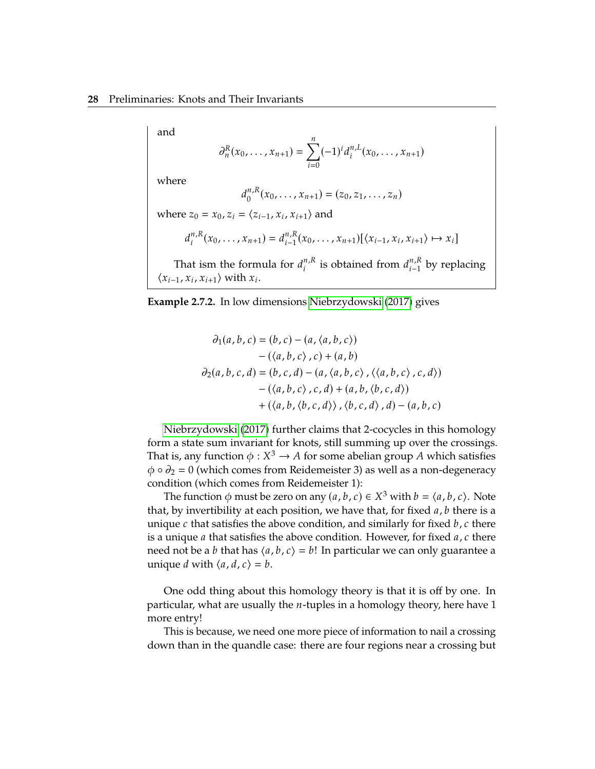and

$$\partial_n^R(x_0, \ldots, x_{n+1}) = \sum_{i=0}^{n} (-1)^i d_i^{n,L}(x_0, \ldots, x_{n+1})$$

where

$$d_0^{n,R}(x_0, \ldots, x_{n+1}) = (z_0, z_1, \ldots, z_n)$$

where $z_0 = x_0, z_i = \langle z_{i-1}, x_i, x_{i+1} \rangle$ and

$$d_i^{n,R}(x_0, \ldots, x_{n+1}) = d_{i-1}^{n,R}(x_0, \ldots, x_{n+1})[\langle x_{i-1}, x_i, x_{i+1} \rangle \mapsto x_i]$$

That ism the formula for $d_i^{n,R}$ is obtained from $d_{i-1}^{n,R}$ by replacing $\langle x_{i-1}, x_i, x_{i+1} \rangle$ with $x_i$.

**Example 2.7.2.** In low dimensions Niebrzydowski (2017) gives

$$\begin{aligned}
\partial_1(a,b,c) &= (b,c) - (a, \langle a,b,c \rangle) \\
&\quad - (\langle a,b,c \rangle, c) + (a,b) \\
\partial_2(a,b,c,d) &= (b,c,d) - (a, \langle a,b,c \rangle, \langle \langle a,b,c \rangle, c, d \rangle) \\
&\quad - (\langle a,b,c \rangle, c, d) + (a, b, \langle b,c,d \rangle) \\
&\quad + (\langle a, b, \langle b,c,d \rangle \rangle, \langle b,c,d \rangle, d) - (a,b,c)
\end{aligned}$$

Niebrzydowski (2017) further claims that 2-cocycles in this homology form a state sum invariant for knots, still summing up over the crossings. That is, any function $\phi : X^3 \to A$ for some abelian group $A$ which satisfies $\phi \circ \partial_2 = 0$ (which comes from Reidemeister 3) as well as a non-degeneracy condition (which comes from Reidemeister 1):

The function $\phi$ must be zero on any $(a,b,c) \in X^3$ with $b = \langle a,b,c \rangle$. Note that, by invertibility at each position, we have that, for fixed $a, b$ there is a unique $c$ that satisfies the above condition, and similarly for fixed $b, c$ there is a unique $a$ that satisfies the above condition. However, for fixed $a, c$ there need not be a $b$ that has $\langle a,b,c \rangle = b$! In particular we can only guarantee a unique $d$ with $\langle a,d,c \rangle = b$.

One odd thing about this homology theory is that it is off by one. In particular, what are usually the $n$-tuples in a homology theory, here have 1 more entry!

This is because, we need one more piece of information to nail a crossing down than in the quandle case: there are four regions near a crossing but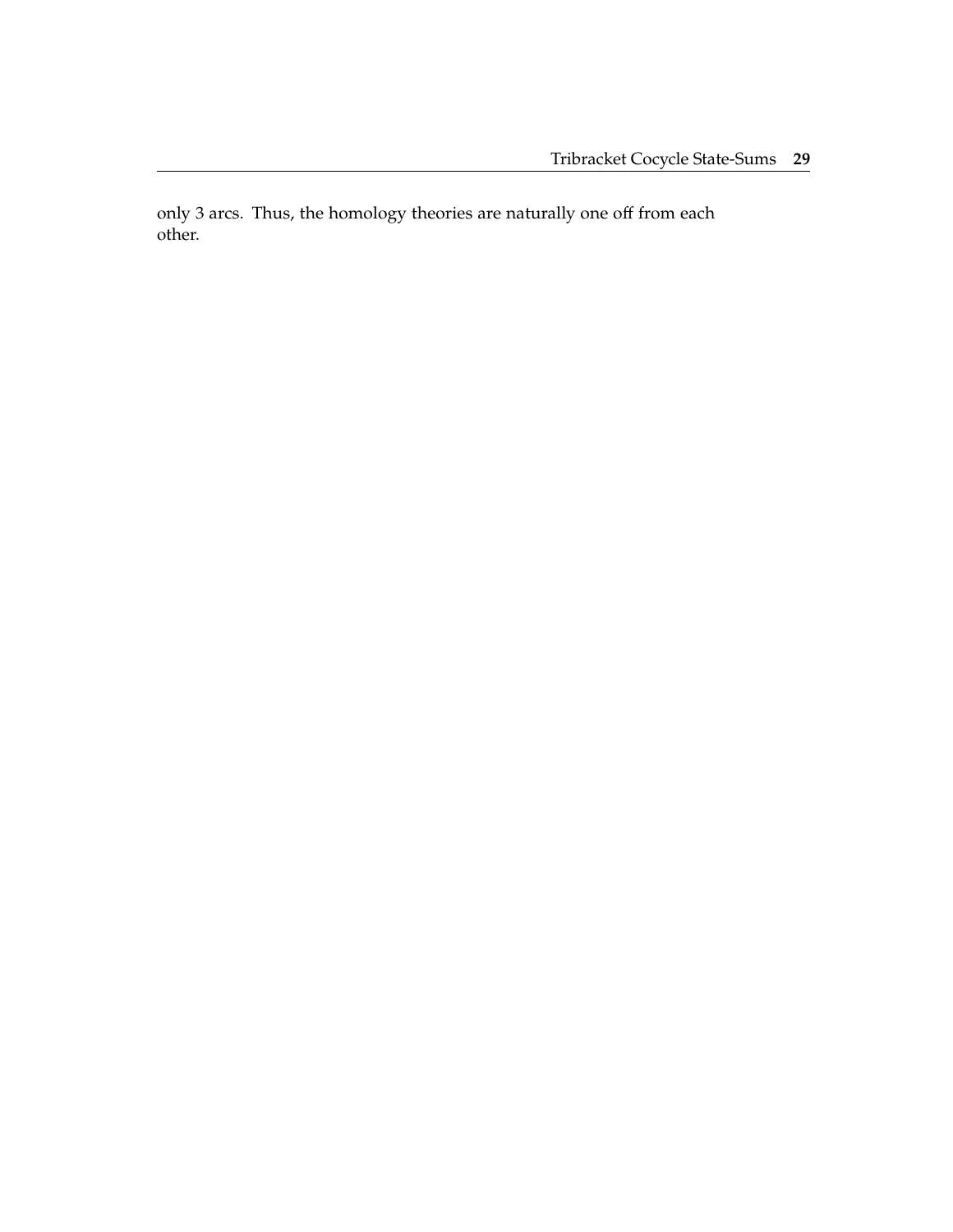only 3 arcs. Thus, the homology theories are naturally one off from each other.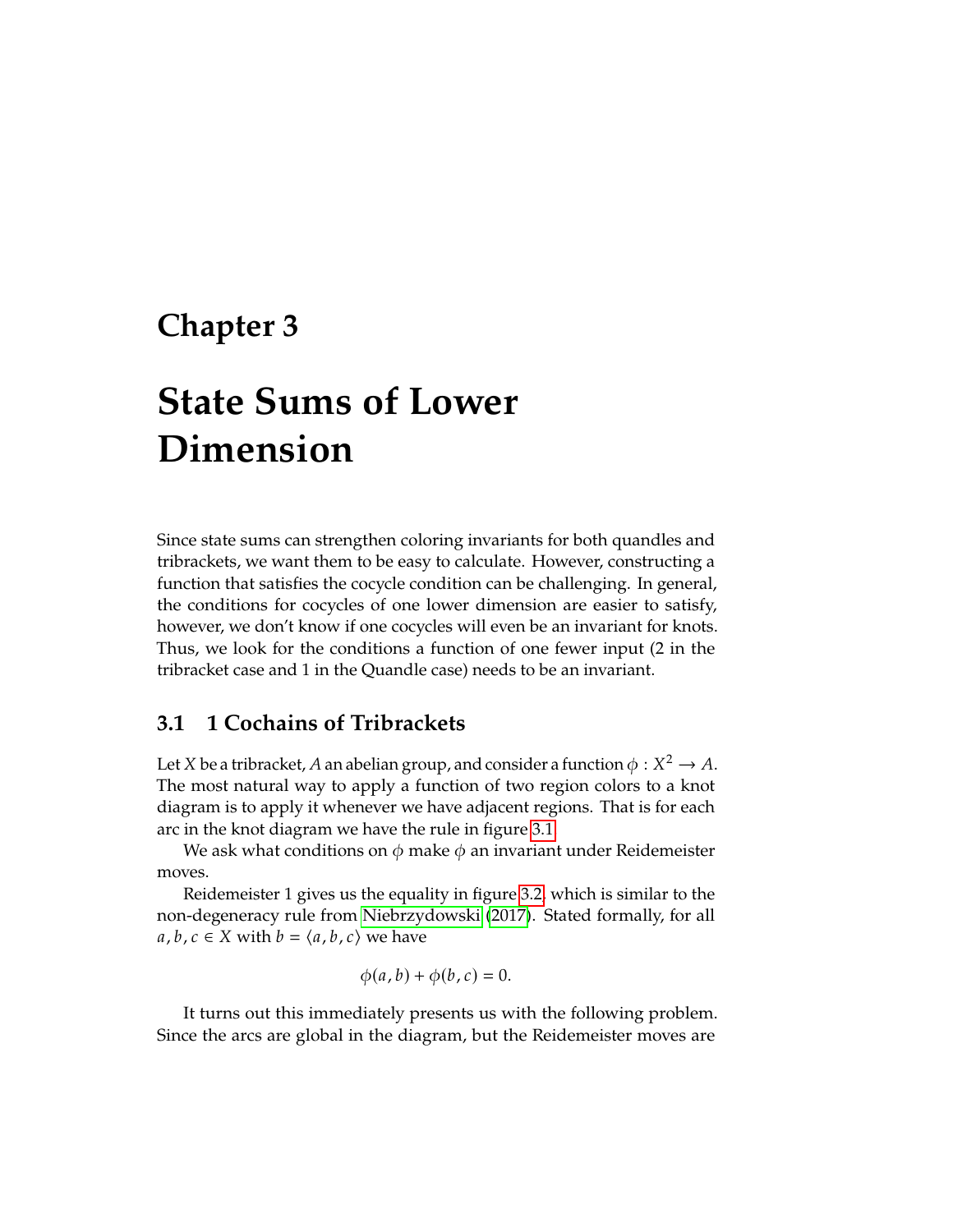# Chapter 3

# State Sums of Lower Dimension

Since state sums can strengthen coloring invariants for both quandles and tribrackets, we want them to be easy to calculate. However, constructing a function that satisfies the cocycle condition can be challenging. In general, the conditions for cocycles of one lower dimension are easier to satisfy, however, we don't know if one cocycles will even be an invariant for knots. Thus, we look for the conditions a function of one fewer input (2 in the tribracket case and 1 in the Quandle case) needs to be an invariant.

## 3.1 1 Cochains of Tribrackets

Let $X$ be a tribracket, $A$ an abelian group, and consider a function $\phi : X^2 \to A$. The most natural way to apply a function of two region colors to a knot diagram is to apply it whenever we have adjacent regions. That is for each arc in the knot diagram we have the rule in figure 3.1

We ask what conditions on $\phi$ make $\phi$ an invariant under Reidemeister moves.

Reidemeister 1 gives us the equality in figure 3.2, which is similar to the non-degeneracy rule from Niebrzydowski (2017). Stated formally, for all $a, b, c \in X$ with $b = \langle a, b, c \rangle$ we have

$$\phi(a, b) + \phi(b, c) = 0.$$

It turns out this immediately presents us with the following problem. Since the arcs are global in the diagram, but the Reidemeister moves are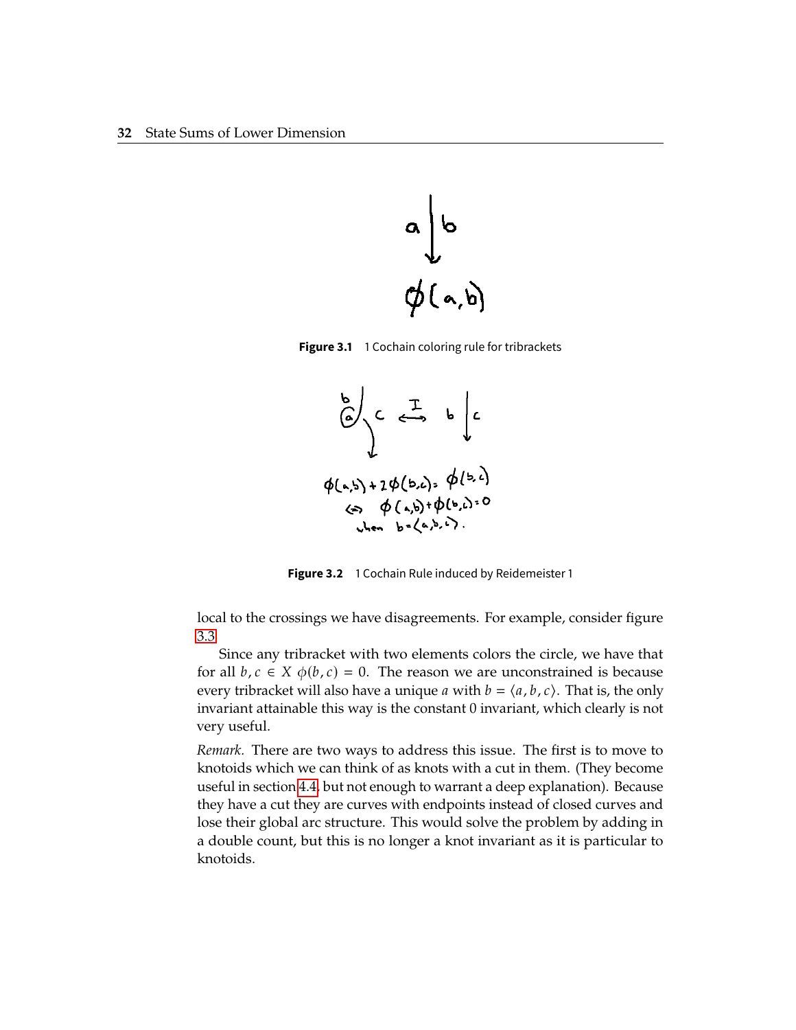**Figure 3.1** 1 Cochain coloring rule for tribrackets

**Figure 3.2** 1 Cochain Rule induced by Reidemeister 1

local to the crossings we have disagreements. For example, consider figure 3.3

Since any tribracket with two elements colors the circle, we have that for all $b, c \in X$ $\phi(b, c) = 0$. The reason we are unconstrained is because every tribracket will also have a unique $a$ with $b = \langle a, b, c \rangle$. That is, the only invariant attainable this way is the constant 0 invariant, which clearly is not very useful.

*Remark.* There are two ways to address this issue. The first is to move to knotoids which we can think of as knots with a cut in them. (They become useful in section 4.4, but not enough to warrant a deep explanation). Because they have a cut they are curves with endpoints instead of closed curves and lose their global arc structure. This would solve the problem by adding in a double count, but this is no longer a knot invariant as it is particular to knotoids.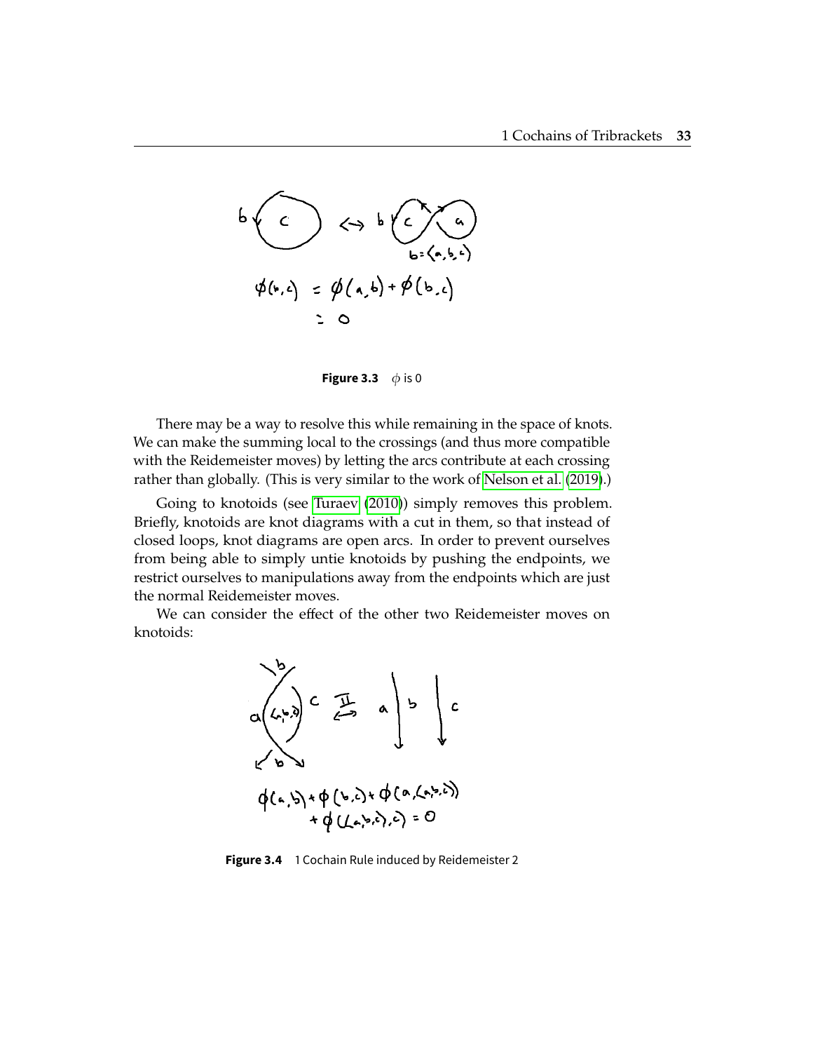Figure 3.3 $\phi$ is 0

There may be a way to resolve this while remaining in the space of knots. We can make the summing local to the crossings (and thus more compatible with the Reidemeister moves) by letting the arcs contribute at each crossing rather than globally. (This is very similar to the work of Nelson et al. (2019).)

Going to knotoids (see Turaev (2010)) simply removes this problem. Briefly, knotoids are knot diagrams with a cut in them, so that instead of closed loops, knot diagrams are open arcs. In order to prevent ourselves from being able to simply untie knotoids by pushing the endpoints, we restrict ourselves to manipulations away from the endpoints which are just the normal Reidemeister moves.

We can consider the effect of the other two Reidemeister moves on knotoids:

Figure 3.4 1 Cochain Rule induced by Reidemeister 2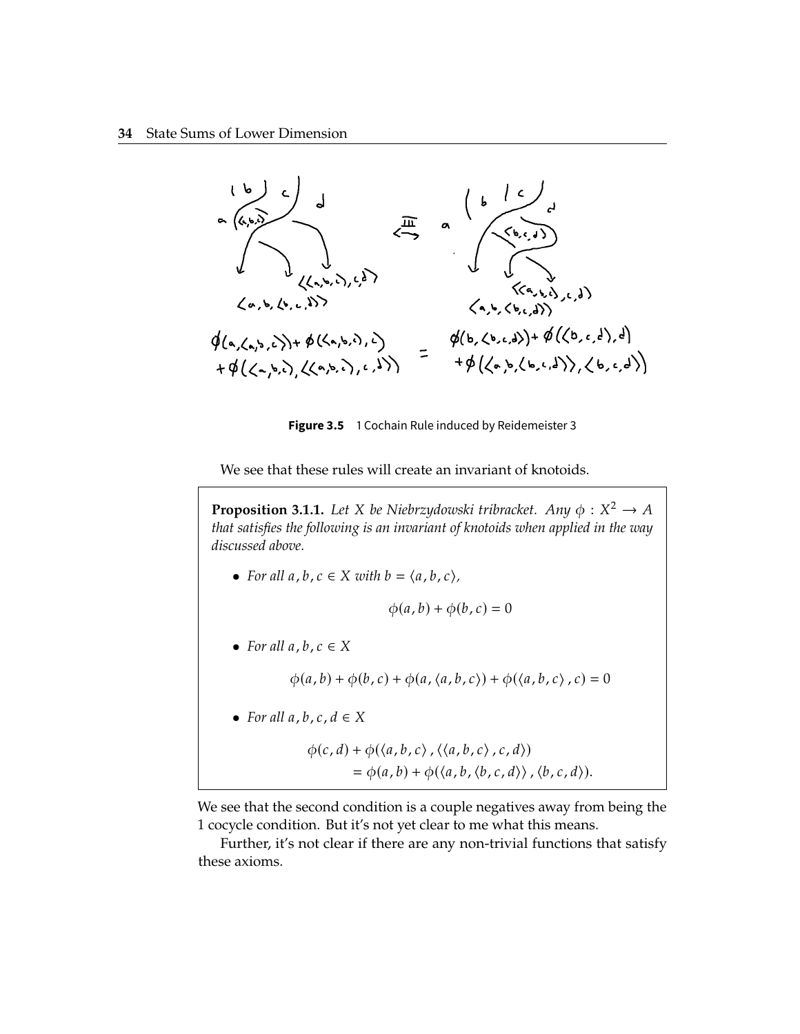Figure 3.5 1 Cochain Rule induced by Reidemeister 3

We see that these rules will create an invariant of knotoids.

**Proposition 3.1.1.** *Let $X$ be Niebrzydowski tribracket. Any $\phi : X^2 \to A$ that satisfies the following is an invariant of knotoids when applied in the way discussed above.*

- *For all $a, b, c \in X$ with $b = \langle a, b, c \rangle$,*

$$\phi(a, b) + \phi(b, c) = 0$$

- *For all $a, b, c \in X$*

$$\phi(a, b) + \phi(b, c) + \phi(a, \langle a, b, c \rangle) + \phi(\langle a, b, c \rangle, c) = 0$$

- *For all $a, b, c, d \in X$*

$$\begin{aligned} \phi(c, d) &+ \phi(\langle a, b, c \rangle, \langle \langle a, b, c \rangle, c, d \rangle) \\ &= \phi(a, b) + \phi(\langle a, b, \langle b, c, d \rangle \rangle, \langle b, c, d \rangle). \end{aligned}$$

We see that the second condition is a couple negatives away from being the 1 cocycle condition. But it's not yet clear to me what this means.

Further, it's not clear if there are any non-trivial functions that satisfy these axioms.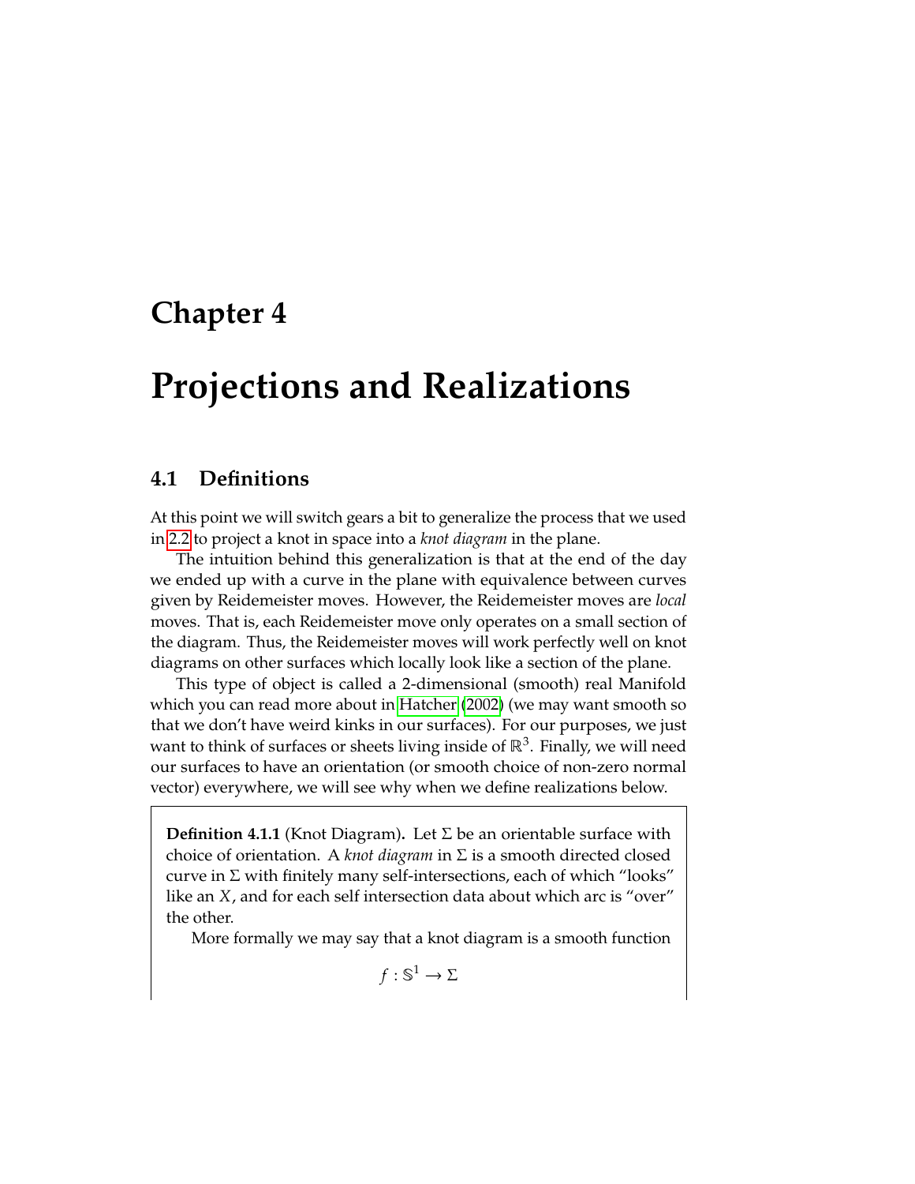# Chapter 4

# Projections and Realizations

## 4.1 Definitions

At this point we will switch gears a bit to generalize the process that we used in 2.2 to project a knot in space into a *knot diagram* in the plane.

The intuition behind this generalization is that at the end of the day we ended up with a curve in the plane with equivalence between curves given by Reidemeister moves. However, the Reidemeister moves are *local* moves. That is, each Reidemeister move only operates on a small section of the diagram. Thus, the Reidemeister moves will work perfectly well on knot diagrams on other surfaces which locally look like a section of the plane.

This type of object is called a 2-dimensional (smooth) real Manifold which you can read more about in Hatcher (2002) (we may want smooth so that we don't have weird kinks in our surfaces). For our purposes, we just want to think of surfaces or sheets living inside of $\mathbb{R}^3$. Finally, we will need our surfaces to have an orientation (or smooth choice of non-zero normal vector) everywhere, we will see why when we define realizations below.

**Definition 4.1.1** (Knot Diagram)**.** Let $\Sigma$ be an orientable surface with choice of orientation. A *knot diagram* in $\Sigma$ is a smooth directed closed curve in $\Sigma$ with finitely many self-intersections, each of which "looks" like an $X$, and for each self intersection data about which arc is "over" the other.

More formally we may say that a knot diagram is a smooth function

$$f : \mathbb{S}^1 \to \Sigma$$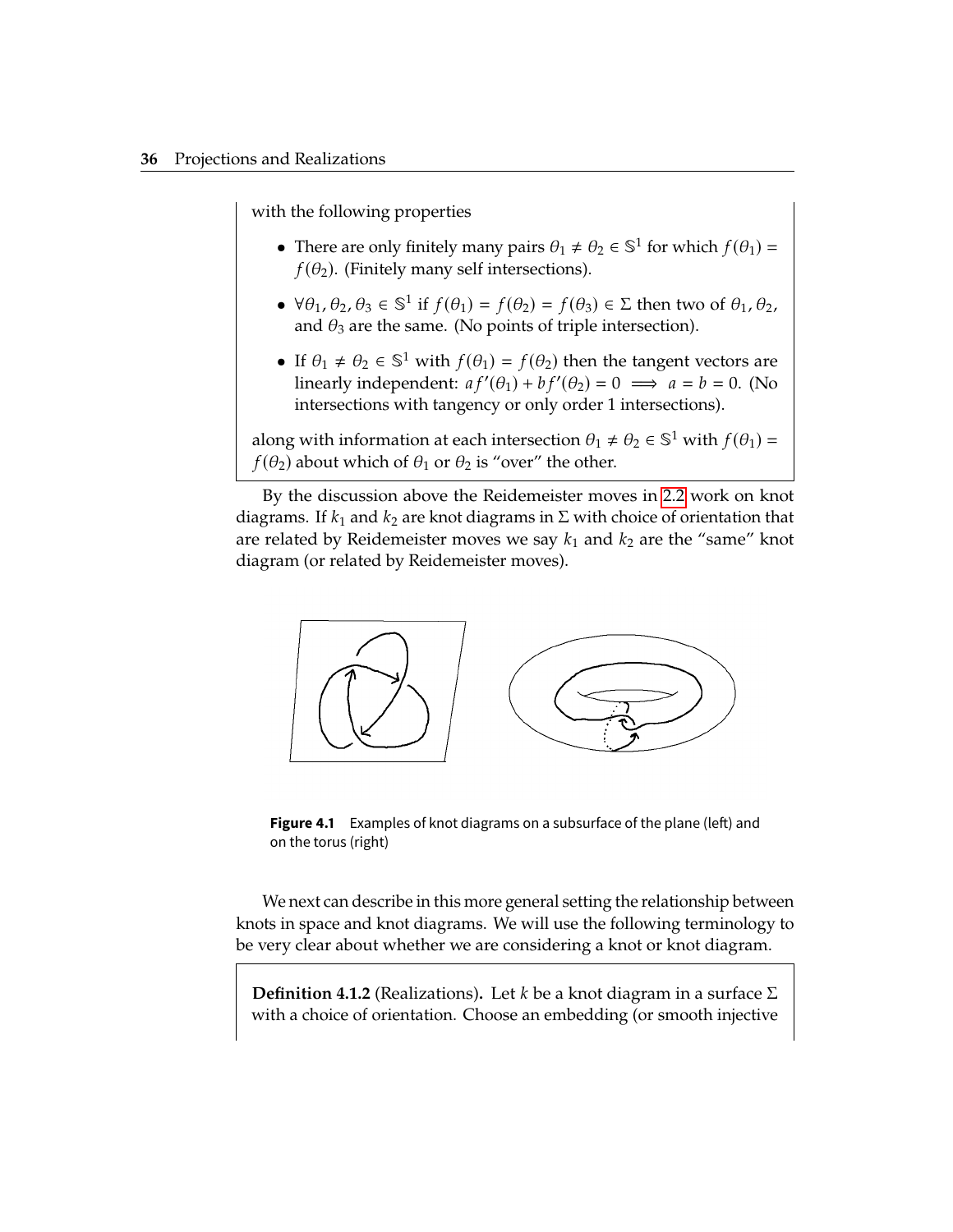with the following properties

- There are only finitely many pairs $\theta_1 \neq \theta_2 \in \mathbb{S}^1$ for which $f(\theta_1) = f(\theta_2)$. (Finitely many self intersections).
- $\forall \theta_1, \theta_2, \theta_3 \in \mathbb{S}^1$ if $f(\theta_1) = f(\theta_2) = f(\theta_3) \in \Sigma$ then two of $\theta_1, \theta_2$, and $\theta_3$ are the same. (No points of triple intersection).
- If $\theta_1 \neq \theta_2 \in \mathbb{S}^1$ with $f(\theta_1) = f(\theta_2)$ then the tangent vectors are linearly independent: $af'(\theta_1) + bf'(\theta_2) = 0 \implies a = b = 0$. (No intersections with tangency or only order 1 intersections).

along with information at each intersection $\theta_1 \neq \theta_2 \in \mathbb{S}^1$ with $f(\theta_1) = f(\theta_2)$ about which of $\theta_1$ or $\theta_2$ is "over" the other.

By the discussion above the Reidemeister moves in 2.2 work on knot diagrams. If $k_1$ and $k_2$ are knot diagrams in $\Sigma$ with choice of orientation that are related by Reidemeister moves we say $k_1$ and $k_2$ are the "same" knot diagram (or related by Reidemeister moves).

**Figure 4.1** Examples of knot diagrams on a subsurface of the plane (left) and on the torus (right)

We next can describe in this more general setting the relationship between knots in space and knot diagrams. We will use the following terminology to be very clear about whether we are considering a knot or knot diagram.

**Definition 4.1.2** (Realizations). Let $k$ be a knot diagram in a surface $\Sigma$ with a choice of orientation. Choose an embedding (or smooth injective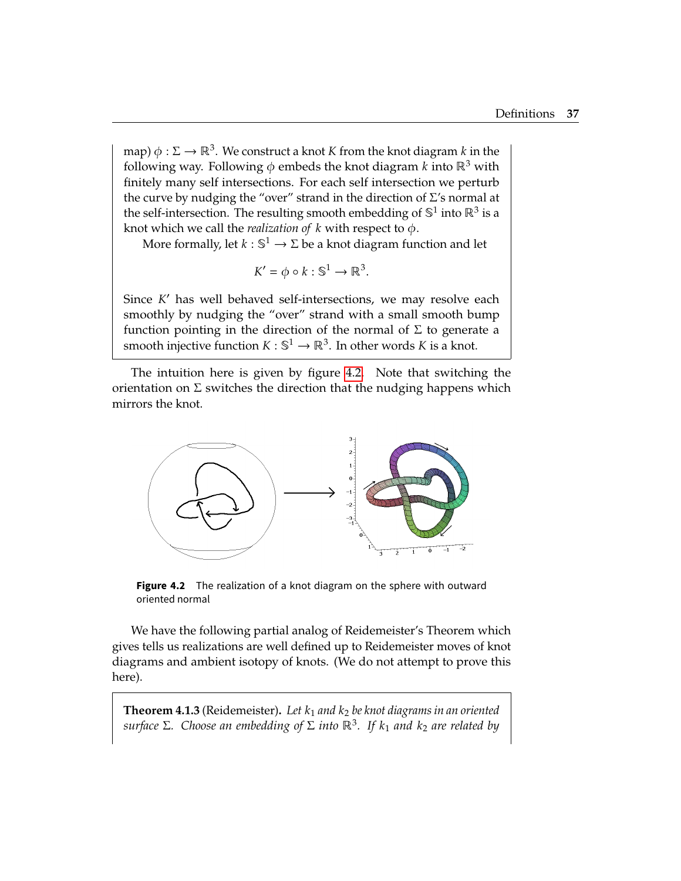map) $\phi : \Sigma \to \mathbb{R}^3$. We construct a knot $K$ from the knot diagram $k$ in the following way. Following $\phi$ embeds the knot diagram $k$ into $\mathbb{R}^3$ with finitely many self intersections. For each self intersection we perturb the curve by nudging the "over" strand in the direction of $\Sigma$'s normal at the self-intersection. The resulting smooth embedding of $\mathbb{S}^1$ into $\mathbb{R}^3$ is a knot which we call the *realization of $k$* with respect to $\phi$.

More formally, let $k : \mathbb{S}^1 \to \Sigma$ be a knot diagram function and let

$$K' = \phi \circ k : \mathbb{S}^1 \to \mathbb{R}^3.$$

Since $K'$ has well behaved self-intersections, we may resolve each smoothly by nudging the "over" strand with a small smooth bump function pointing in the direction of the normal of $\Sigma$ to generate a smooth injective function $K : \mathbb{S}^1 \to \mathbb{R}^3$. In other words $K$ is a knot.

The intuition here is given by figure 4.2. Note that switching the orientation on $\Sigma$ switches the direction that the nudging happens which mirrors the knot.

**Figure 4.2** The realization of a knot diagram on the sphere with outward oriented normal

We have the following partial analog of Reidemeister's Theorem which gives tells us realizations are well defined up to Reidemeister moves of knot diagrams and ambient isotopy of knots. (We do not attempt to prove this here).

**Theorem 4.1.3** (Reidemeister)**.** *Let $k_1$ and $k_2$ be knot diagrams in an oriented surface $\Sigma$. Choose an embedding of $\Sigma$ into $\mathbb{R}^3$. If $k_1$ and $k_2$ are related by*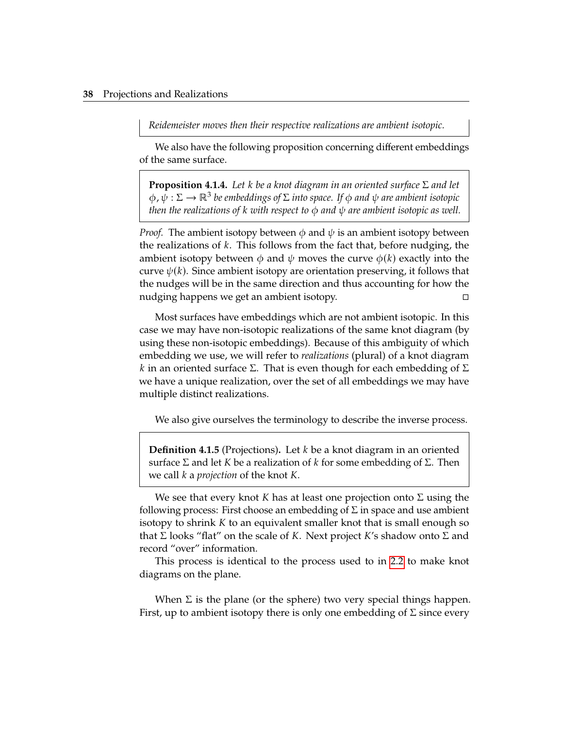*Reidemeister moves then their respective realizations are ambient isotopic.*

We also have the following proposition concerning different embeddings of the same surface.

> **Proposition 4.1.4.** *Let $k$ be a knot diagram in an oriented surface $\Sigma$ and let $\phi, \psi : \Sigma \to \mathbb{R}^3$ be embeddings of $\Sigma$ into space. If $\phi$ and $\psi$ are ambient isotopic then the realizations of $k$ with respect to $\phi$ and $\psi$ are ambient isotopic as well.*

*Proof.* The ambient isotopy between $\phi$ and $\psi$ is an ambient isotopy between the realizations of $k$. This follows from the fact that, before nudging, the ambient isotopy between $\phi$ and $\psi$ moves the curve $\phi(k)$ exactly into the curve $\psi(k)$. Since ambient isotopy are orientation preserving, it follows that the nudges will be in the same direction and thus accounting for how the nudging happens we get an ambient isotopy. □

Most surfaces have embeddings which are not ambient isotopic. In this case we may have non-isotopic realizations of the same knot diagram (by using these non-isotopic embeddings). Because of this ambiguity of which embedding we use, we will refer to *realizations* (plural) of a knot diagram $k$ in an oriented surface $\Sigma$. That is even though for each embedding of $\Sigma$ we have a unique realization, over the set of all embeddings we may have multiple distinct realizations.

We also give ourselves the terminology to describe the inverse process.

> **Definition 4.1.5** (Projections)**.** Let $k$ be a knot diagram in an oriented surface $\Sigma$ and let $K$ be a realization of $k$ for some embedding of $\Sigma$. Then we call $k$ a *projection* of the knot $K$.

We see that every knot $K$ has at least one projection onto $\Sigma$ using the following process: First choose an embedding of $\Sigma$ in space and use ambient isotopy to shrink $K$ to an equivalent smaller knot that is small enough so that $\Sigma$ looks "flat" on the scale of $K$. Next project $K$'s shadow onto $\Sigma$ and record "over" information.

This process is identical to the process used to in 2.2 to make knot diagrams on the plane.

When $\Sigma$ is the plane (or the sphere) two very special things happen. First, up to ambient isotopy there is only one embedding of $\Sigma$ since every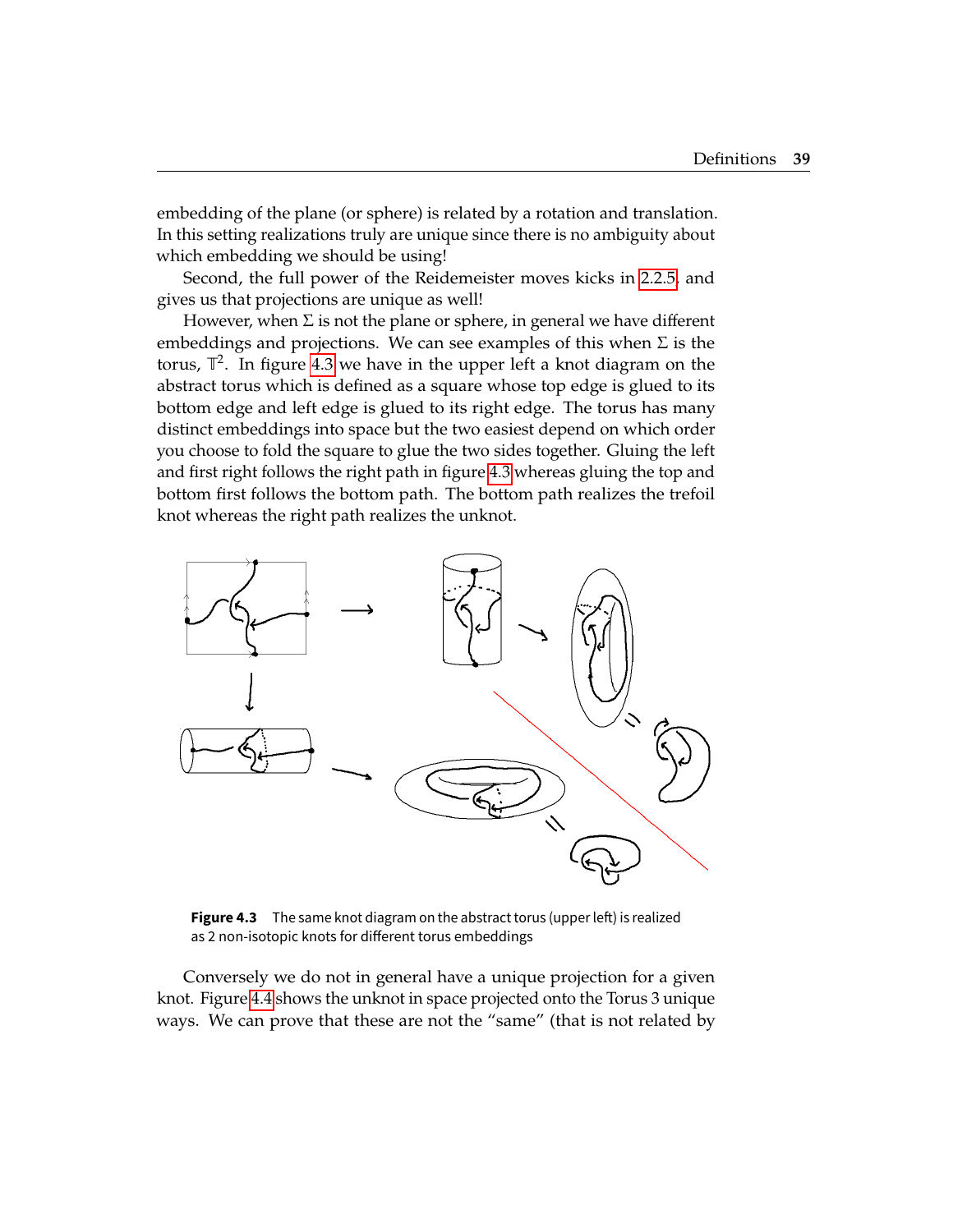embedding of the plane (or sphere) is related by a rotation and translation. In this setting realizations truly are unique since there is no ambiguity about which embedding we should be using!

Second, the full power of the Reidemeister moves kicks in 2.2.5 and gives us that projections are unique as well!

However, when $\Sigma$ is not the plane or sphere, in general we have different embeddings and projections. We can see examples of this when $\Sigma$ is the torus, $\mathbb{T}^2$. In figure 4.3 we have in the upper left a knot diagram on the abstract torus which is defined as a square whose top edge is glued to its bottom edge and left edge is glued to its right edge. The torus has many distinct embeddings into space but the two easiest depend on which order you choose to fold the square to glue the two sides together. Gluing the left and first right follows the right path in figure 4.3 whereas gluing the top and bottom first follows the bottom path. The bottom path realizes the trefoil knot whereas the right path realizes the unknot.

**Figure 4.3** The same knot diagram on the abstract torus (upper left) is realized as 2 non-isotopic knots for different torus embeddings

Conversely we do not in general have a unique projection for a given knot. Figure 4.4 shows the unknot in space projected onto the Torus 3 unique ways. We can prove that these are not the "same" (that is not related by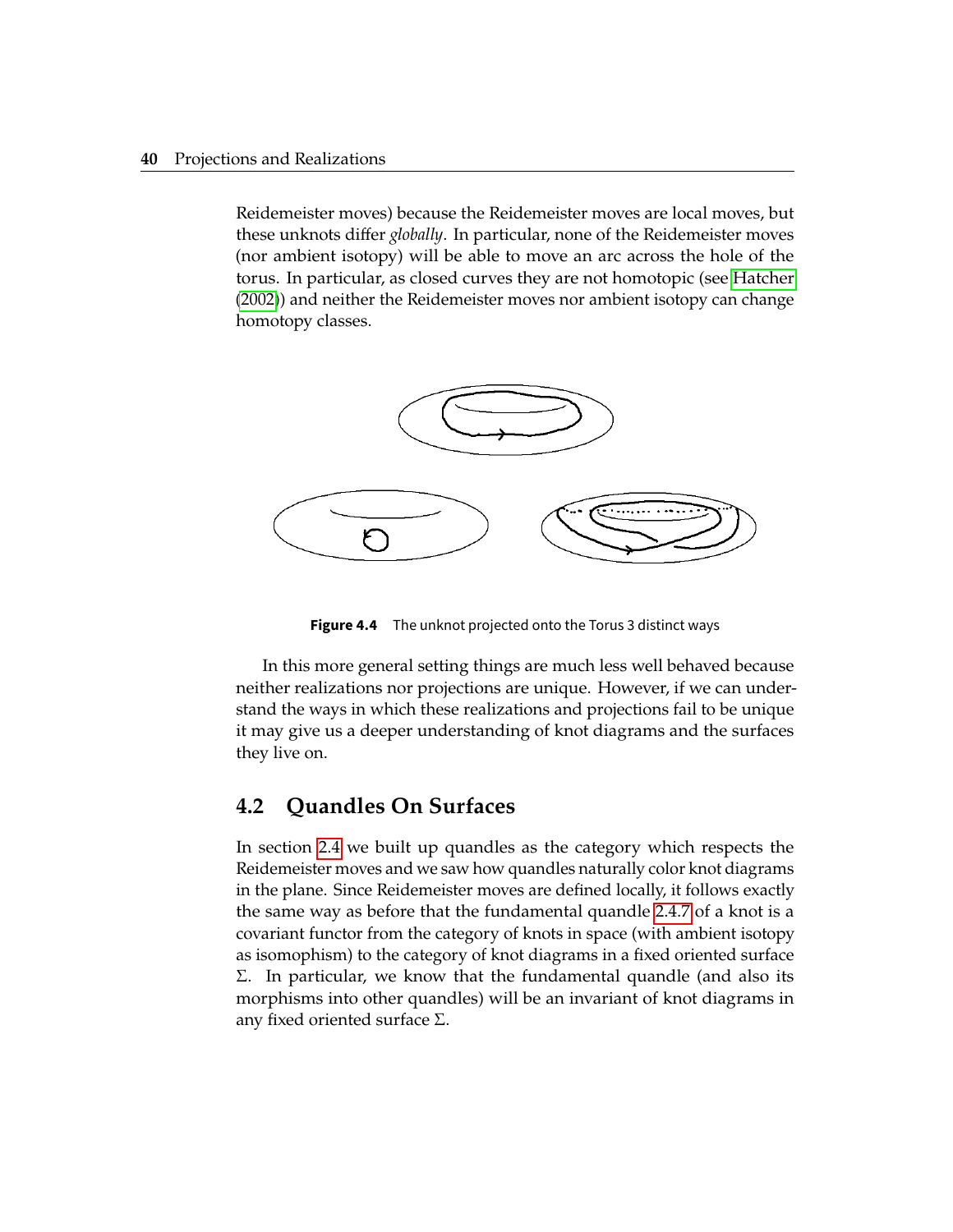Reidemeister moves) because the Reidemeister moves are local moves, but these unknots differ *globally*. In particular, none of the Reidemeister moves (nor ambient isotopy) will be able to move an arc across the hole of the torus. In particular, as closed curves they are not homotopic (see Hatcher (2002)) and neither the Reidemeister moves nor ambient isotopy can change homotopy classes.

**Figure 4.4** The unknot projected onto the Torus 3 distinct ways

In this more general setting things are much less well behaved because neither realizations nor projections are unique. However, if we can understand the ways in which these realizations and projections fail to be unique it may give us a deeper understanding of knot diagrams and the surfaces they live on.

## 4.2 Quandles On Surfaces

In section 2.4 we built up quandles as the category which respects the Reidemeister moves and we saw how quandles naturally color knot diagrams in the plane. Since Reidemeister moves are defined locally, it follows exactly the same way as before that the fundamental quandle 2.4.7 of a knot is a covariant functor from the category of knots in space (with ambient isotopy as isomophism) to the category of knot diagrams in a fixed oriented surface $\Sigma$. In particular, we know that the fundamental quandle (and also its morphisms into other quandles) will be an invariant of knot diagrams in any fixed oriented surface $\Sigma$.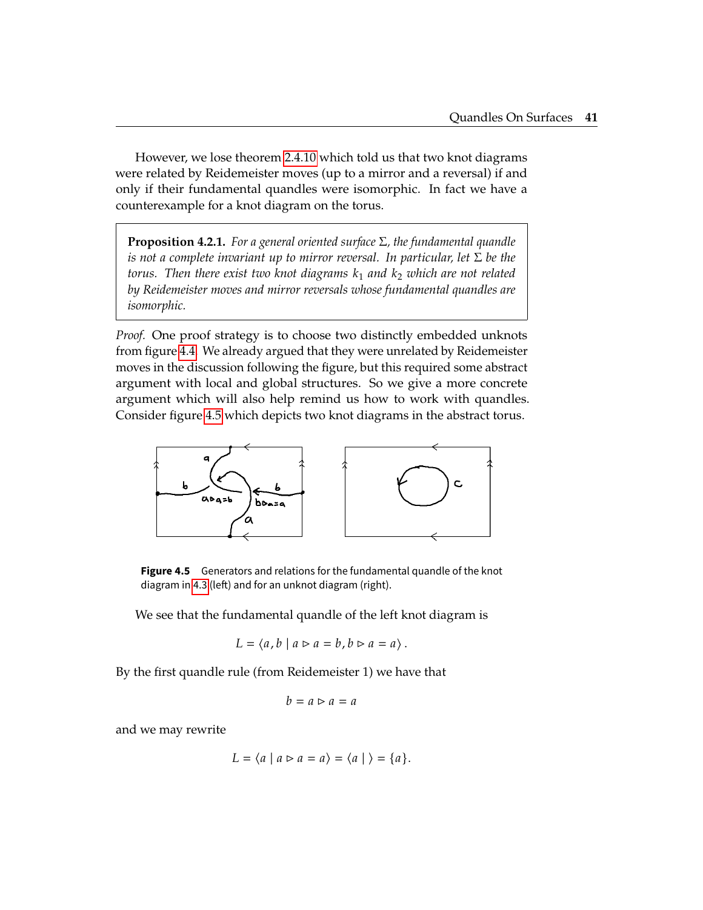However, we lose theorem 2.4.10 which told us that two knot diagrams were related by Reidemeister moves (up to a mirror and a reversal) if and only if their fundamental quandles were isomorphic. In fact we have a counterexample for a knot diagram on the torus.

**Proposition 4.2.1.** *For a general oriented surface $\Sigma$, the fundamental quandle is not a complete invariant up to mirror reversal. In particular, let $\Sigma$ be the torus. Then there exist two knot diagrams $k_1$ and $k_2$ which are not related by Reidemeister moves and mirror reversals whose fundamental quandles are isomorphic.*

*Proof.* One proof strategy is to choose two distinctly embedded unknots from figure 4.4. We already argued that they were unrelated by Reidemeister moves in the discussion following the figure, but this required some abstract argument with local and global structures. So we give a more concrete argument which will also help remind us how to work with quandles. Consider figure 4.5 which depicts two knot diagrams in the abstract torus.

**Figure 4.5** Generators and relations for the fundamental quandle of the knot diagram in 4.3 (left) and for an unknot diagram (right).

We see that the fundamental quandle of the left knot diagram is

$$L = \langle a, b \mid a \triangleright a = b, b \triangleright a = a \rangle .$$

By the first quandle rule (from Reidemeister 1) we have that

$$b = a \triangleright a = a$$

and we may rewrite

$$L = \langle a \mid a \triangleright a = a \rangle = \langle a \mid \ \rangle = \{a\}.$$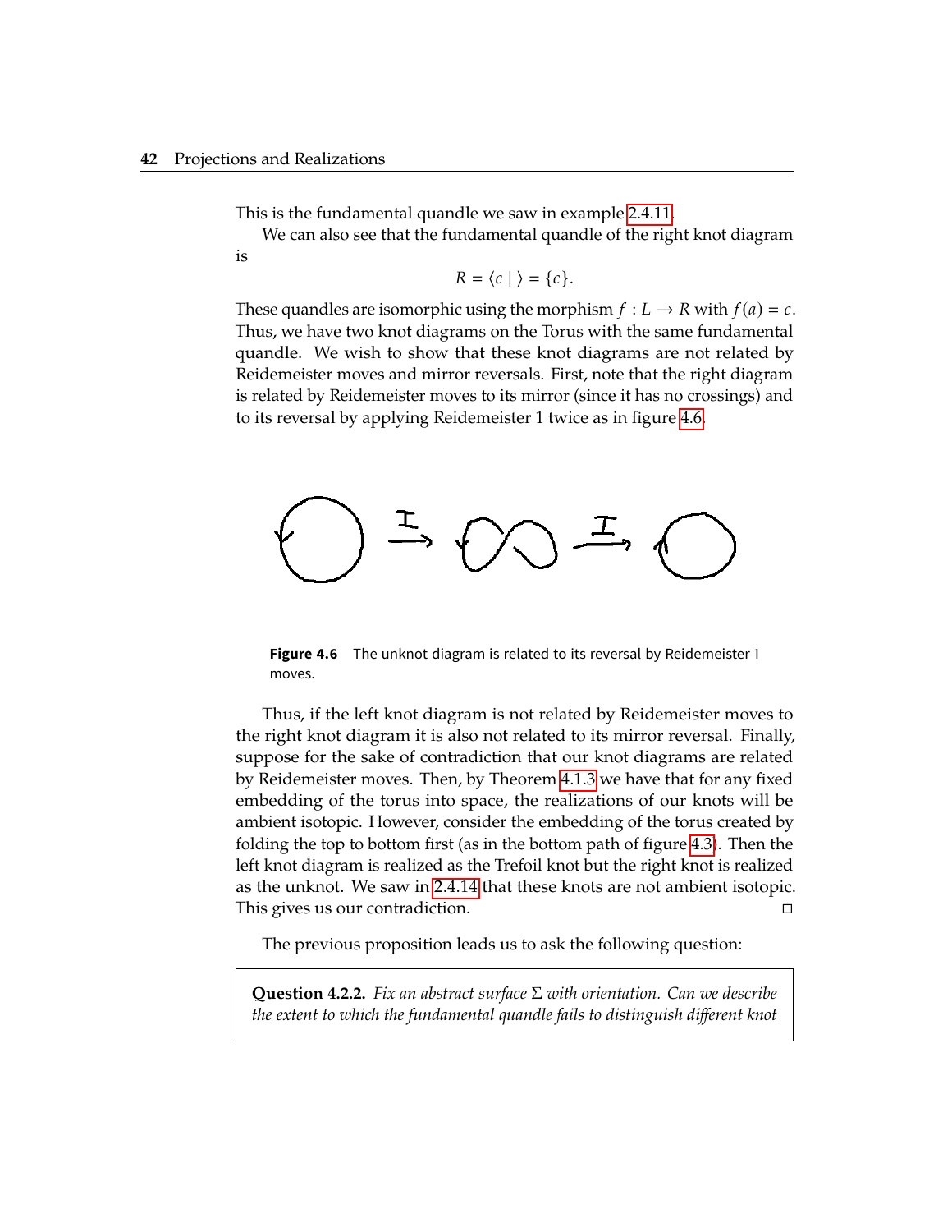This is the fundamental quandle we saw in example 2.4.11.

We can also see that the fundamental quandle of the right knot diagram is

$$R = \langle c \mid \rangle = \{c\}.$$

These quandles are isomorphic using the morphism $f : L \to R$ with $f(a) = c$. Thus, we have two knot diagrams on the Torus with the same fundamental quandle. We wish to show that these knot diagrams are not related by Reidemeister moves and mirror reversals. First, note that the right diagram is related by Reidemeister moves to its mirror (since it has no crossings) and to its reversal by applying Reidemeister 1 twice as in figure 4.6.

**Figure 4.6** The unknot diagram is related to its reversal by Reidemeister 1 moves.

Thus, if the left knot diagram is not related by Reidemeister moves to the right knot diagram it is also not related to its mirror reversal. Finally, suppose for the sake of contradiction that our knot diagrams are related by Reidemeister moves. Then, by Theorem 4.1.3 we have that for any fixed embedding of the torus into space, the realizations of our knots will be ambient isotopic. However, consider the embedding of the torus created by folding the top to bottom first (as in the bottom path of figure 4.3). Then the left knot diagram is realized as the Trefoil knot but the right knot is realized as the unknot. We saw in 2.4.14 that these knots are not ambient isotopic. This gives us our contradiction. □

The previous proposition leads us to ask the following question:

**Question 4.2.2.** *Fix an abstract surface $\Sigma$ with orientation. Can we describe the extent to which the fundamental quandle fails to distinguish different knot*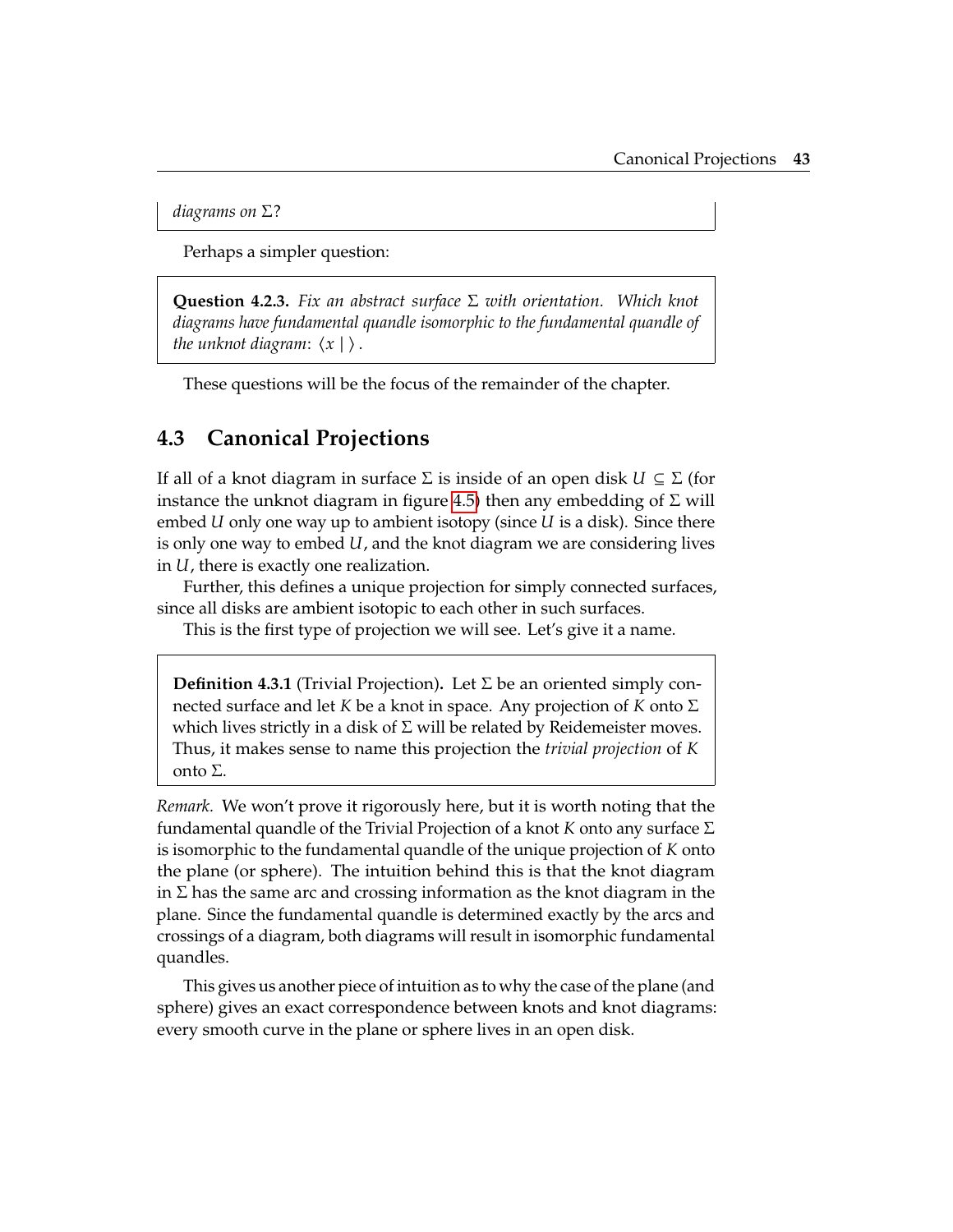*diagrams on $\Sigma$?*

Perhaps a simpler question:

> **Question 4.2.3.** *Fix an abstract surface $\Sigma$ with orientation. Which knot diagrams have fundamental quandle isomorphic to the fundamental quandle of the unknot diagram: $\langle x \mid \rangle$.*

These questions will be the focus of the remainder of the chapter.

## 4.3 Canonical Projections

If all of a knot diagram in surface $\Sigma$ is inside of an open disk $U \subseteq \Sigma$ (for instance the unknot diagram in figure 4.5) then any embedding of $\Sigma$ will embed $U$ only one way up to ambient isotopy (since $U$ is a disk). Since there is only one way to embed $U$, and the knot diagram we are considering lives in $U$, there is exactly one realization.

Further, this defines a unique projection for simply connected surfaces, since all disks are ambient isotopic to each other in such surfaces.

This is the first type of projection we will see. Let's give it a name.

> **Definition 4.3.1** (Trivial Projection)**.** Let $\Sigma$ be an oriented simply connected surface and let $K$ be a knot in space. Any projection of $K$ onto $\Sigma$ which lives strictly in a disk of $\Sigma$ will be related by Reidemeister moves. Thus, it makes sense to name this projection the *trivial projection* of $K$ onto $\Sigma$.

*Remark.* We won't prove it rigorously here, but it is worth noting that the fundamental quandle of the Trivial Projection of a knot $K$ onto any surface $\Sigma$ is isomorphic to the fundamental quandle of the unique projection of $K$ onto the plane (or sphere). The intuition behind this is that the knot diagram in $\Sigma$ has the same arc and crossing information as the knot diagram in the plane. Since the fundamental quandle is determined exactly by the arcs and crossings of a diagram, both diagrams will result in isomorphic fundamental quandles.

This gives us another piece of intuition as to why the case of the plane (and sphere) gives an exact correspondence between knots and knot diagrams: every smooth curve in the plane or sphere lives in an open disk.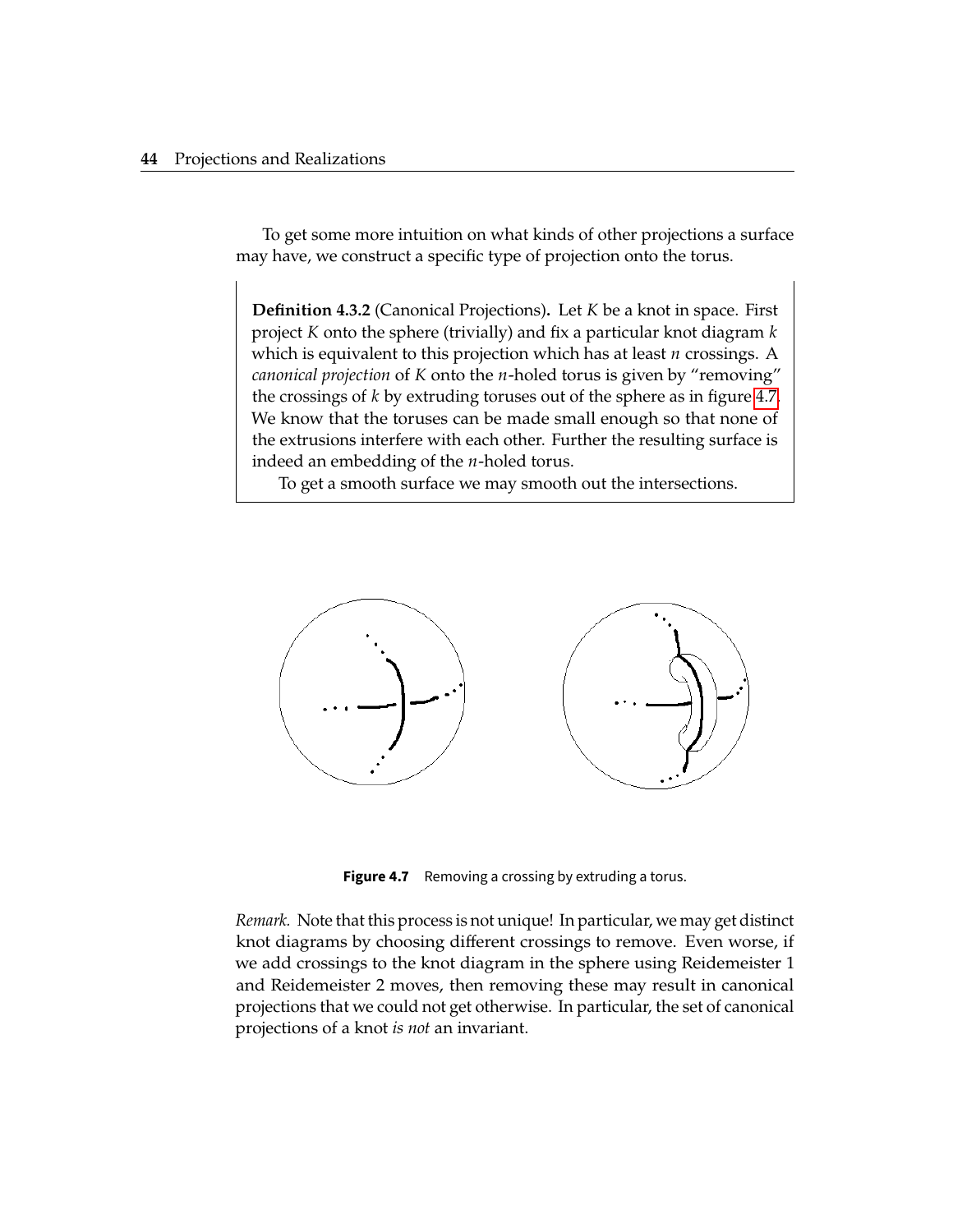To get some more intuition on what kinds of other projections a surface may have, we construct a specific type of projection onto the torus.

**Definition 4.3.2** (Canonical Projections)**.** Let $K$ be a knot in space. First project $K$ onto the sphere (trivially) and fix a particular knot diagram $k$ which is equivalent to this projection which has at least $n$ crossings. A *canonical projection* of $K$ onto the $n$-holed torus is given by "removing" the crossings of $k$ by extruding toruses out of the sphere as in figure 4.7. We know that the toruses can be made small enough so that none of the extrusions interfere with each other. Further the resulting surface is indeed an embedding of the $n$-holed torus.

To get a smooth surface we may smooth out the intersections.

**Figure 4.7** Removing a crossing by extruding a torus.

*Remark.* Note that this process is not unique! In particular, we may get distinct knot diagrams by choosing different crossings to remove. Even worse, if we add crossings to the knot diagram in the sphere using Reidemeister 1 and Reidemeister 2 moves, then removing these may result in canonical projections that we could not get otherwise. In particular, the set of canonical projections of a knot *is not* an invariant.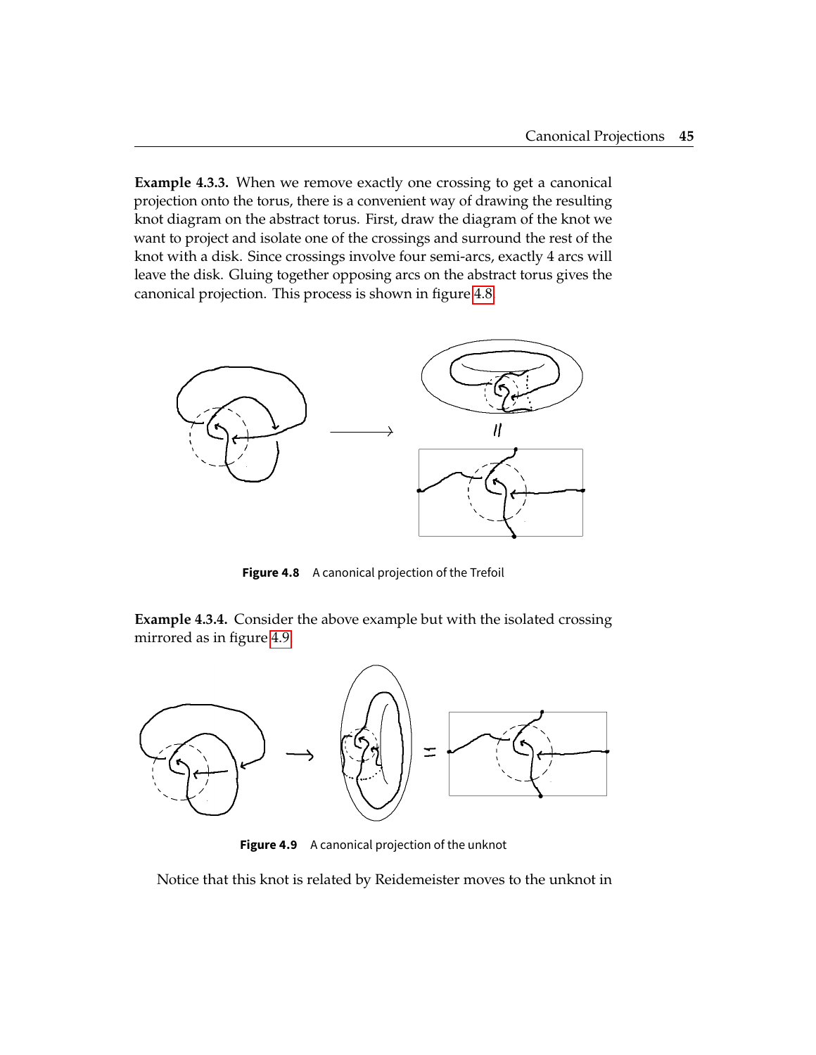**Example 4.3.3.** When we remove exactly one crossing to get a canonical projection onto the torus, there is a convenient way of drawing the resulting knot diagram on the abstract torus. First, draw the diagram of the knot we want to project and isolate one of the crossings and surround the rest of the knot with a disk. Since crossings involve four semi-arcs, exactly 4 arcs will leave the disk. Gluing together opposing arcs on the abstract torus gives the canonical projection. This process is shown in figure 4.8

**Figure 4.8** A canonical projection of the Trefoil

**Example 4.3.4.** Consider the above example but with the isolated crossing mirrored as in figure 4.9

**Figure 4.9** A canonical projection of the unknot

Notice that this knot is related by Reidemeister moves to the unknot in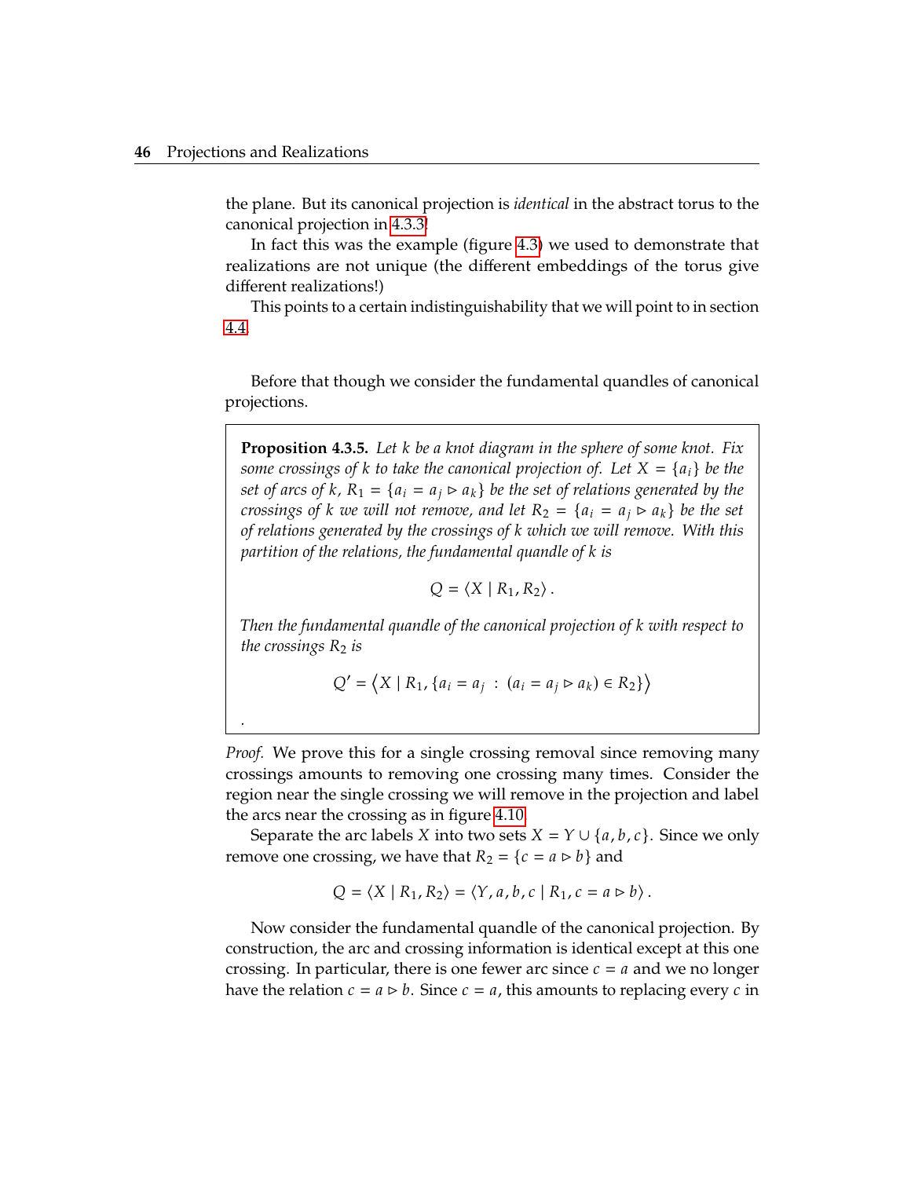the plane. But its canonical projection is *identical* in the abstract torus to the canonical projection in 4.3.3.

In fact this was the example (figure 4.3) we used to demonstrate that realizations are not unique (the different embeddings of the torus give different realizations!)

This points to a certain indistinguishability that we will point to in section 4.4.

Before that though we consider the fundamental quandles of canonical projections.

**Proposition 4.3.5.** *Let $k$ be a knot diagram in the sphere of some knot. Fix some crossings of $k$ to take the canonical projection of. Let $X = \{a_i\}$ be the set of arcs of $k$, $R_1 = \{a_i = a_j \triangleright a_k\}$ be the set of relations generated by the crossings of $k$ we will not remove, and let $R_2 = \{a_i = a_j \triangleright a_k\}$ be the set of relations generated by the crossings of $k$ which we will remove. With this partition of the relations, the fundamental quandle of $k$ is*

$$Q = \langle X \mid R_1, R_2 \rangle .$$

*Then the fundamental quandle of the canonical projection of $k$ with respect to the crossings $R_2$ is*

$$Q' = \left\langle X \mid R_1, \{a_i = a_j \ : \ (a_i = a_j \triangleright a_k) \in R_2\} \right\rangle$$

.

*Proof.* We prove this for a single crossing removal since removing many crossings amounts to removing one crossing many times. Consider the region near the single crossing we will remove in the projection and label the arcs near the crossing as in figure 4.10.

Separate the arc labels $X$ into two sets $X = Y \cup \{a, b, c\}$. Since we only remove one crossing, we have that $R_2 = \{c = a \triangleright b\}$ and

$$Q = \langle X \mid R_1, R_2 \rangle = \langle Y, a, b, c \mid R_1, c = a \triangleright b \rangle .$$

Now consider the fundamental quandle of the canonical projection. By construction, the arc and crossing information is identical except at this one crossing. In particular, there is one fewer arc since $c = a$ and we no longer have the relation $c = a \triangleright b$. Since $c = a$, this amounts to replacing every $c$ in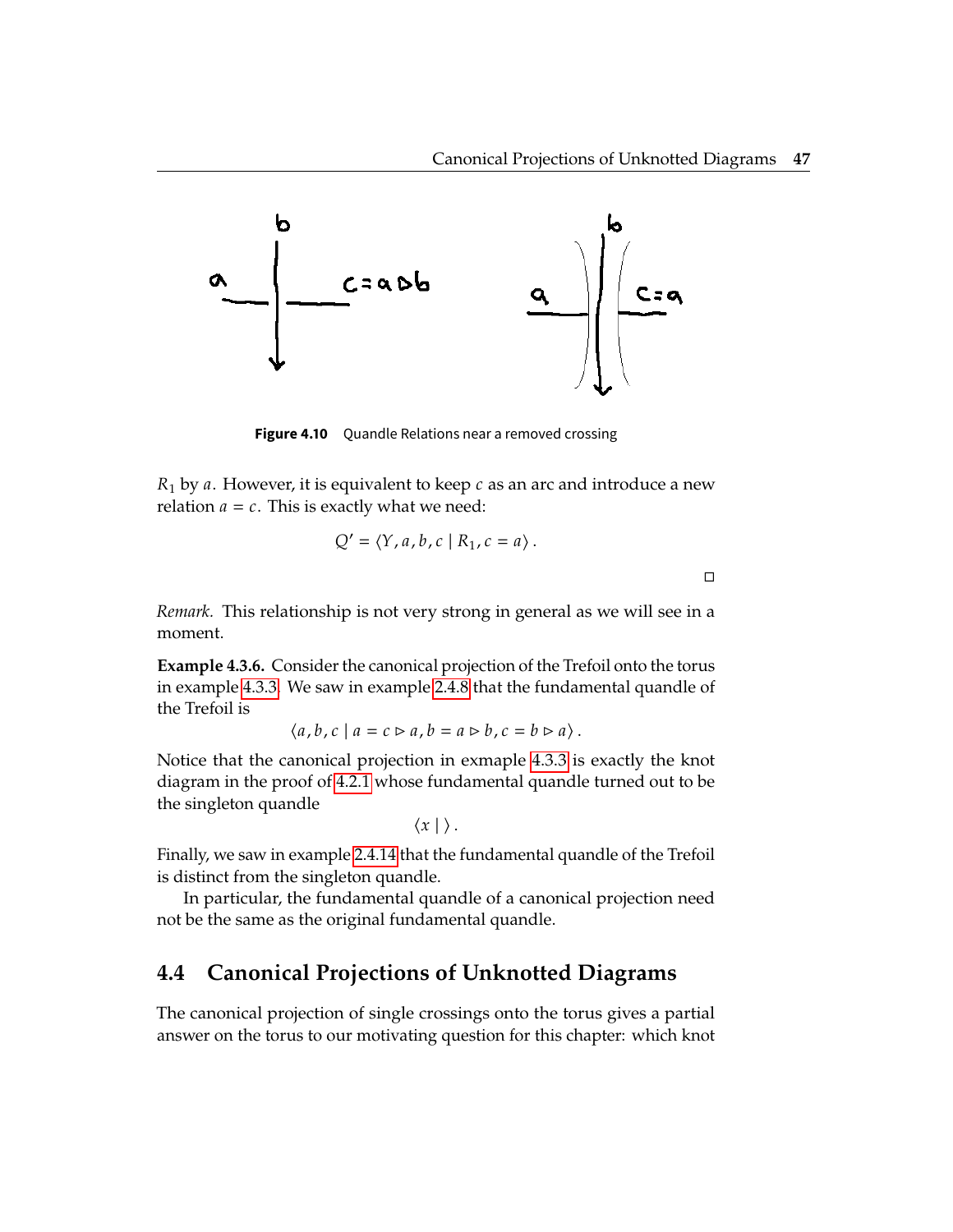**Figure 4.10** Quandle Relations near a removed crossing

$R_1$ by $a$. However, it is equivalent to keep $c$ as an arc and introduce a new relation $a = c$. This is exactly what we need:

$$Q' = \langle Y, a, b, c \mid R_1, c = a \rangle .$$

□

*Remark.* This relationship is not very strong in general as we will see in a moment.

**Example 4.3.6.** Consider the canonical projection of the Trefoil onto the torus in example 4.3.3. We saw in example 2.4.8 that the fundamental quandle of the Trefoil is

$$\langle a, b, c \mid a = c \triangleright a, b = a \triangleright b, c = b \triangleright a \rangle .$$

Notice that the canonical projection in exmaple 4.3.3 is exactly the knot diagram in the proof of 4.2.1 whose fundamental quandle turned out to be the singleton quandle

$$\langle x \mid \rangle .$$

Finally, we saw in example 2.4.14 that the fundamental quandle of the Trefoil is distinct from the singleton quandle.

In particular, the fundamental quandle of a canonical projection need not be the same as the original fundamental quandle.

## 4.4 Canonical Projections of Unknotted Diagrams

The canonical projection of single crossings onto the torus gives a partial answer on the torus to our motivating question for this chapter: which knot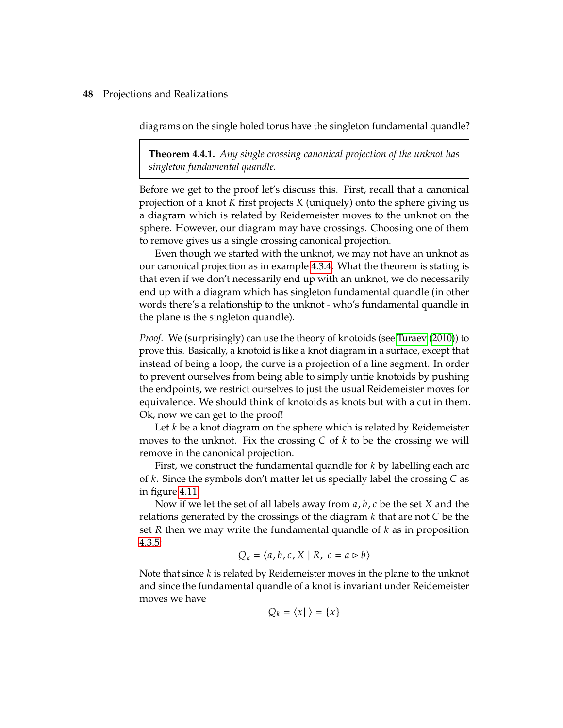diagrams on the single holed torus have the singleton fundamental quandle?

> **Theorem 4.4.1.** *Any single crossing canonical projection of the unknot has singleton fundamental quandle.*

Before we get to the proof let's discuss this. First, recall that a canonical projection of a knot $K$ first projects $K$ (uniquely) onto the sphere giving us a diagram which is related by Reidemeister moves to the unknot on the sphere. However, our diagram may have crossings. Choosing one of them to remove gives us a single crossing canonical projection.

Even though we started with the unknot, we may not have an unknot as our canonical projection as in example 4.3.4. What the theorem is stating is that even if we don't necessarily end up with an unknot, we do necessarily end up with a diagram which has singleton fundamental quandle (in other words there's a relationship to the unknot - who's fundamental quandle in the plane is the singleton quandle).

*Proof.* We (surprisingly) can use the theory of knotoids (see Turaev (2010)) to prove this. Basically, a knotoid is like a knot diagram in a surface, except that instead of being a loop, the curve is a projection of a line segment. In order to prevent ourselves from being able to simply untie knotoids by pushing the endpoints, we restrict ourselves to just the usual Reidemeister moves for equivalence. We should think of knotoids as knots but with a cut in them. Ok, now we can get to the proof!

Let $k$ be a knot diagram on the sphere which is related by Reidemeister moves to the unknot. Fix the crossing $C$ of $k$ to be the crossing we will remove in the canonical projection.

First, we construct the fundamental quandle for $k$ by labelling each arc of $k$. Since the symbols don't matter let us specially label the crossing $C$ as in figure 4.11.

Now if we let the set of all labels away from $a, b, c$ be the set $X$ and the relations generated by the crossings of the diagram $k$ that are not $C$ be the set $R$ then we may write the fundamental quandle of $k$ as in proposition 4.3.5:

$$Q_k = \langle a, b, c, X \mid R,\ c = a \triangleright b \rangle$$

Note that since $k$ is related by Reidemeister moves in the plane to the unknot and since the fundamental quandle of a knot is invariant under Reidemeister moves we have

$$Q_k = \langle x | \ \rangle = \{x\}$$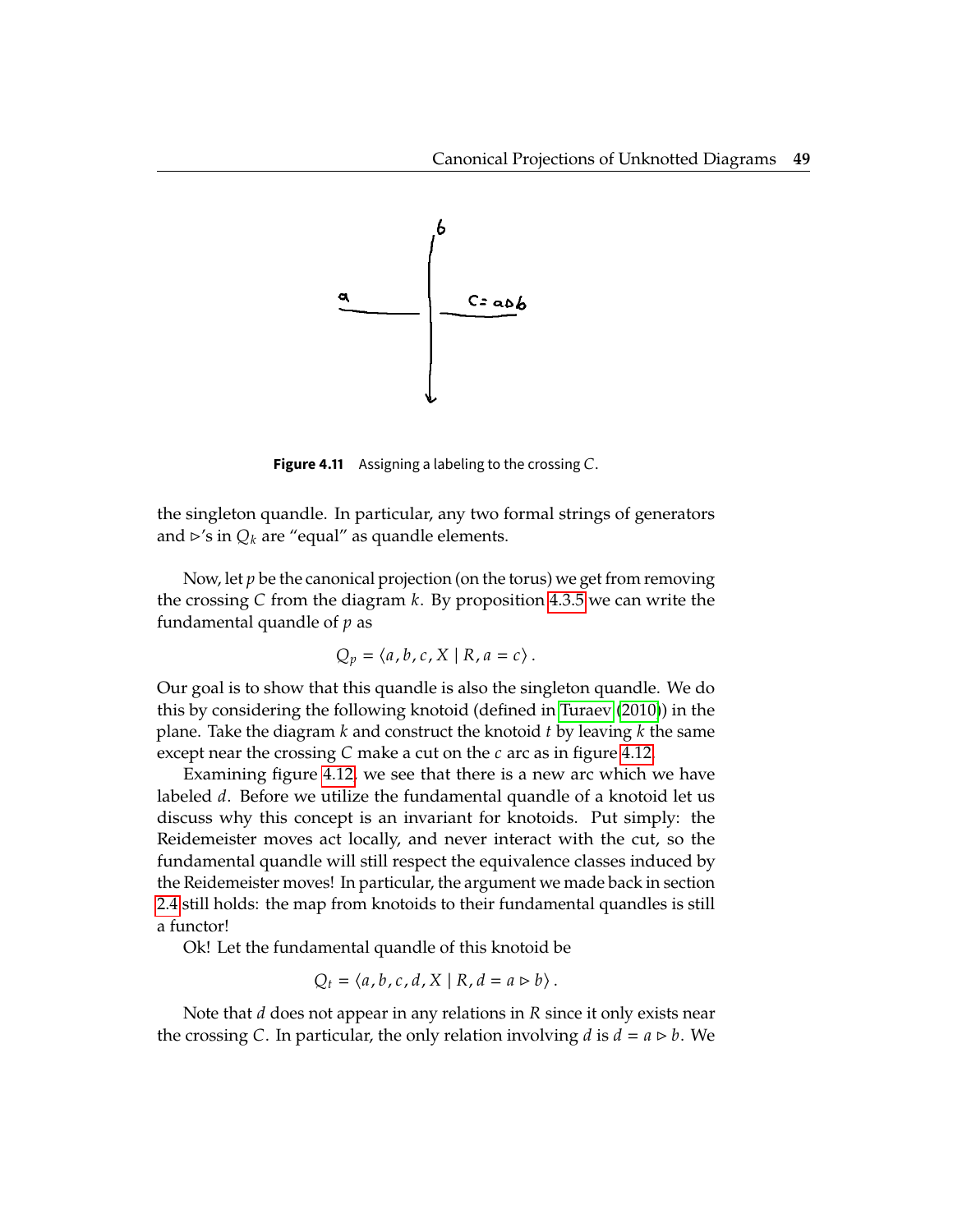Figure 4.11 Assigning a labeling to the crossing $C$.

the singleton quandle. In particular, any two formal strings of generators and $\triangleright$'s in $Q_k$ are "equal" as quandle elements.

Now, let $p$ be the canonical projection (on the torus) we get from removing the crossing $C$ from the diagram $k$. By proposition 4.3.5 we can write the fundamental quandle of $p$ as

$$Q_p = \langle a, b, c, X \mid R, a = c \rangle .$$

Our goal is to show that this quandle is also the singleton quandle. We do this by considering the following knotoid (defined in Turaev (2010)) in the plane. Take the diagram $k$ and construct the knotoid $t$ by leaving $k$ the same except near the crossing $C$ make a cut on the $c$ arc as in figure 4.12.

Examining figure 4.12, we see that there is a new arc which we have labeled $d$. Before we utilize the fundamental quandle of a knotoid let us discuss why this concept is an invariant for knotoids. Put simply: the Reidemeister moves act locally, and never interact with the cut, so the fundamental quandle will still respect the equivalence classes induced by the Reidemeister moves! In particular, the argument we made back in section 2.4 still holds: the map from knotoids to their fundamental quandles is still a functor!

Ok! Let the fundamental quandle of this knotoid be

$$Q_t = \langle a, b, c, d, X \mid R, d = a \triangleright b \rangle .$$

Note that $d$ does not appear in any relations in $R$ since it only exists near the crossing $C$. In particular, the only relation involving $d$ is $d = a \triangleright b$. We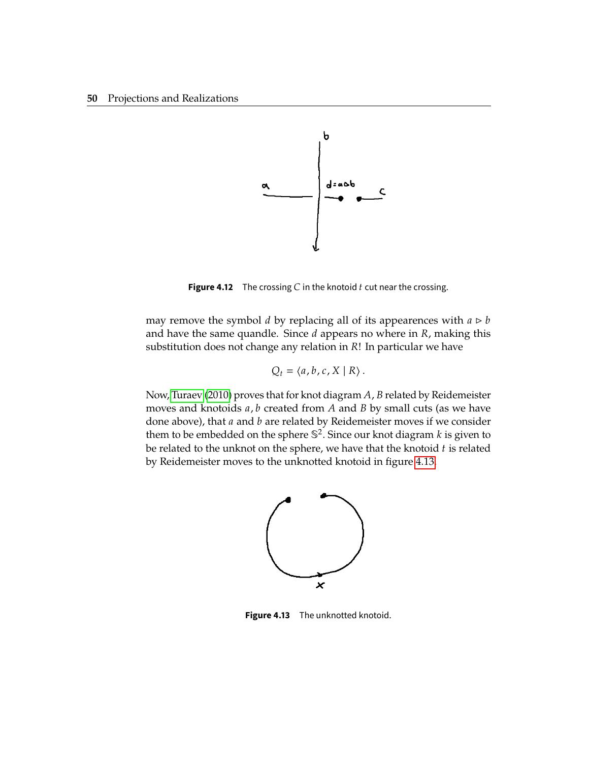Figure 4.12 The crossing $C$ in the knotoid $t$ cut near the crossing.

may remove the symbol $d$ by replacing all of its appearences with $a \triangleright b$ and have the same quandle. Since $d$ appears no where in $R$, making this substitution does not change any relation in $R$! In particular we have

$$Q_t = \langle a, b, c, X \mid R \rangle .$$

Now, Turaev (2010) proves that for knot diagram $A$, $B$ related by Reidemeister moves and knotoids $a$, $b$ created from $A$ and $B$ by small cuts (as we have done above), that $a$ and $b$ are related by Reidemeister moves if we consider them to be embedded on the sphere $\mathbb{S}^2$. Since our knot diagram $k$ is given to be related to the unknot on the sphere, we have that the knotoid $t$ is related by Reidemeister moves to the unknotted knotoid in figure 4.13.

Figure 4.13 The unknotted knotoid.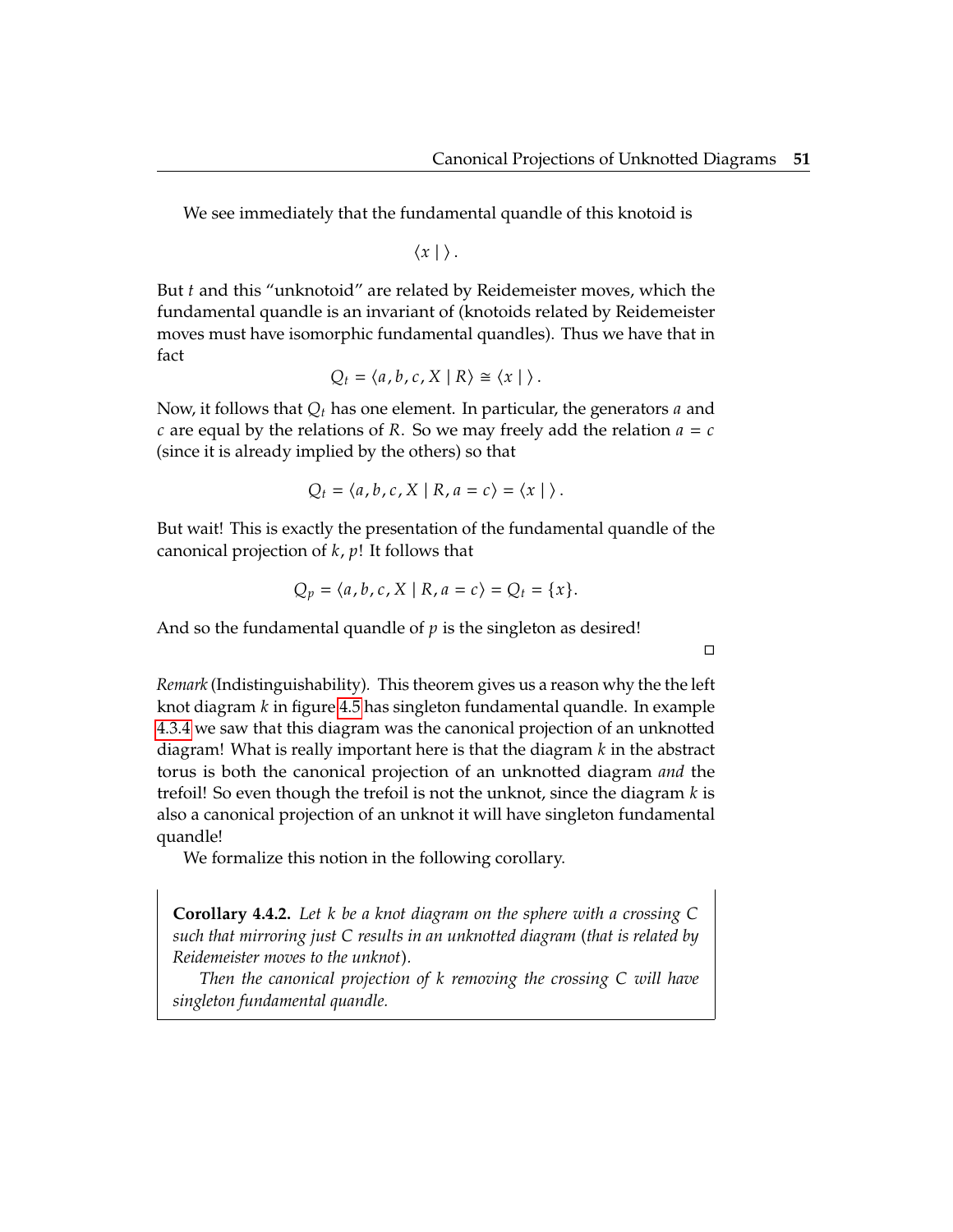We see immediately that the fundamental quandle of this knotoid is

$$\langle x \mid \rangle .$$

But $t$ and this "unknotoid" are related by Reidemeister moves, which the fundamental quandle is an invariant of (knotoids related by Reidemeister moves must have isomorphic fundamental quandles). Thus we have that in fact

$$Q_t = \langle a, b, c, X \mid R \rangle \cong \langle x \mid \rangle .$$

Now, it follows that $Q_t$ has one element. In particular, the generators $a$ and $c$ are equal by the relations of $R$. So we may freely add the relation $a = c$ (since it is already implied by the others) so that

$$Q_t = \langle a, b, c, X \mid R, a = c \rangle = \langle x \mid \rangle .$$

But wait! This is exactly the presentation of the fundamental quandle of the canonical projection of $k$, $p$! It follows that

$$Q_p = \langle a, b, c, X \mid R, a = c \rangle = Q_t = \{x\}.$$

And so the fundamental quandle of $p$ is the singleton as desired!

□

*Remark* (Indistinguishability). This theorem gives us a reason why the the left knot diagram $k$ in figure 4.5 has singleton fundamental quandle. In example 4.3.4 we saw that this diagram was the canonical projection of an unknotted diagram! What is really important here is that the diagram $k$ in the abstract torus is both the canonical projection of an unknotted diagram *and* the trefoil! So even though the trefoil is not the unknot, since the diagram $k$ is also a canonical projection of an unknot it will have singleton fundamental quandle!

We formalize this notion in the following corollary.

**Corollary 4.4.2.** *Let $k$ be a knot diagram on the sphere with a crossing $C$ such that mirroring just $C$ results in an unknotted diagram* (*that is related by Reidemeister moves to the unknot*)*.*

*Then the canonical projection of $k$ removing the crossing $C$ will have singleton fundamental quandle.*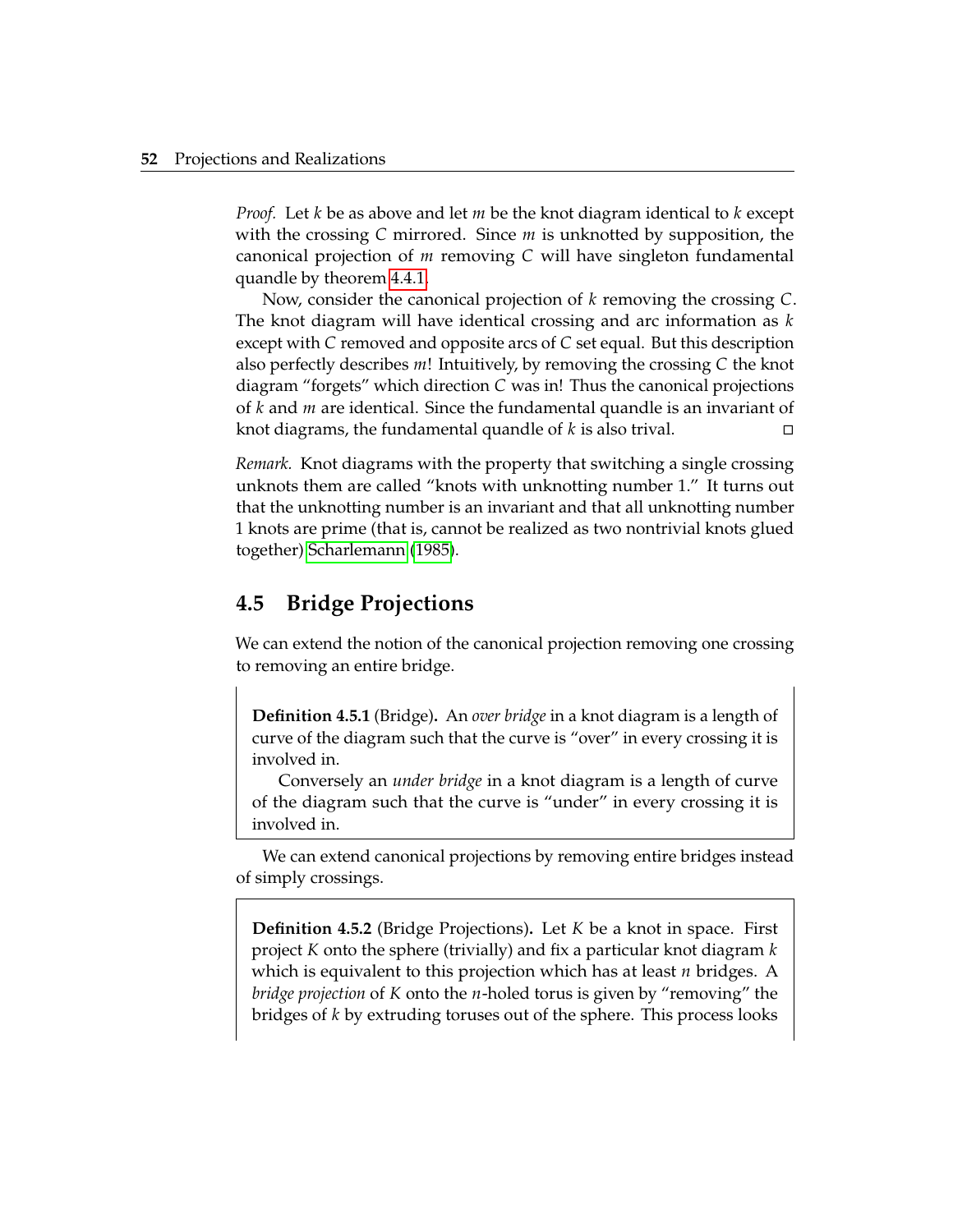*Proof.* Let $k$ be as above and let $m$ be the knot diagram identical to $k$ except with the crossing $C$ mirrored. Since $m$ is unknotted by supposition, the canonical projection of $m$ removing $C$ will have singleton fundamental quandle by theorem 4.4.1.

Now, consider the canonical projection of $k$ removing the crossing $C$. The knot diagram will have identical crossing and arc information as $k$ except with $C$ removed and opposite arcs of $C$ set equal. But this description also perfectly describes $m$! Intuitively, by removing the crossing $C$ the knot diagram "forgets" which direction $C$ was in! Thus the canonical projections of $k$ and $m$ are identical. Since the fundamental quandle is an invariant of knot diagrams, the fundamental quandle of $k$ is also trival. □

*Remark.* Knot diagrams with the property that switching a single crossing unknots them are called "knots with unknotting number 1." It turns out that the unknotting number is an invariant and that all unknotting number 1 knots are prime (that is, cannot be realized as two nontrivial knots glued together) Scharlemann (1985).

## 4.5 Bridge Projections

We can extend the notion of the canonical projection removing one crossing to removing an entire bridge.

**Definition 4.5.1** (Bridge)**.** An *over bridge* in a knot diagram is a length of curve of the diagram such that the curve is "over" in every crossing it is involved in.

Conversely an *under bridge* in a knot diagram is a length of curve of the diagram such that the curve is "under" in every crossing it is involved in.

We can extend canonical projections by removing entire bridges instead of simply crossings.

**Definition 4.5.2** (Bridge Projections)**.** Let $K$ be a knot in space. First project $K$ onto the sphere (trivially) and fix a particular knot diagram $k$ which is equivalent to this projection which has at least $n$ bridges. A *bridge projection* of $K$ onto the $n$-holed torus is given by "removing" the bridges of $k$ by extruding toruses out of the sphere. This process looks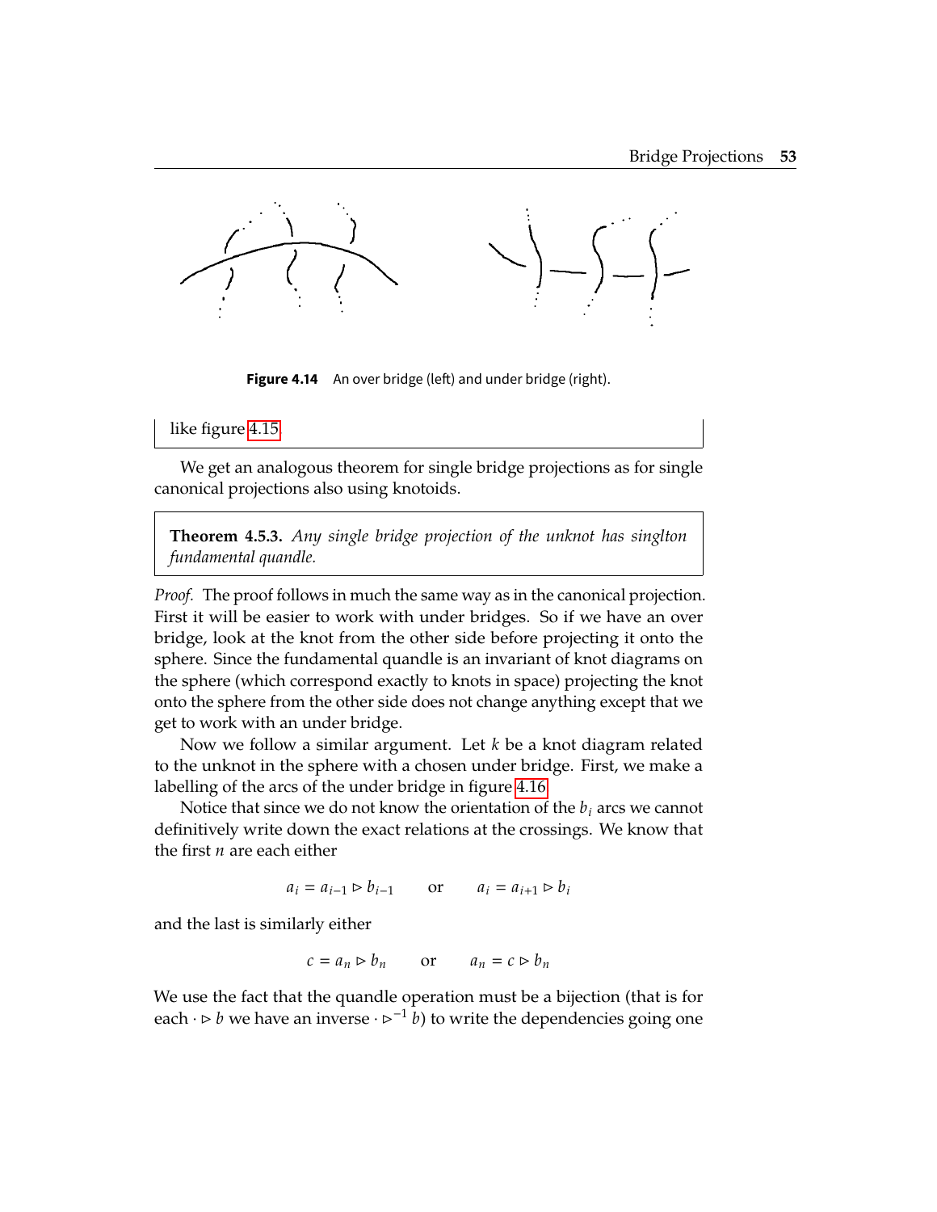Figure 4.14 An over bridge (left) and under bridge (right).

like figure 4.15

We get an analogous theorem for single bridge projections as for single canonical projections also using knotoids.

**Theorem 4.5.3.** *Any single bridge projection of the unknot has singlton fundamental quandle.*

*Proof.* The proof follows in much the same way as in the canonical projection. First it will be easier to work with under bridges. So if we have an over bridge, look at the knot from the other side before projecting it onto the sphere. Since the fundamental quandle is an invariant of knot diagrams on the sphere (which correspond exactly to knots in space) projecting the knot onto the sphere from the other side does not change anything except that we get to work with an under bridge.

Now we follow a similar argument. Let $k$ be a knot diagram related to the unknot in the sphere with a chosen under bridge. First, we make a labelling of the arcs of the under bridge in figure 4.16

Notice that since we do not know the orientation of the $b_i$ arcs we cannot definitively write down the exact relations at the crossings. We know that the first $n$ are each either

$$a_i = a_{i-1} \triangleright b_{i-1} \qquad \text{or} \qquad a_i = a_{i+1} \triangleright b_i$$

and the last is similarly either

$$c = a_n \triangleright b_n \qquad \text{or} \qquad a_n = c \triangleright b_n$$

We use the fact that the quandle operation must be a bijection (that is for each $\cdot \triangleright b$ we have an inverse $\cdot \triangleright^{-1} b$) to write the dependencies going one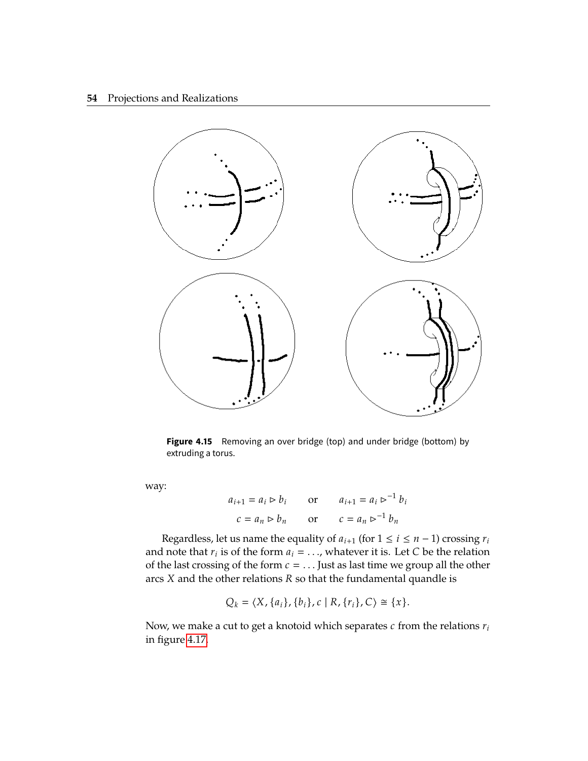**Figure 4.15** Removing an over bridge (top) and under bridge (bottom) by extruding a torus.

way:

$$a_{i+1} = a_i \triangleright b_i \qquad \text{or} \qquad a_{i+1} = a_i \triangleright^{-1} b_i$$
$$c = a_n \triangleright b_n \qquad \text{or} \qquad c = a_n \triangleright^{-1} b_n$$

Regardless, let us name the equality of $a_{i+1}$ (for $1 \leq i \leq n-1$) crossing $r_i$ and note that $r_i$ is of the form $a_i = \ldots$, whatever it is. Let $C$ be the relation of the last crossing of the form $c = \ldots$ Just as last time we group all the other arcs $X$ and the other relations $R$ so that the fundamental quandle is

$$Q_k = \langle X, \{a_i\}, \{b_i\}, c \mid R, \{r_i\}, C \rangle \cong \{x\}.$$

Now, we make a cut to get a knotoid which separates $c$ from the relations $r_i$ in figure 4.17.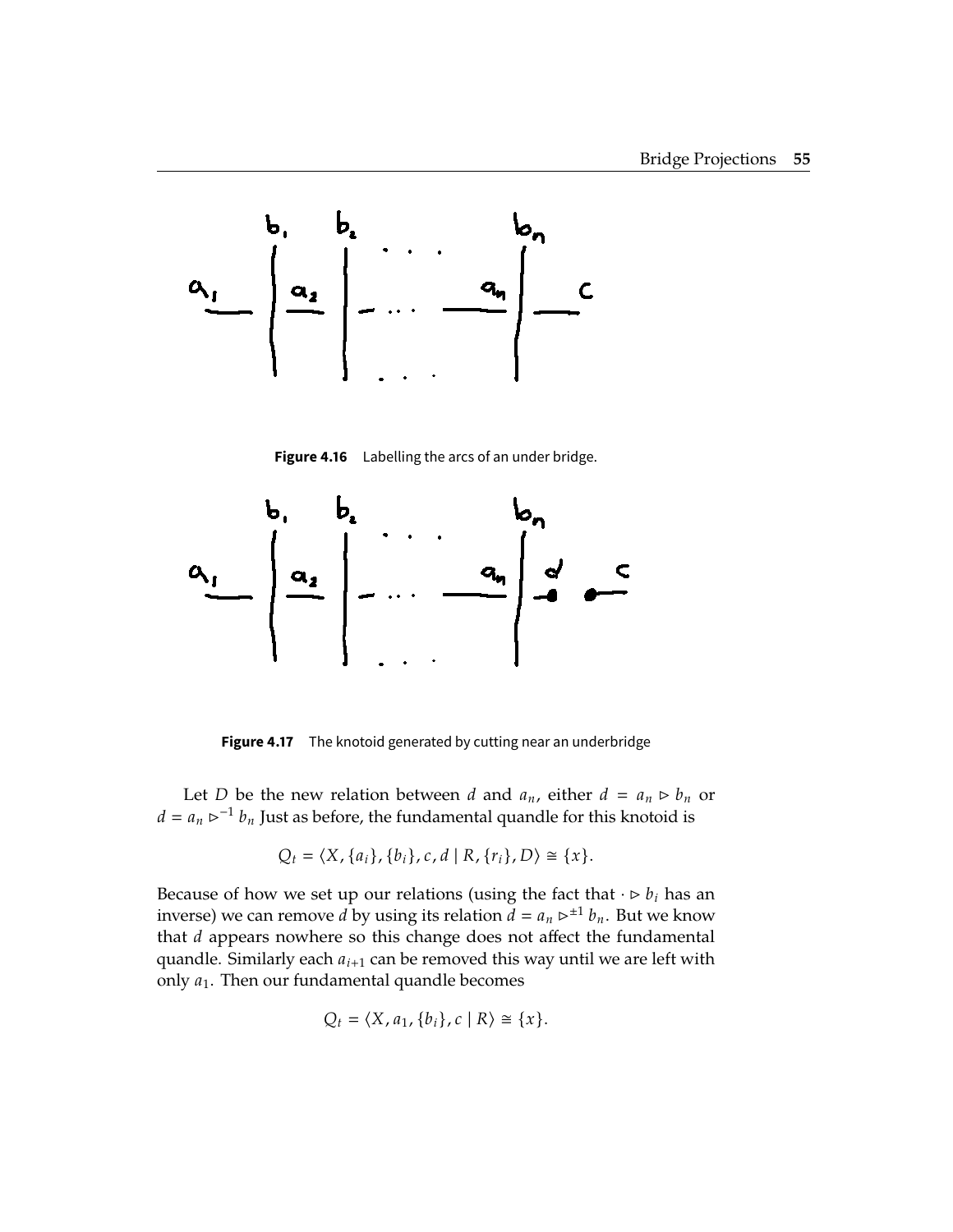**Figure 4.16** Labelling the arcs of an under bridge.

**Figure 4.17** The knotoid generated by cutting near an underbridge

Let $D$ be the new relation between $d$ and $a_n$, either $d = a_n \triangleright b_n$ or $d = a_n \triangleright^{-1} b_n$ Just as before, the fundamental quandle for this knotoid is

$$Q_t = \langle X, \{a_i\}, \{b_i\}, c, d \mid R, \{r_i\}, D \rangle \cong \{x\}.$$

Because of how we set up our relations (using the fact that $\cdot \triangleright b_i$ has an inverse) we can remove $d$ by using its relation $d = a_n \triangleright^{\pm 1} b_n$. But we know that $d$ appears nowhere so this change does not affect the fundamental quandle. Similarly each $a_{i+1}$ can be removed this way until we are left with only $a_1$. Then our fundamental quandle becomes

$$Q_t = \langle X, a_1, \{b_i\}, c \mid R \rangle \cong \{x\}.$$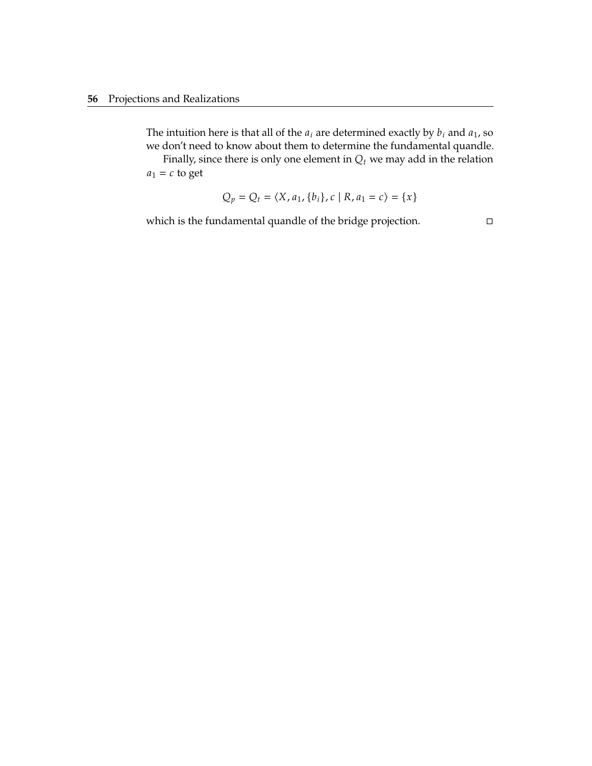The intuition here is that all of the $a_i$ are determined exactly by $b_i$ and $a_1$, so we don't need to know about them to determine the fundamental quandle.

Finally, since there is only one element in $Q_t$ we may add in the relation $a_1 = c$ to get

$$Q_p = Q_t = \langle X, a_1, \{b_i\}, c \mid R, a_1 = c \rangle = \{x\}$$

which is the fundamental quandle of the bridge projection. □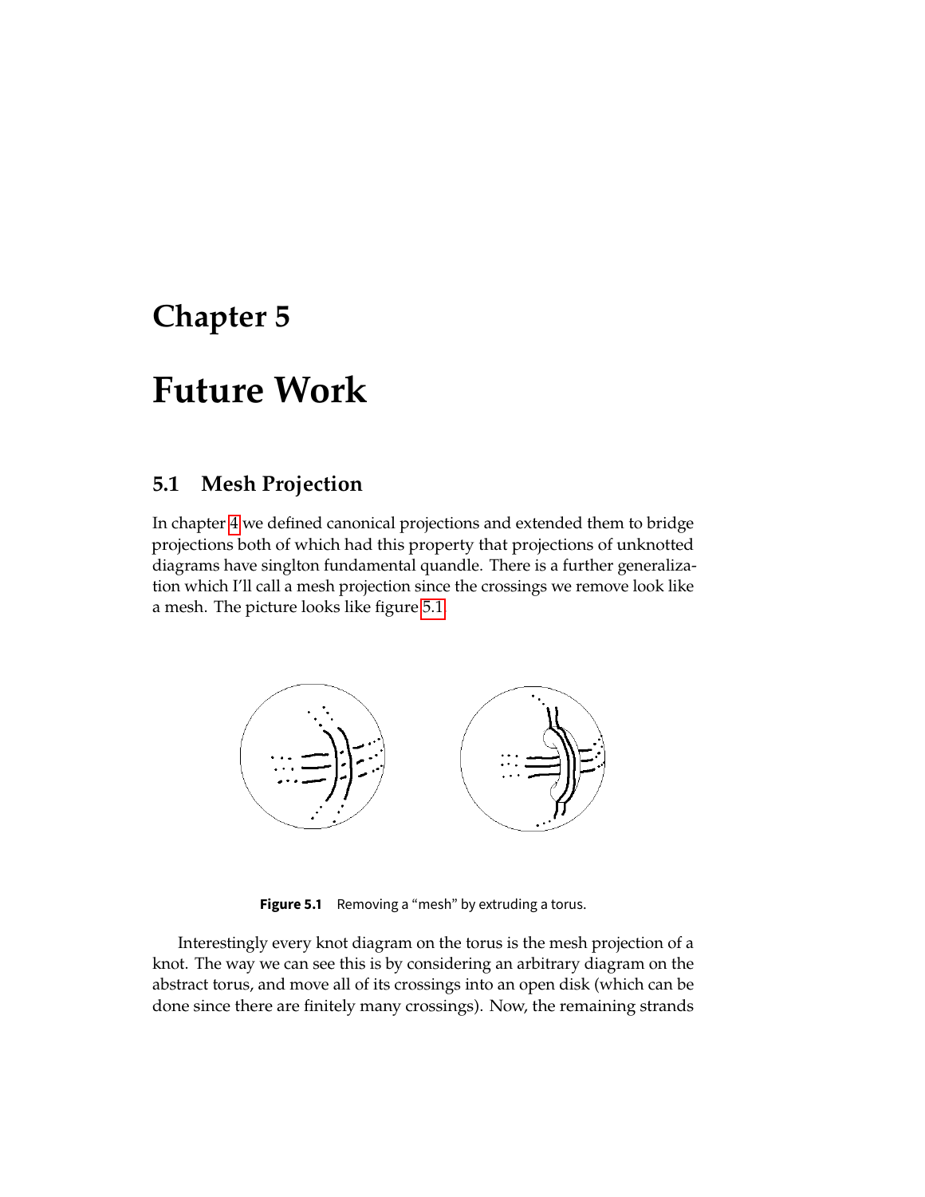# Chapter 5

# Future Work

## 5.1 Mesh Projection

In chapter 4 we defined canonical projections and extended them to bridge projections both of which had this property that projections of unknotted diagrams have singlton fundamental quandle. There is a further generalization which I'll call a mesh projection since the crossings we remove look like a mesh. The picture looks like figure 5.1.

**Figure 5.1** Removing a "mesh" by extruding a torus.

Interestingly every knot diagram on the torus is the mesh projection of a knot. The way we can see this is by considering an arbitrary diagram on the abstract torus, and move all of its crossings into an open disk (which can be done since there are finitely many crossings). Now, the remaining strands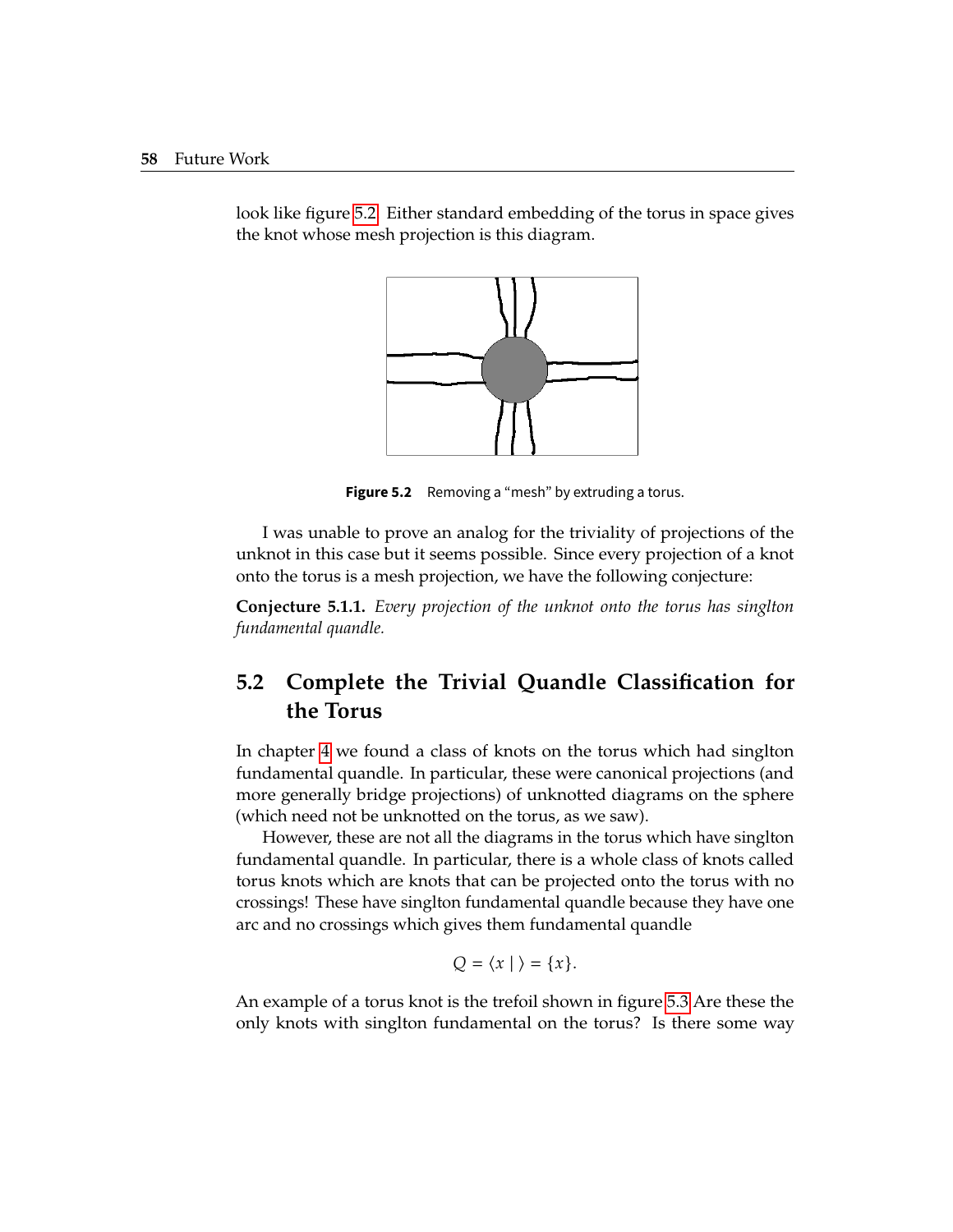look like figure 5.2. Either standard embedding of the torus in space gives the knot whose mesh projection is this diagram.

**Figure 5.2** Removing a "mesh" by extruding a torus.

I was unable to prove an analog for the triviality of projections of the unknot in this case but it seems possible. Since every projection of a knot onto the torus is a mesh projection, we have the following conjecture:

**Conjecture 5.1.1.** *Every projection of the unknot onto the torus has singlton fundamental quandle.*

## 5.2 Complete the Trivial Quandle Classification for the Torus

In chapter 4 we found a class of knots on the torus which had singlton fundamental quandle. In particular, these were canonical projections (and more generally bridge projections) of unknotted diagrams on the sphere (which need not be unknotted on the torus, as we saw).

However, these are not all the diagrams in the torus which have singlton fundamental quandle. In particular, there is a whole class of knots called torus knots which are knots that can be projected onto the torus with no crossings! These have singlton fundamental quandle because they have one arc and no crossings which gives them fundamental quandle

$$Q = \langle x \mid \rangle = \{x\}.$$

An example of a torus knot is the trefoil shown in figure 5.3 Are these the only knots with singlton fundamental on the torus? Is there some way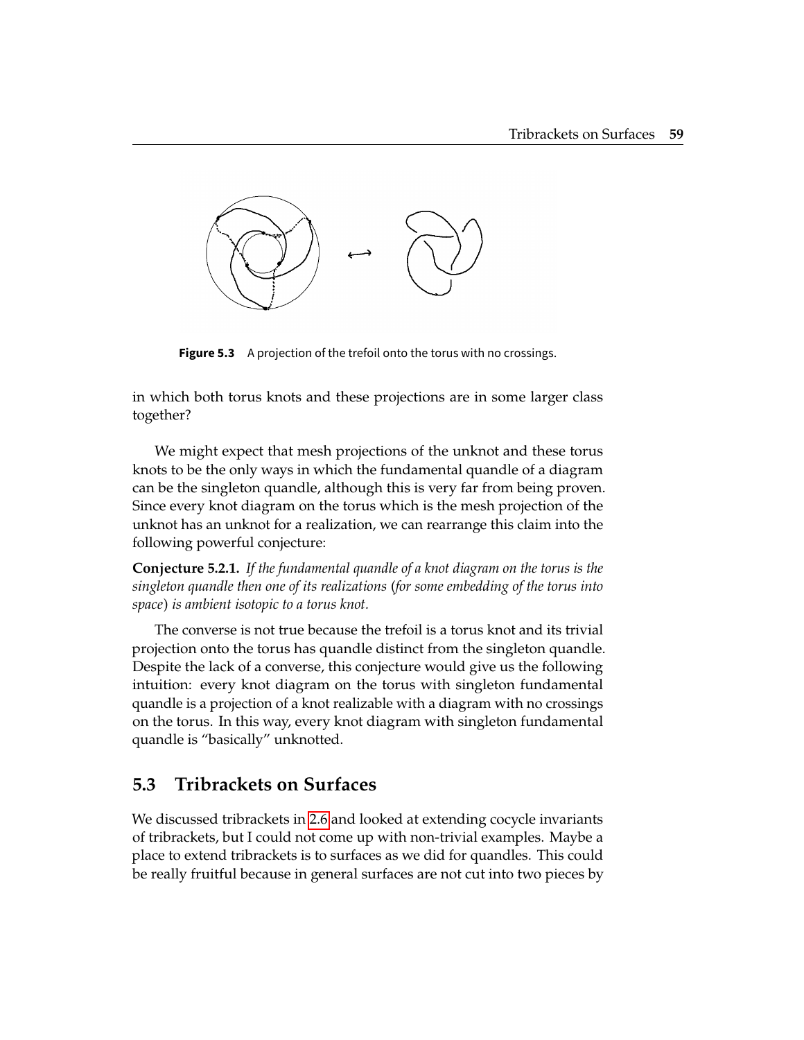**Figure 5.3** A projection of the trefoil onto the torus with no crossings.

in which both torus knots and these projections are in some larger class together?

We might expect that mesh projections of the unknot and these torus knots to be the only ways in which the fundamental quandle of a diagram can be the singleton quandle, although this is very far from being proven. Since every knot diagram on the torus which is the mesh projection of the unknot has an unknot for a realization, we can rearrange this claim into the following powerful conjecture:

**Conjecture 5.2.1.** *If the fundamental quandle of a knot diagram on the torus is the singleton quandle then one of its realizations (for some embedding of the torus into space) is ambient isotopic to a torus knot.*

The converse is not true because the trefoil is a torus knot and its trivial projection onto the torus has quandle distinct from the singleton quandle. Despite the lack of a converse, this conjecture would give us the following intuition: every knot diagram on the torus with singleton fundamental quandle is a projection of a knot realizable with a diagram with no crossings on the torus. In this way, every knot diagram with singleton fundamental quandle is "basically" unknotted.

## 5.3 Tribrackets on Surfaces

We discussed tribrackets in 2.6 and looked at extending cocycle invariants of tribrackets, but I could not come up with non-trivial examples. Maybe a place to extend tribrackets is to surfaces as we did for quandles. This could be really fruitful because in general surfaces are not cut into two pieces by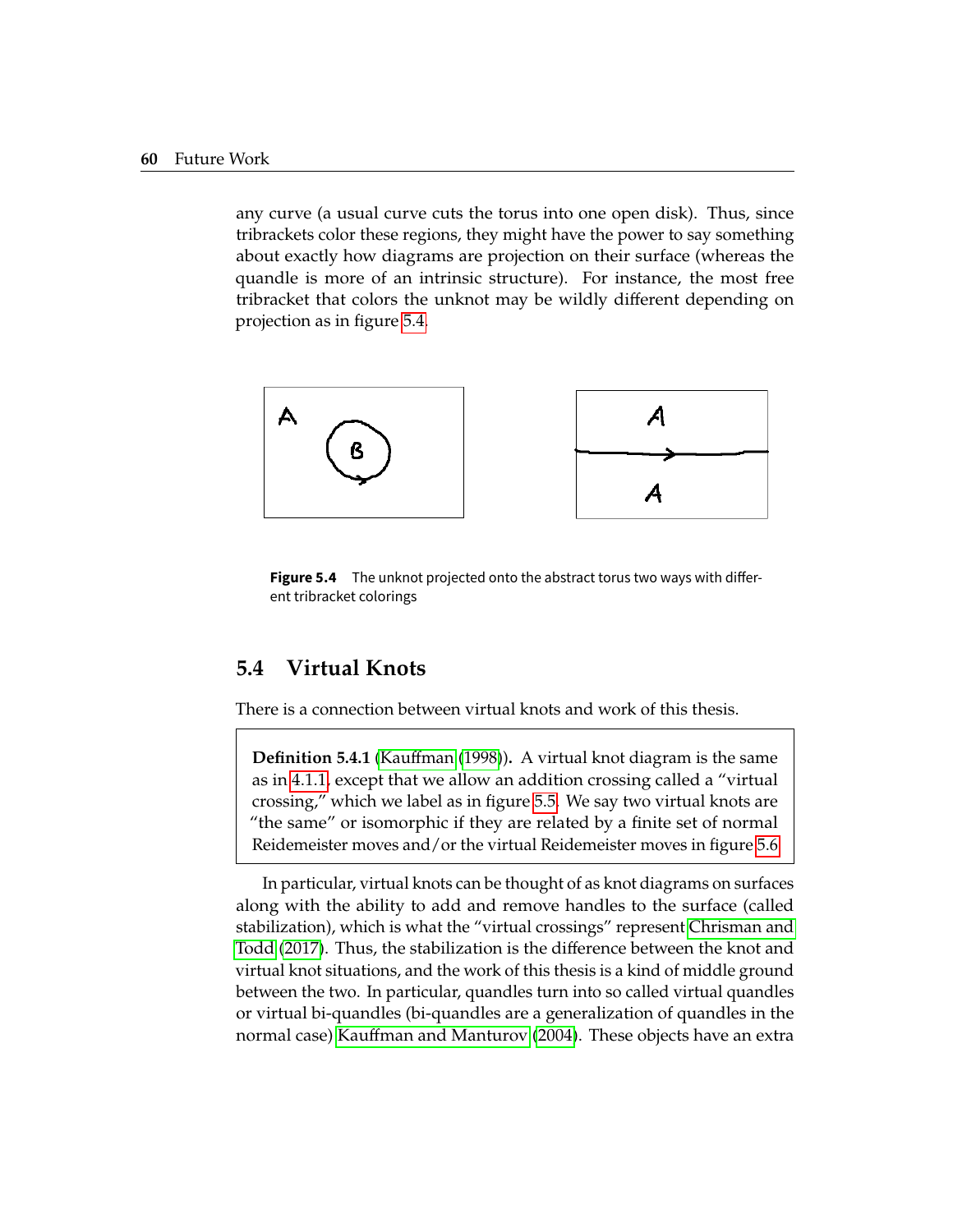any curve (a usual curve cuts the torus into one open disk). Thus, since tribrackets color these regions, they might have the power to say something about exactly how diagrams are projection on their surface (whereas the quandle is more of an intrinsic structure). For instance, the most free tribracket that colors the unknot may be wildly different depending on projection as in figure 5.4.

**Figure 5.4** The unknot projected onto the abstract torus two ways with different tribracket colorings

## 5.4 Virtual Knots

There is a connection between virtual knots and work of this thesis.

> **Definition 5.4.1** (Kauffman (1998)). A virtual knot diagram is the same as in 4.1.1, except that we allow an addition crossing called a "virtual crossing," which we label as in figure 5.5. We say two virtual knots are "the same" or isomorphic if they are related by a finite set of normal Reidemeister moves and/or the virtual Reidemeister moves in figure 5.6

In particular, virtual knots can be thought of as knot diagrams on surfaces along with the ability to add and remove handles to the surface (called stabilization), which is what the "virtual crossings" represent Chrisman and Todd (2017). Thus, the stabilization is the difference between the knot and virtual knot situations, and the work of this thesis is a kind of middle ground between the two. In particular, quandles turn into so called virtual quandles or virtual bi-quandles (bi-quandles are a generalization of quandles in the normal case) Kauffman and Manturov (2004). These objects have an extra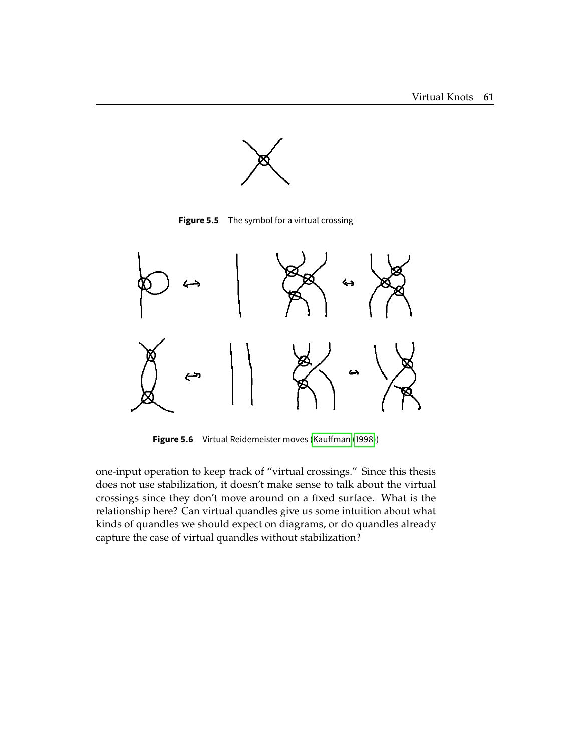**Figure 5.5** The symbol for a virtual crossing

**Figure 5.6** Virtual Reidemeister moves (Kauffman (1998))

one-input operation to keep track of "virtual crossings." Since this thesis does not use stabilization, it doesn't make sense to talk about the virtual crossings since they don't move around on a fixed surface. What is the relationship here? Can virtual quandles give us some intuition about what kinds of quandles we should expect on diagrams, or do quandles already capture the case of virtual quandles without stabilization?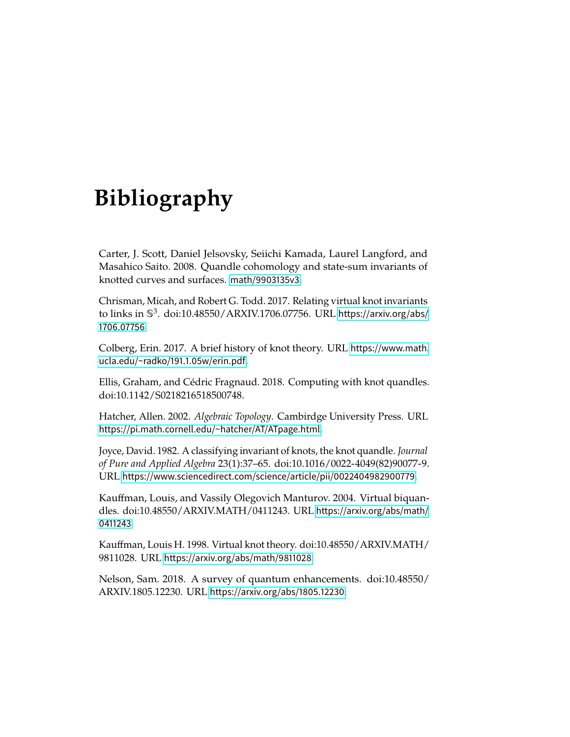# Bibliography

Carter, J. Scott, Daniel Jelsovsky, Seiichi Kamada, Laurel Langford, and Masahico Saito. 2008. Quandle cohomology and state-sum invariants of knotted curves and surfaces. math/9903135v3.

Chrisman, Micah, and Robert G. Todd. 2017. Relating virtual knot invariants to links in $\mathbb{S}^3$. doi:10.48550/ARXIV.1706.07756. URL https://arxiv.org/abs/1706.07756.

Colberg, Erin. 2017. A brief history of knot theory. URL https://www.math.ucla.edu/~radko/191.1.05w/erin.pdf.

Ellis, Graham, and Cédric Fragnaud. 2018. Computing with knot quandles. doi:10.1142/S0218216518500748.

Hatcher, Allen. 2002. *Algebraic Topology*. Cambirdge University Press. URL https://pi.math.cornell.edu/~hatcher/AT/ATpage.html.

Joyce, David. 1982. A classifying invariant of knots, the knot quandle. *Journal of Pure and Applied Algebra* 23(1):37–65. doi:10.1016/0022-4049(82)90077-9. URL https://www.sciencedirect.com/science/article/pii/0022404982900779.

Kauffman, Louis, and Vassily Olegovich Manturov. 2004. Virtual biquandles. doi:10.48550/ARXIV.MATH/0411243. URL https://arxiv.org/abs/math/0411243.

Kauffman, Louis H. 1998. Virtual knot theory. doi:10.48550/ARXIV.MATH/9811028. URL https://arxiv.org/abs/math/9811028.

Nelson, Sam. 2018. A survey of quantum enhancements. doi:10.48550/ARXIV.1805.12230. URL https://arxiv.org/abs/1805.12230.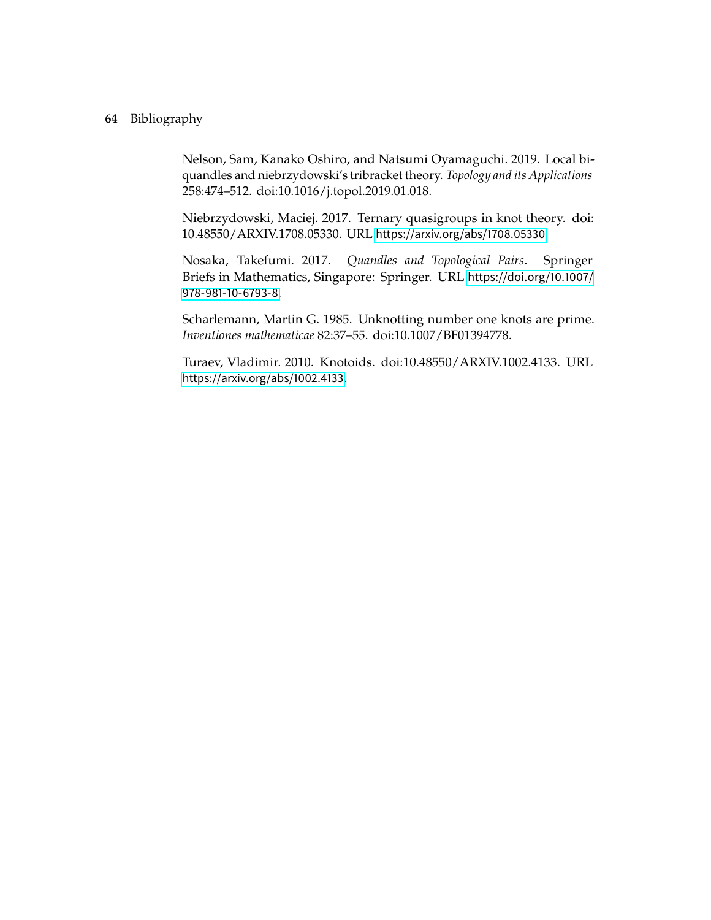Nelson, Sam, Kanako Oshiro, and Natsumi Oyamaguchi. 2019. Local biquandles and niebrzydowski's tribracket theory. *Topology and its Applications* 258:474–512. doi:10.1016/j.topol.2019.01.018.

Niebrzydowski, Maciej. 2017. Ternary quasigroups in knot theory. doi: 10.48550/ARXIV.1708.05330. URL https://arxiv.org/abs/1708.05330.

Nosaka, Takefumi. 2017. *Quandles and Topological Pairs*. Springer Briefs in Mathematics, Singapore: Springer. URL https://doi.org/10.1007/978-981-10-6793-8.

Scharlemann, Martin G. 1985. Unknotting number one knots are prime. *Inventiones mathematicae* 82:37–55. doi:10.1007/BF01394778.

Turaev, Vladimir. 2010. Knotoids. doi:10.48550/ARXIV.1002.4133. URL https://arxiv.org/abs/1002.4133.